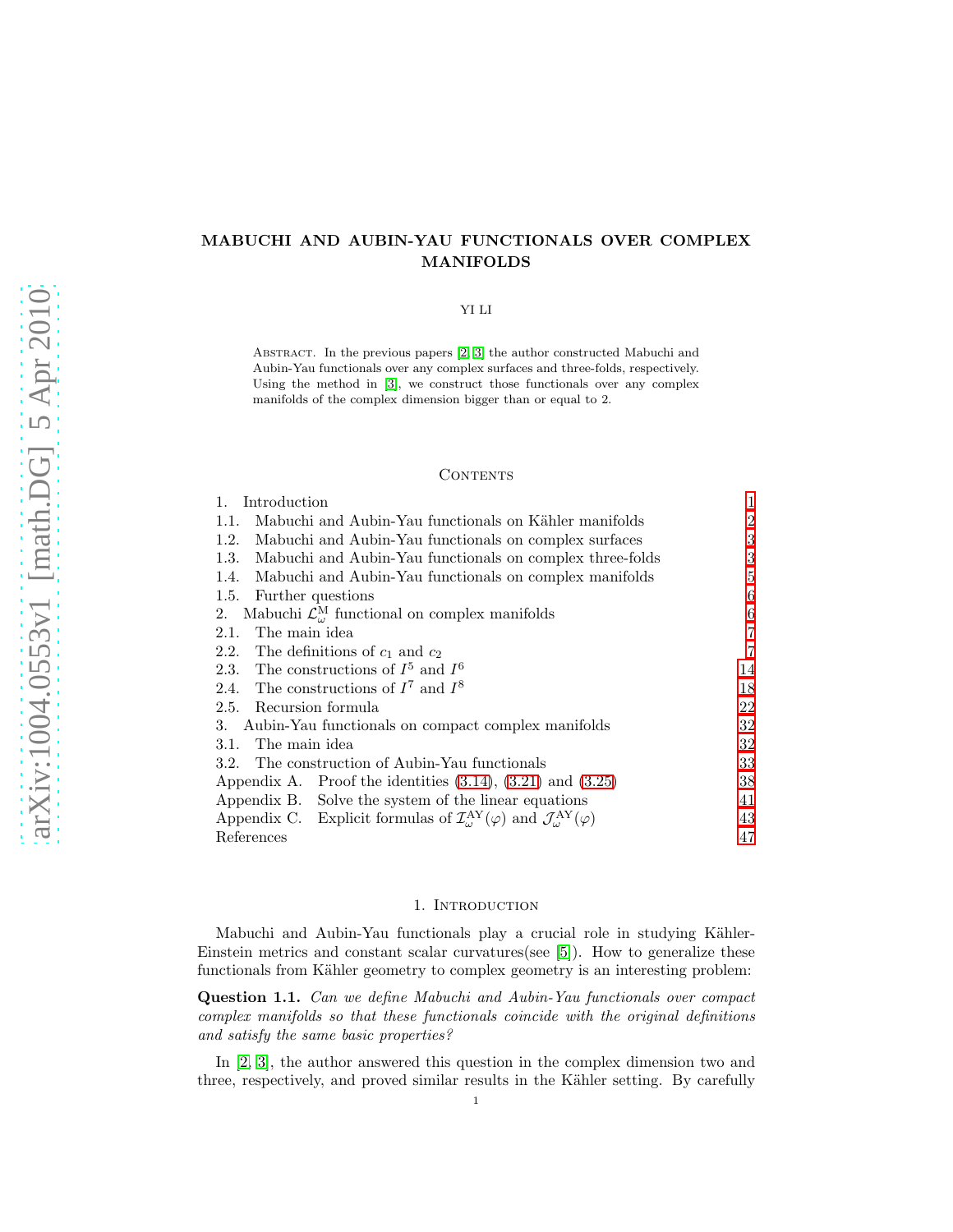# MABUCHI AND AUBIN-YAU FUNCTIONALS OVER COMPLEX MANIFOLDS

YI LI

Abstract. In the previous papers [2, 3] the author constructed Mabuchi and Aubin-Yau functionals over any complex surfaces and three-folds, respectively. Using the method in [3], we construct those functionals over any complex manifolds of the complex dimension bigger than or equal to 2.

## Contents

1. Introduction 1
   - 1.1. Mabuchi and Aubin-Yau functionals on Kähler manifolds 2
   - 1.2. Mabuchi and Aubin-Yau functionals on complex surfaces 3
   - 1.3. Mabuchi and Aubin-Yau functionals on complex three-folds 3
   - 1.4. Mabuchi and Aubin-Yau functionals on complex manifolds 5
   - 1.5. Further questions 6
2. Mabuchi $\mathcal{L}^{\rm M}_{\omega}$ functional on complex manifolds 6
   - 2.1. The main idea 7
   - 2.2. The definitions of $c_1$ and $c_2$ 7
   - 2.3. The constructions of $I^5$ and $I^6$ 14
   - 2.4. The constructions of $I^7$ and $I^8$ 18
   - 2.5. Recursion formula 22
3. Aubin-Yau functionals on compact complex manifolds 32
   - 3.1. The main idea 32
   - 3.2. The construction of Aubin-Yau functionals 33

Appendix A. Proof the identities (3.14), (3.21) and (3.25) 38

Appendix B. Solve the system of the linear equations 41

Appendix C. Explicit formulas of $\mathcal{I}^{\rm AY}_{\omega}(\varphi)$ and $\mathcal{J}^{\rm AY}_{\omega}(\varphi)$ 43

References 47

## 1. Introduction

Mabuchi and Aubin-Yau functionals play a crucial role in studying Kähler-Einstein metrics and constant scalar curvatures(see [5]). How to generalize these functionals from Kähler geometry to complex geometry is an interesting problem:

**Question 1.1.** *Can we define Mabuchi and Aubin-Yau functionals over compact complex manifolds so that these functionals coincide with the original definitions and satisfy the same basic properties?*

In [2, 3], the author answered this question in the complex dimension two and three, respectively, and proved similar results in the Kähler setting. By carefully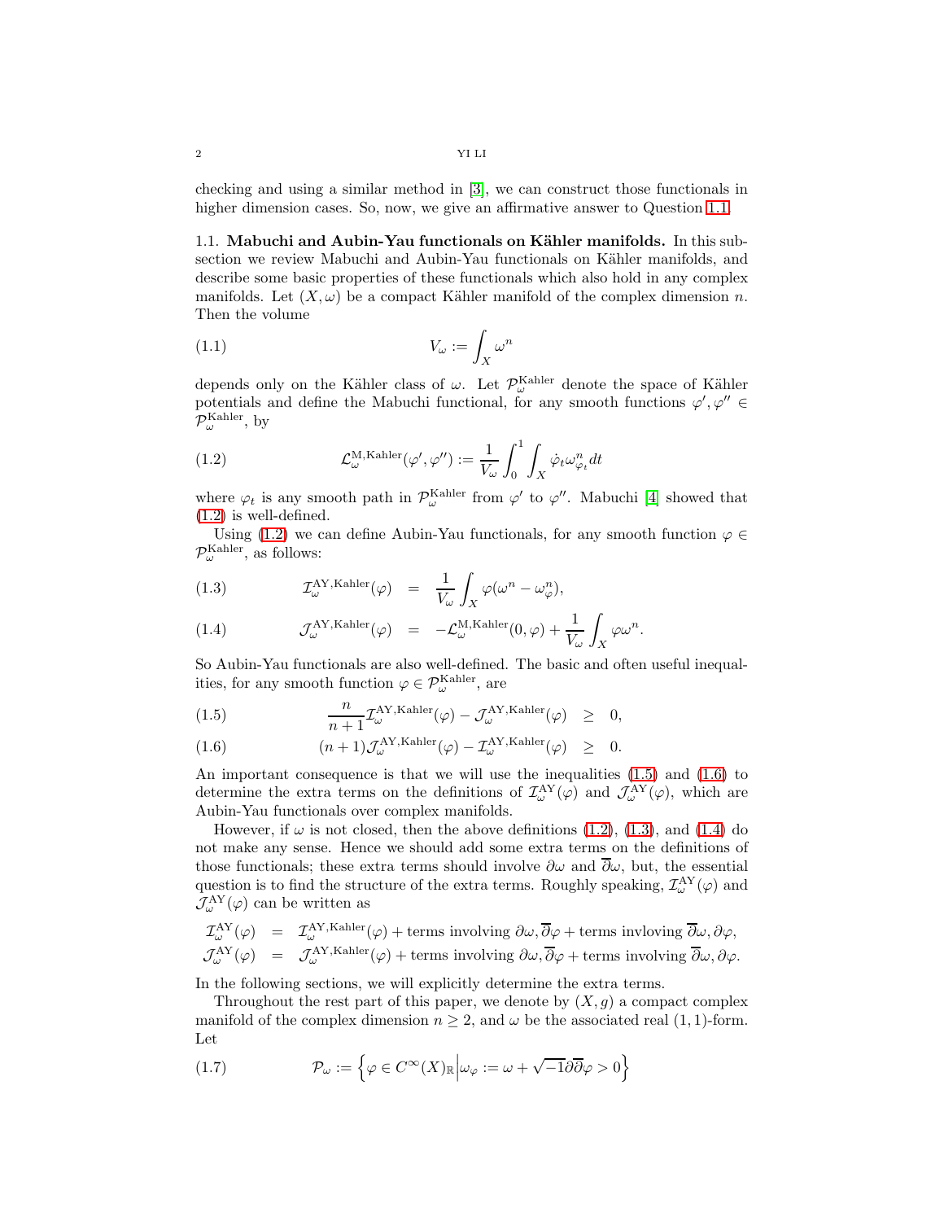checking and using a similar method in [3], we can construct those functionals in higher dimension cases. So, now, we give an affirmative answer to Question 1.1.

### 1.1. Mabuchi and Aubin-Yau functionals on Kähler manifolds.

In this subsection we review Mabuchi and Aubin-Yau functionals on Kähler manifolds, and describe some basic properties of these functionals which also hold in any complex manifolds. Let $(X,\omega)$ be a compact Kähler manifold of the complex dimension $n$. Then the volume

$$V_\omega := \int_X \omega^n \tag{1.1}$$

depends only on the Kähler class of $\omega$. Let $\mathcal{P}_\omega^{\rm Kahler}$ denote the space of Kähler potentials and define the Mabuchi functional, for any smooth functions $\varphi', \varphi'' \in \mathcal{P}_\omega^{\rm Kahler}$, by

$$\mathcal{L}_\omega^{\rm M,Kahler}(\varphi',\varphi'') := \frac{1}{V_\omega}\int_0^1\int_X \dot{\varphi}_t \omega_{\varphi_t}^n dt \tag{1.2}$$

where $\varphi_t$ is any smooth path in $\mathcal{P}_\omega^{\rm Kahler}$ from $\varphi'$ to $\varphi''$. Mabuchi [4] showed that (1.2) is well-defined.

Using (1.2) we can define Aubin-Yau functionals, for any smooth function $\varphi \in \mathcal{P}_\omega^{\rm Kahler}$, as follows:

$$\mathcal{I}_\omega^{\rm AY,Kahler}(\varphi) = \frac{1}{V_\omega}\int_X \varphi(\omega^n - \omega_\varphi^n), \tag{1.3}$$

$$\mathcal{J}_\omega^{\rm AY,Kahler}(\varphi) = -\mathcal{L}_\omega^{\rm M,Kahler}(0,\varphi) + \frac{1}{V_\omega}\int_X \varphi\omega^n. \tag{1.4}$$

So Aubin-Yau functionals are also well-defined. The basic and often useful inequalities, for any smooth function $\varphi \in \mathcal{P}_\omega^{\rm Kahler}$, are

$$\frac{n}{n+1}\mathcal{I}_\omega^{\rm AY,Kahler}(\varphi) - \mathcal{J}_\omega^{\rm AY,Kahler}(\varphi) \geq 0, \tag{1.5}$$

$$(n+1)\mathcal{J}_\omega^{\rm AY,Kahler}(\varphi) - \mathcal{I}_\omega^{\rm AY,Kahler}(\varphi) \geq 0. \tag{1.6}$$

An important consequence is that we will use the inequalities (1.5) and (1.6) to determine the extra terms on the definitions of $\mathcal{I}_\omega^{\rm AY}(\varphi)$ and $\mathcal{J}_\omega^{\rm AY}(\varphi)$, which are Aubin-Yau functionals over complex manifolds.

However, if $\omega$ is not closed, then the above definitions (1.2), (1.3), and (1.4) do not make any sense. Hence we should add some extra terms on the definitions of those functionals; these extra terms should involve $\partial\omega$ and $\overline{\partial}\omega$, but, the essential question is to find the structure of the extra terms. Roughly speaking, $\mathcal{I}_\omega^{\rm AY}(\varphi)$ and $\mathcal{J}_\omega^{\rm AY}(\varphi)$ can be written as

$$\begin{aligned}
\mathcal{I}_\omega^{\rm AY}(\varphi) &= \mathcal{I}_\omega^{\rm AY,Kahler}(\varphi) + \text{terms involving } \partial\omega, \overline{\partial}\varphi + \text{terms invloving } \overline{\partial}\omega, \partial\varphi,\\
\mathcal{J}_\omega^{\rm AY}(\varphi) &= \mathcal{J}_\omega^{\rm AY,Kahler}(\varphi) + \text{terms involving } \partial\omega, \overline{\partial}\varphi + \text{terms involving } \overline{\partial}\omega, \partial\varphi.
\end{aligned}$$

In the following sections, we will explicitly determine the extra terms.

Throughout the rest part of this paper, we denote by $(X,g)$ a compact complex manifold of the complex dimension $n \geq 2$, and $\omega$ be the associated real $(1,1)$-form. Let

$$\mathcal{P}_\omega := \left\{\varphi \in C^\infty(X)_{\mathbb{R}} \Big| \omega_\varphi := \omega + \sqrt{-1}\partial\overline{\partial}\varphi > 0\right\} \tag{1.7}$$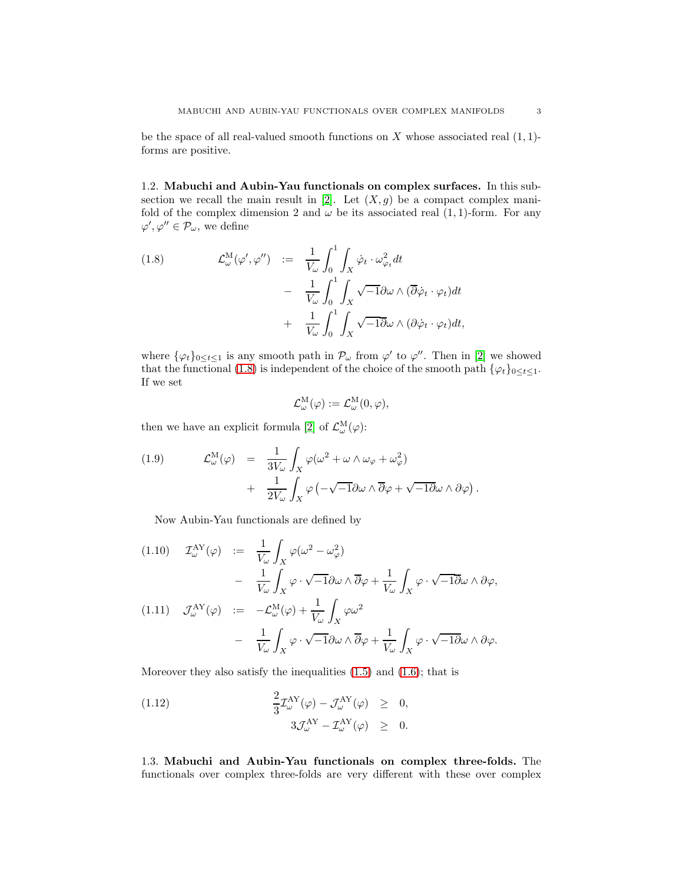be the space of all real-valued smooth functions on $X$ whose associated real $(1,1)$-forms are positive.

### 1.2. Mabuchi and Aubin-Yau functionals on complex surfaces.

In this subsection we recall the main result in [2]. Let $(X, g)$ be a compact complex manifold of the complex dimension 2 and $\omega$ be its associated real $(1,1)$-form. For any $\varphi', \varphi'' \in \mathcal{P}_\omega$, we define

$$
\begin{aligned}
\mathcal{L}^{\mathrm{M}}_\omega(\varphi', \varphi'') \quad := \quad & \frac{1}{V_\omega}\int_0^1 \int_X \dot{\varphi}_t \cdot \omega^2_{\varphi_t} dt \\
- \quad & \frac{1}{V_\omega}\int_0^1 \int_X \sqrt{-1}\partial\omega \wedge (\overline{\partial}\dot{\varphi}_t \cdot \varphi_t) dt \\
+ \quad & \frac{1}{V_\omega}\int_0^1 \int_X \sqrt{-1}\overline{\partial}\omega \wedge (\partial\dot{\varphi}_t \cdot \varphi_t) dt,
\end{aligned} \tag{1.8}
$$

where $\{\varphi_t\}_{0\leq t\leq 1}$ is any smooth path in $\mathcal{P}_\omega$ from $\varphi'$ to $\varphi''$. Then in [2] we showed that the functional (1.8) is independent of the choice of the smooth path $\{\varphi_t\}_{0\leq t\leq 1}$. If we set

$$
\mathcal{L}^{\mathrm{M}}_\omega(\varphi) := \mathcal{L}^{\mathrm{M}}_\omega(0, \varphi),
$$

then we have an explicit formula [2] of $\mathcal{L}^{\mathrm{M}}_\omega(\varphi)$:

$$
\begin{aligned}
\mathcal{L}^{\mathrm{M}}_\omega(\varphi) \quad = \quad & \frac{1}{3V_\omega}\int_X \varphi(\omega^2 + \omega\wedge\omega_\varphi + \omega^2_\varphi) \\
+ \quad & \frac{1}{2V_\omega}\int_X \varphi\left(-\sqrt{-1}\partial\omega\wedge\overline{\partial}\varphi + \sqrt{-1}\overline{\partial}\omega\wedge\partial\varphi\right).
\end{aligned} \tag{1.9}
$$

Now Aubin-Yau functionals are defined by

$$
\begin{aligned}
\mathcal{I}^{\mathrm{AY}}_\omega(\varphi) \quad := \quad & \frac{1}{V_\omega}\int_X \varphi(\omega^2 - \omega^2_\varphi) \\
- \quad & \frac{1}{V_\omega}\int_X \varphi\cdot\sqrt{-1}\partial\omega\wedge\overline{\partial}\varphi + \frac{1}{V_\omega}\int_X \varphi\cdot\sqrt{-1}\overline{\partial}\omega\wedge\partial\varphi,
\end{aligned} \tag{1.10}
$$

$$
\begin{aligned}
\mathcal{J}^{\mathrm{AY}}_\omega(\varphi) \quad := \quad & -\mathcal{L}^{\mathrm{M}}_\omega(\varphi) + \frac{1}{V_\omega}\int_X \varphi\omega^2 \\
- \quad & \frac{1}{V_\omega}\int_X \varphi\cdot\sqrt{-1}\partial\omega\wedge\overline{\partial}\varphi + \frac{1}{V_\omega}\int_X \varphi\cdot\sqrt{-1}\overline{\partial}\omega\wedge\partial\varphi.
\end{aligned} \tag{1.11}
$$

Moreover they also satisfy the inequalities (1.5) and (1.6); that is

$$
\begin{aligned}
\frac{2}{3}\mathcal{I}^{\mathrm{AY}}_\omega(\varphi) - \mathcal{J}^{\mathrm{AY}}_\omega(\varphi) \quad & \geq \quad 0, \\
3\mathcal{J}^{\mathrm{AY}}_\omega - \mathcal{I}^{\mathrm{AY}}_\omega(\varphi) \quad & \geq \quad 0.
\end{aligned} \tag{1.12}
$$

### 1.3. Mabuchi and Aubin-Yau functionals on complex three-folds.

The functionals over complex three-folds are very different with these over complex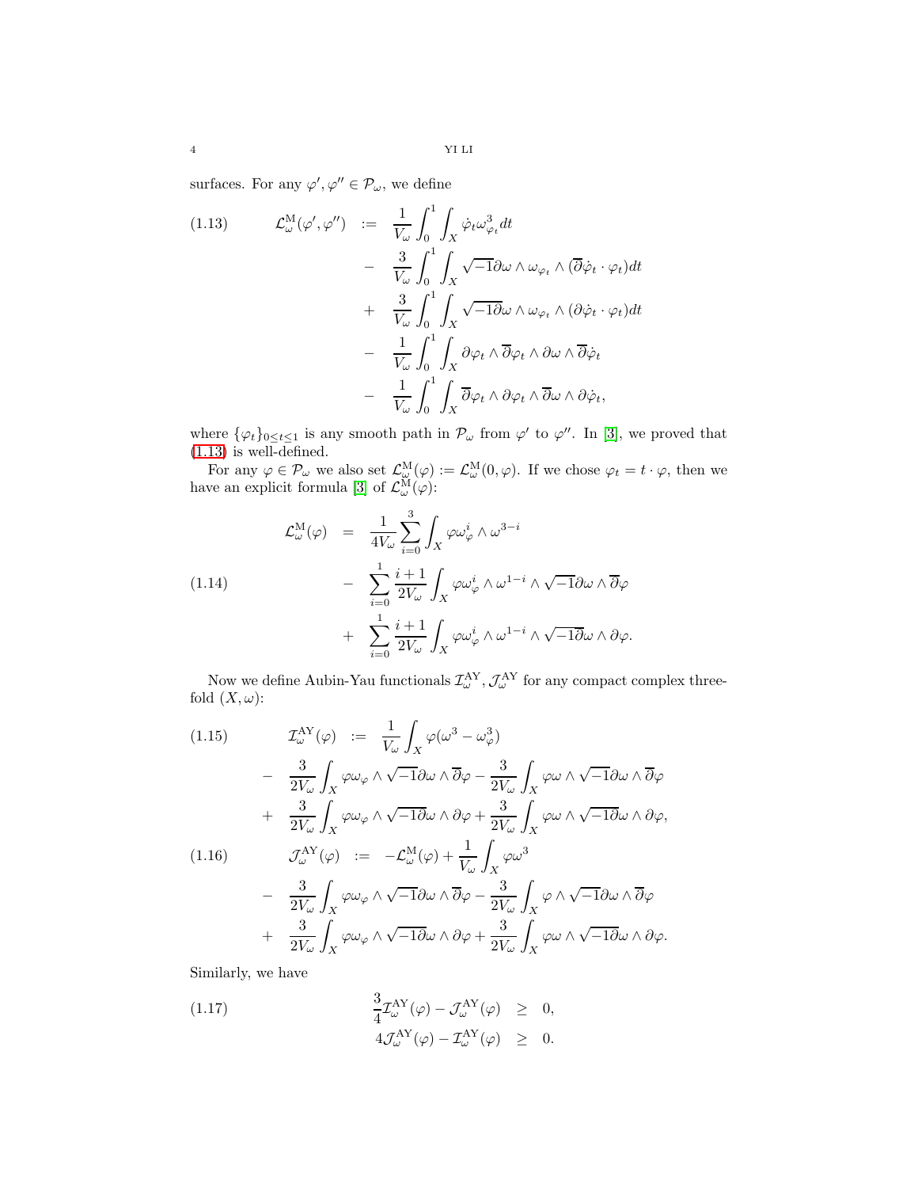surfaces. For any $\varphi', \varphi'' \in \mathcal{P}_\omega$, we define

$$
\begin{aligned}
\mathcal{L}^{\mathrm{M}}_{\omega}(\varphi',\varphi'') &:= \frac{1}{V_\omega}\int_0^1\int_X \dot{\varphi}_t\omega^3_{\varphi_t}dt \\
&- \frac{3}{V_\omega}\int_0^1\int_X \sqrt{-1}\partial\omega\wedge\omega_{\varphi_t}\wedge(\overline{\partial}\dot{\varphi}_t\cdot\varphi_t)dt \\
&+ \frac{3}{V_\omega}\int_0^1\int_X \sqrt{-1}\overline{\partial}\omega\wedge\omega_{\varphi_t}\wedge(\partial\dot{\varphi}_t\cdot\varphi_t)dt \\
&- \frac{1}{V_\omega}\int_0^1\int_X \partial\varphi_t\wedge\overline{\partial}\varphi_t\wedge\partial\omega\wedge\overline{\partial}\dot{\varphi}_t \\
&- \frac{1}{V_\omega}\int_0^1\int_X \overline{\partial}\varphi_t\wedge\partial\varphi_t\wedge\overline{\partial}\omega\wedge\partial\dot{\varphi}_t,
\end{aligned}
\tag{1.13}
$$

where $\{\varphi_t\}_{0\leq t\leq 1}$ is any smooth path in $\mathcal{P}_\omega$ from $\varphi'$ to $\varphi''$. In [3], we proved that (1.13) is well-defined.

For any $\varphi \in \mathcal{P}_\omega$ we also set $\mathcal{L}^{\mathrm{M}}_{\omega}(\varphi) := \mathcal{L}^{\mathrm{M}}_{\omega}(0,\varphi)$. If we chose $\varphi_t = t\cdot\varphi$, then we have an explicit formula [3] of $\mathcal{L}^{\mathrm{M}}_{\omega}(\varphi)$:

$$
\begin{aligned}
\mathcal{L}^{\mathrm{M}}_{\omega}(\varphi) &= \frac{1}{4V_\omega}\sum_{i=0}^{3}\int_X \varphi\omega^i_\varphi\wedge\omega^{3-i} \\
&- \sum_{i=0}^{1}\frac{i+1}{2V_\omega}\int_X \varphi\omega^i_\varphi\wedge\omega^{1-i}\wedge\sqrt{-1}\partial\omega\wedge\overline{\partial}\varphi \\
&+ \sum_{i=0}^{1}\frac{i+1}{2V_\omega}\int_X \varphi\omega^i_\varphi\wedge\omega^{1-i}\wedge\sqrt{-1}\overline{\partial}\omega\wedge\partial\varphi.
\end{aligned}
\tag{1.14}
$$

Now we define Aubin-Yau functionals $\mathcal{I}^{\mathrm{AY}}_{\omega}, \mathcal{J}^{\mathrm{AY}}_{\omega}$ for any compact complex three-fold $(X,\omega)$:

$$
\begin{aligned}
\mathcal{I}^{\mathrm{AY}}_{\omega}(\varphi) &:= \frac{1}{V_\omega}\int_X \varphi(\omega^3-\omega^3_\varphi) \\
&- \frac{3}{2V_\omega}\int_X \varphi\omega_\varphi\wedge\sqrt{-1}\partial\omega\wedge\overline{\partial}\varphi - \frac{3}{2V_\omega}\int_X \varphi\omega\wedge\sqrt{-1}\partial\omega\wedge\overline{\partial}\varphi \\
&+ \frac{3}{2V_\omega}\int_X \varphi\omega_\varphi\wedge\sqrt{-1}\overline{\partial}\omega\wedge\partial\varphi + \frac{3}{2V_\omega}\int_X \varphi\omega\wedge\sqrt{-1}\overline{\partial}\omega\wedge\partial\varphi,
\end{aligned}
\tag{1.15}
$$

$$
\begin{aligned}
\mathcal{J}^{\mathrm{AY}}_{\omega}(\varphi) &:= -\mathcal{L}^{\mathrm{M}}_{\omega}(\varphi) + \frac{1}{V_\omega}\int_X \varphi\omega^3 \\
&- \frac{3}{2V_\omega}\int_X \varphi\omega_\varphi\wedge\sqrt{-1}\partial\omega\wedge\overline{\partial}\varphi - \frac{3}{2V_\omega}\int_X \varphi\wedge\sqrt{-1}\partial\omega\wedge\overline{\partial}\varphi \\
&+ \frac{3}{2V_\omega}\int_X \varphi\omega_\varphi\wedge\sqrt{-1}\overline{\partial}\omega\wedge\partial\varphi + \frac{3}{2V_\omega}\int_X \varphi\omega\wedge\sqrt{-1}\overline{\partial}\omega\wedge\partial\varphi.
\end{aligned}
\tag{1.16}
$$

Similarly, we have

$$
\begin{aligned}
\frac{3}{4}\mathcal{I}^{\mathrm{AY}}_{\omega}(\varphi) - \mathcal{J}^{\mathrm{AY}}_{\omega}(\varphi) &\geq 0, \\
4\mathcal{J}^{\mathrm{AY}}_{\omega}(\varphi) - \mathcal{I}^{\mathrm{AY}}_{\omega}(\varphi) &\geq 0.
\end{aligned}
\tag{1.17}
$$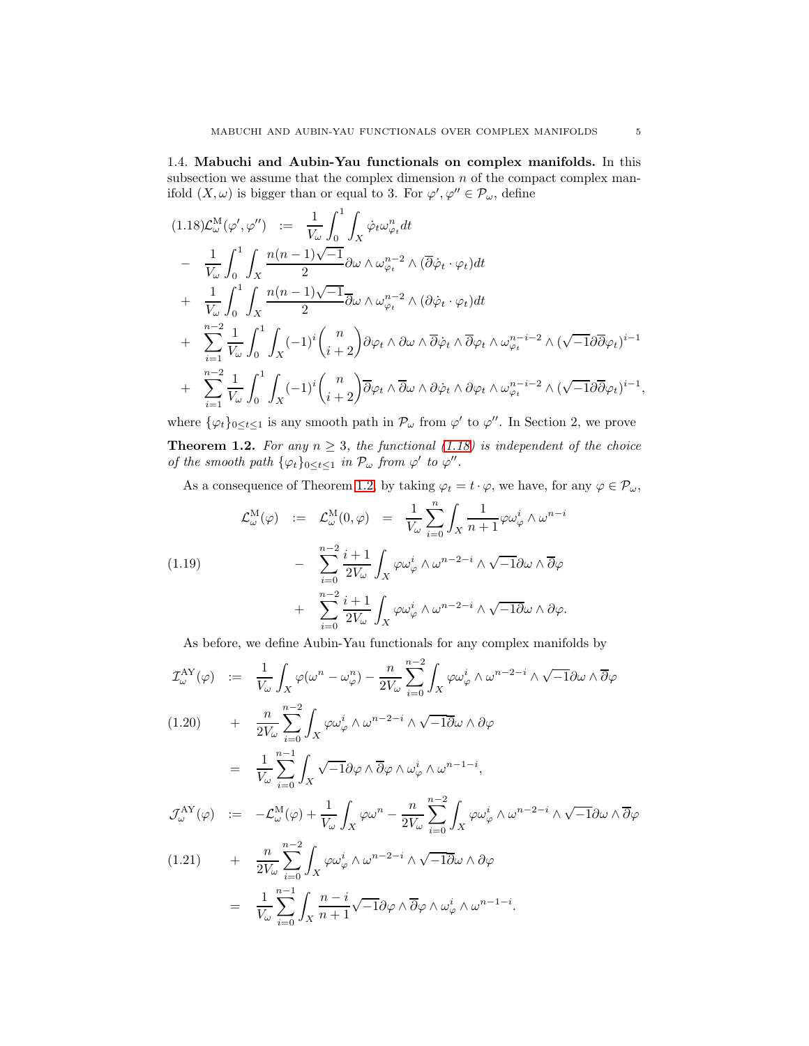### 1.4. Mabuchi and Aubin-Yau functionals on complex manifolds.

In this subsection we assume that the complex dimension $n$ of the compact complex manifold $(X, \omega)$ is bigger than or equal to 3. For $\varphi', \varphi'' \in \mathcal{P}_\omega$, define

$$
\begin{aligned}
(1.18)\mathcal{L}^{\mathrm{M}}_\omega(\varphi', \varphi'') \quad &:= \quad \frac{1}{V_\omega}\int_0^1 \int_X \dot{\varphi}_t \omega^n_{\varphi_t} dt \\
&- \quad \frac{1}{V_\omega}\int_0^1 \int_X \frac{n(n-1)\sqrt{-1}}{2} \partial\omega \wedge \omega^{n-2}_{\varphi_t} \wedge (\overline{\partial}\dot{\varphi}_t \cdot \varphi_t) dt \\
&+ \quad \frac{1}{V_\omega}\int_0^1 \int_X \frac{n(n-1)\sqrt{-1}}{2} \overline{\partial}\omega \wedge \omega^{n-2}_{\varphi_t} \wedge (\partial\dot{\varphi}_t \cdot \varphi_t) dt \\
&+ \quad \sum_{i=1}^{n-2} \frac{1}{V_\omega}\int_0^1 \int_X (-1)^i \binom{n}{i+2} \partial\varphi_t \wedge \partial\omega \wedge \overline{\partial}\dot{\varphi}_t \wedge \overline{\partial}\varphi_t \wedge \omega^{n-i-2}_{\varphi_t} \wedge (\sqrt{-1}\partial\overline{\partial}\varphi_t)^{i-1} \\
&+ \quad \sum_{i=1}^{n-2} \frac{1}{V_\omega}\int_0^1 \int_X (-1)^i \binom{n}{i+2} \overline{\partial}\varphi_t \wedge \overline{\partial}\omega \wedge \partial\dot{\varphi}_t \wedge \partial\varphi_t \wedge \omega^{n-i-2}_{\varphi_t} \wedge (\sqrt{-1}\partial\overline{\partial}\varphi_t)^{i-1},
\end{aligned}
$$

where $\{\varphi_t\}_{0\le t\le 1}$ is any smooth path in $\mathcal{P}_\omega$ from $\varphi'$ to $\varphi''$. In Section 2, we prove

**Theorem 1.2.** *For any $n \geq 3$, the functional (1.18) is independent of the choice of the smooth path $\{\varphi_t\}_{0\le t\le 1}$ in $\mathcal{P}_\omega$ from $\varphi'$ to $\varphi''$.*

As a consequence of Theorem 1.2, by taking $\varphi_t = t\cdot\varphi$, we have, for any $\varphi \in \mathcal{P}_\omega$,

$$
\begin{aligned}
\mathcal{L}^{\mathrm{M}}_\omega(\varphi) \quad := \quad \mathcal{L}^{\mathrm{M}}_\omega(0, \varphi) \quad &= \quad \frac{1}{V_\omega}\sum_{i=0}^{n} \int_X \frac{1}{n+1}\varphi\omega^i_\varphi \wedge \omega^{n-i} \\
(1.19) \qquad &- \quad \sum_{i=0}^{n-2} \frac{i+1}{2V_\omega}\int_X \varphi\omega^i_\varphi \wedge \omega^{n-2-i} \wedge \sqrt{-1}\partial\omega \wedge \overline{\partial}\varphi \\
&+ \quad \sum_{i=0}^{n-2} \frac{i+1}{2V_\omega}\int_X \varphi\omega^i_\varphi \wedge \omega^{n-2-i} \wedge \sqrt{-1}\overline{\partial}\omega \wedge \partial\varphi.
\end{aligned}
$$

As before, we define Aubin-Yau functionals for any complex manifolds by

$$
\begin{aligned}
\mathcal{I}^{\mathrm{AY}}_\omega(\varphi) \quad &:= \quad \frac{1}{V_\omega}\int_X \varphi(\omega^n - \omega^n_\varphi) - \frac{n}{2V_\omega}\sum_{i=0}^{n-2}\int_X \varphi\omega^i_\varphi \wedge \omega^{n-2-i} \wedge \sqrt{-1}\partial\omega \wedge \overline{\partial}\varphi \\
(1.20) \qquad &+ \quad \frac{n}{2V_\omega}\sum_{i=0}^{n-2}\int_X \varphi\omega^i_\varphi \wedge \omega^{n-2-i} \wedge \sqrt{-1}\overline{\partial}\omega \wedge \partial\varphi \\
&= \quad \frac{1}{V_\omega}\sum_{i=0}^{n-1}\int_X \sqrt{-1}\partial\varphi \wedge \overline{\partial}\varphi \wedge \omega^i_\varphi \wedge \omega^{n-1-i},
\end{aligned}
$$

$$
\begin{aligned}
\mathcal{J}^{\mathrm{AY}}_\omega(\varphi) \quad &:= \quad -\mathcal{L}^{\mathrm{M}}_\omega(\varphi) + \frac{1}{V_\omega}\int_X \varphi\omega^n - \frac{n}{2V_\omega}\sum_{i=0}^{n-2}\int_X \varphi\omega^i_\varphi \wedge \omega^{n-2-i} \wedge \sqrt{-1}\partial\omega \wedge \overline{\partial}\varphi \\
(1.21) \qquad &+ \quad \frac{n}{2V_\omega}\sum_{i=0}^{n-2}\int_X \varphi\omega^i_\varphi \wedge \omega^{n-2-i} \wedge \sqrt{-1}\overline{\partial}\omega \wedge \partial\varphi \\
&= \quad \frac{1}{V_\omega}\sum_{i=0}^{n-1}\int_X \frac{n-i}{n+1}\sqrt{-1}\partial\varphi \wedge \overline{\partial}\varphi \wedge \omega^i_\varphi \wedge \omega^{n-1-i}.
\end{aligned}
$$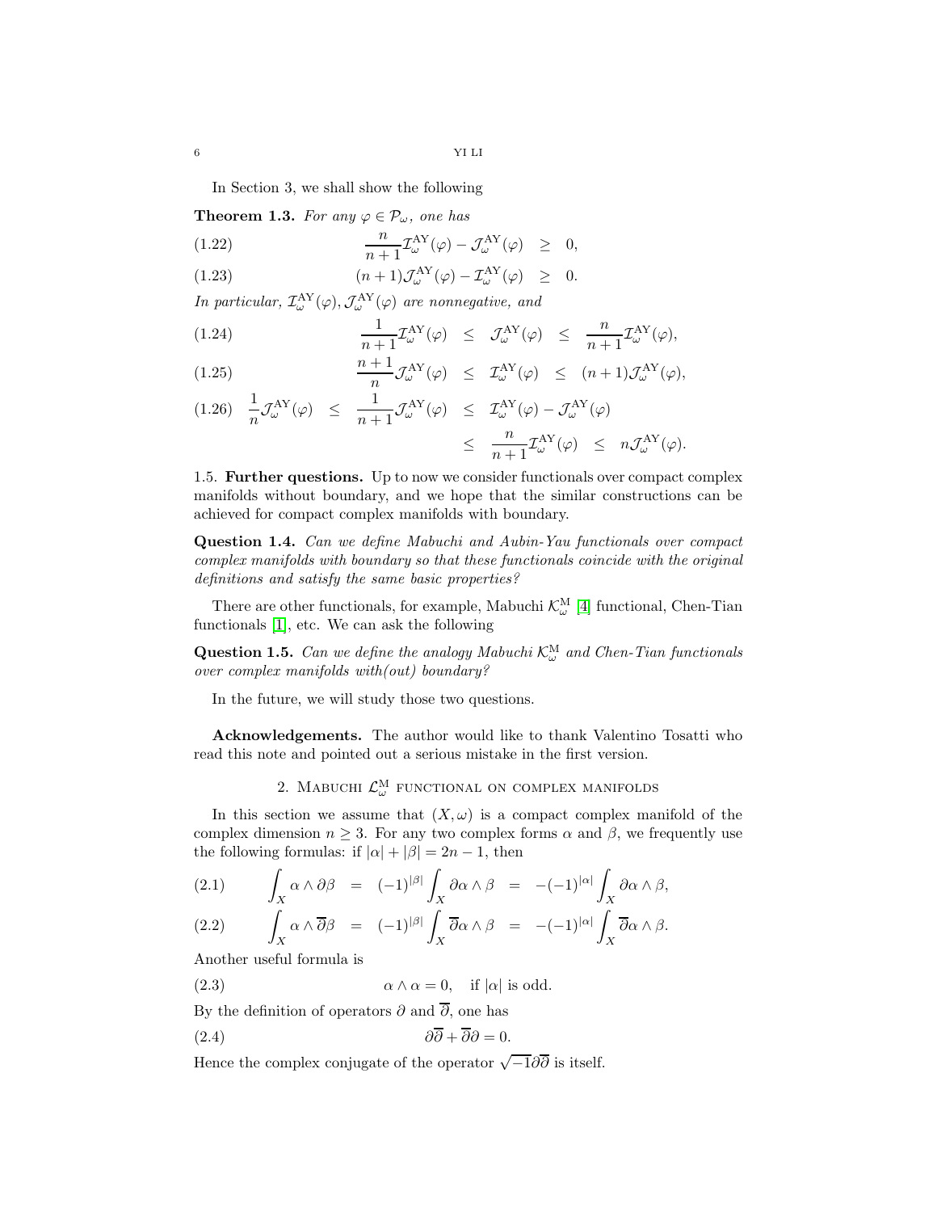In Section 3, we shall show the following

**Theorem 1.3.** *For any $\varphi \in \mathcal{P}_\omega$, one has*

$$\frac{n}{n+1}\mathcal{I}^{\mathrm{AY}}_\omega(\varphi) - \mathcal{J}^{\mathrm{AY}}_\omega(\varphi) \geq 0, \tag{1.22}$$

$$(n+1)\mathcal{J}^{\mathrm{AY}}_\omega(\varphi) - \mathcal{I}^{\mathrm{AY}}_\omega(\varphi) \geq 0. \tag{1.23}$$

*In particular, $\mathcal{I}^{\mathrm{AY}}_\omega(\varphi), \mathcal{J}^{\mathrm{AY}}_\omega(\varphi)$ are nonnegative, and*

$$\frac{1}{n+1}\mathcal{I}^{\mathrm{AY}}_\omega(\varphi) \leq \mathcal{J}^{\mathrm{AY}}_\omega(\varphi) \leq \frac{n}{n+1}\mathcal{I}^{\mathrm{AY}}_\omega(\varphi), \tag{1.24}$$

$$\frac{n+1}{n}\mathcal{J}^{\mathrm{AY}}_\omega(\varphi) \leq \mathcal{I}^{\mathrm{AY}}_\omega(\varphi) \leq (n+1)\mathcal{J}^{\mathrm{AY}}_\omega(\varphi), \tag{1.25}$$

$$\begin{aligned} \frac{1}{n}\mathcal{J}^{\mathrm{AY}}_\omega(\varphi) &\leq \frac{1}{n+1}\mathcal{J}^{\mathrm{AY}}_\omega(\varphi) \leq \mathcal{I}^{\mathrm{AY}}_\omega(\varphi) - \mathcal{J}^{\mathrm{AY}}_\omega(\varphi) \\ &\leq \frac{n}{n+1}\mathcal{I}^{\mathrm{AY}}_\omega(\varphi) \leq n\mathcal{J}^{\mathrm{AY}}_\omega(\varphi). \end{aligned} \tag{1.26}$$

1.5. **Further questions.** Up to now we consider functionals over compact complex manifolds without boundary, and we hope that the similar constructions can be achieved for compact complex manifolds with boundary.

**Question 1.4.** *Can we define Mabuchi and Aubin-Yau functionals over compact complex manifolds with boundary so that these functionals coincide with the original definitions and satisfy the same basic properties?*

There are other functionals, for example, Mabuchi $\mathcal{K}^{\mathrm{M}}_\omega$ [4] functional, Chen-Tian functionals [1], etc. We can ask the following

**Question 1.5.** *Can we define the analogy Mabuchi $\mathcal{K}^{\mathrm{M}}_\omega$ and Chen-Tian functionals over complex manifolds with(out) boundary?*

In the future, we will study those two questions.

**Acknowledgements.** The author would like to thank Valentino Tosatti who read this note and pointed out a serious mistake in the first version.

## 2. Mabuchi $\mathcal{L}^{\mathrm{M}}_\omega$ functional on complex manifolds

In this section we assume that $(X, \omega)$ is a compact complex manifold of the complex dimension $n \geq 3$. For any two complex forms $\alpha$ and $\beta$, we frequently use the following formulas: if $|\alpha| + |\beta| = 2n - 1$, then

$$\int_X \alpha \wedge \partial\beta = (-1)^{|\beta|}\int_X \partial\alpha \wedge \beta = -(-1)^{|\alpha|}\int_X \partial\alpha \wedge \beta, \tag{2.1}$$

$$\int_X \alpha \wedge \overline{\partial}\beta = (-1)^{|\beta|}\int_X \overline{\partial}\alpha \wedge \beta = -(-1)^{|\alpha|}\int_X \overline{\partial}\alpha \wedge \beta. \tag{2.2}$$

Another useful formula is

$$\alpha \wedge \alpha = 0, \quad \text{if } |\alpha| \text{ is odd}. \tag{2.3}$$

By the definition of operators $\partial$ and $\overline{\partial}$, one has

$$\partial\overline{\partial} + \overline{\partial}\partial = 0. \tag{2.4}$$

Hence the complex conjugate of the operator $\sqrt{-1}\partial\overline{\partial}$ is itself.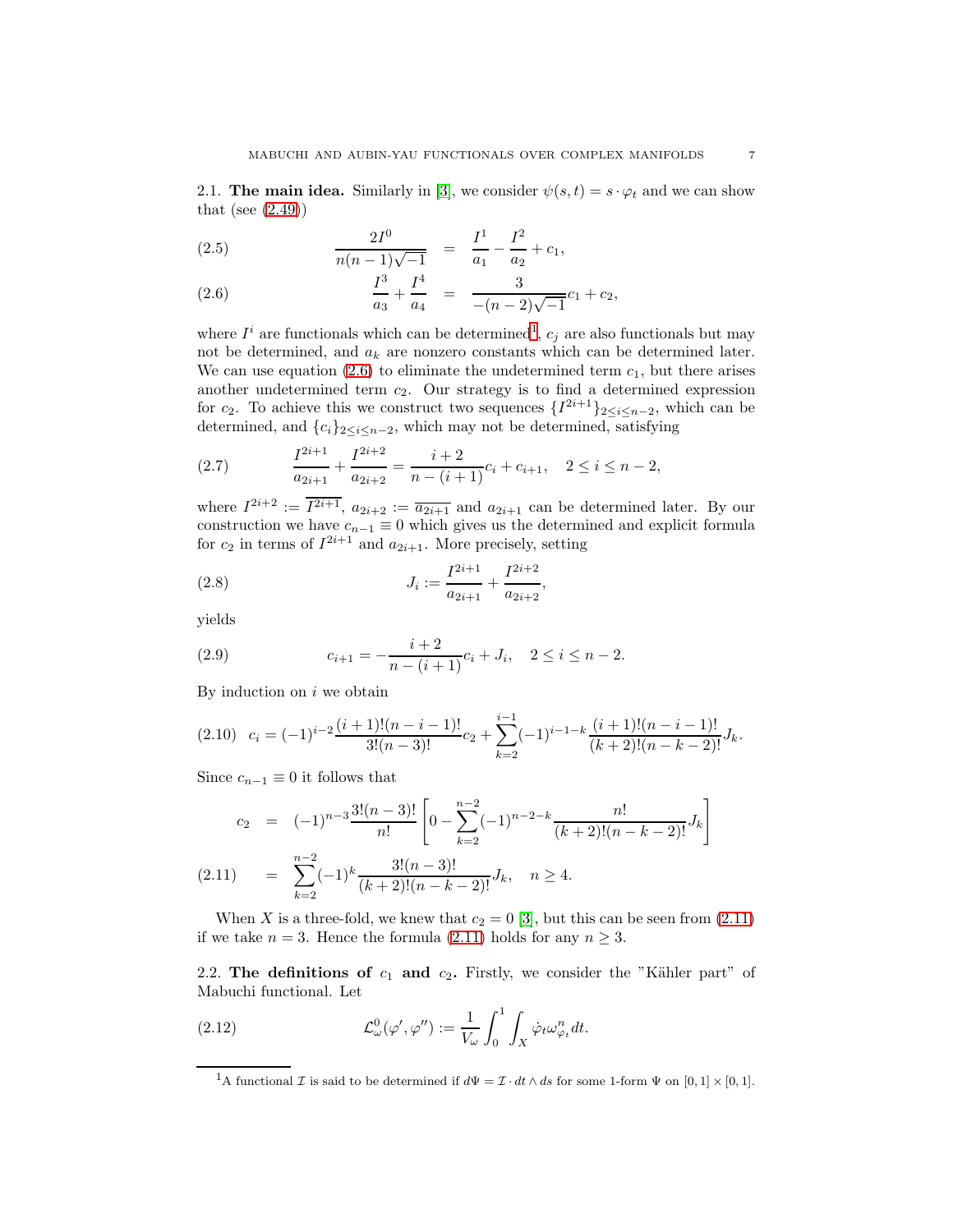2.1. **The main idea.** Similarly in [3], we consider $\psi(s,t) = s \cdot \varphi_t$ and we can show that (see (2.49))

$$\frac{2I^0}{n(n-1)\sqrt{-1}} = \frac{I^1}{a_1} - \frac{I^2}{a_2} + c_1, \tag{2.5}$$

$$\frac{I^3}{a_3} + \frac{I^4}{a_4} = \frac{3}{-(n-2)\sqrt{-1}} c_1 + c_2, \tag{2.6}$$

where $I^i$ are functionals which can be determined[1], $c_j$ are also functionals but may not be determined, and $a_k$ are nonzero constants which can be determined later. We can use equation (2.6) to eliminate the undetermined term $c_1$, but there arises another undetermined term $c_2$. Our strategy is to find a determined expression for $c_2$. To achieve this we construct two sequences $\{I^{2i+1}\}_{2\leq i\leq n-2}$, which can be determined, and $\{c_i\}_{2\leq i\leq n-2}$, which may not be determined, satisfying

$$\frac{I^{2i+1}}{a_{2i+1}} + \frac{I^{2i+2}}{a_{2i+2}} = \frac{i+2}{n-(i+1)} c_i + c_{i+1}, \quad 2 \leq i \leq n-2, \tag{2.7}$$

where $I^{2i+2} := \overline{I^{2i+1}}$, $a_{2i+2} := \overline{a_{2i+1}}$ and $a_{2i+1}$ can be determined later. By our construction we have $c_{n-1} \equiv 0$ which gives us the determined and explicit formula for $c_2$ in terms of $I^{2i+1}$ and $a_{2i+1}$. More precisely, setting

$$J_i := \frac{I^{2i+1}}{a_{2i+1}} + \frac{I^{2i+2}}{a_{2i+2}}, \tag{2.8}$$

yields

$$c_{i+1} = -\frac{i+2}{n-(i+1)} c_i + J_i, \quad 2 \leq i \leq n-2. \tag{2.9}$$

By induction on $i$ we obtain

$$c_i = (-1)^{i-2} \frac{(i+1)!(n-i-1)!}{3!(n-3)!} c_2 + \sum_{k=2}^{i-1} (-1)^{i-1-k} \frac{(i+1)!(n-i-1)!}{(k+2)!(n-k-2)!} J_k. \tag{2.10}$$

Since $c_{n-1} \equiv 0$ it follows that

$$\begin{aligned} c_2 &= (-1)^{n-3} \frac{3!(n-3)!}{n!} \left[ 0 - \sum_{k=2}^{n-2} (-1)^{n-2-k} \frac{n!}{(k+2)!(n-k-2)!} J_k \right] \\ &= \sum_{k=2}^{n-2} (-1)^k \frac{3!(n-3)!}{(k+2)!(n-k-2)!} J_k, \quad n \geq 4. \end{aligned} \tag{2.11}$$

When $X$ is a three-fold, we knew that $c_2 = 0$ [3], but this can be seen from (2.11) if we take $n = 3$. Hence the formula (2.11) holds for any $n \geq 3$.

2.2. **The definitions of $c_1$ and $c_2$.** Firstly, we consider the "Kähler part" of Mabuchi functional. Let

$$\mathcal{L}^0_\omega(\varphi', \varphi'') := \frac{1}{V_\omega} \int_0^1 \int_X \dot{\varphi}_t \omega^n_{\varphi_t} dt. \tag{2.12}$$

[1] A functional $\mathcal{I}$ is said to be determined if $d\Psi = \mathcal{I} \cdot dt \wedge ds$ for some 1-form $\Psi$ on $[0,1] \times [0,1]$.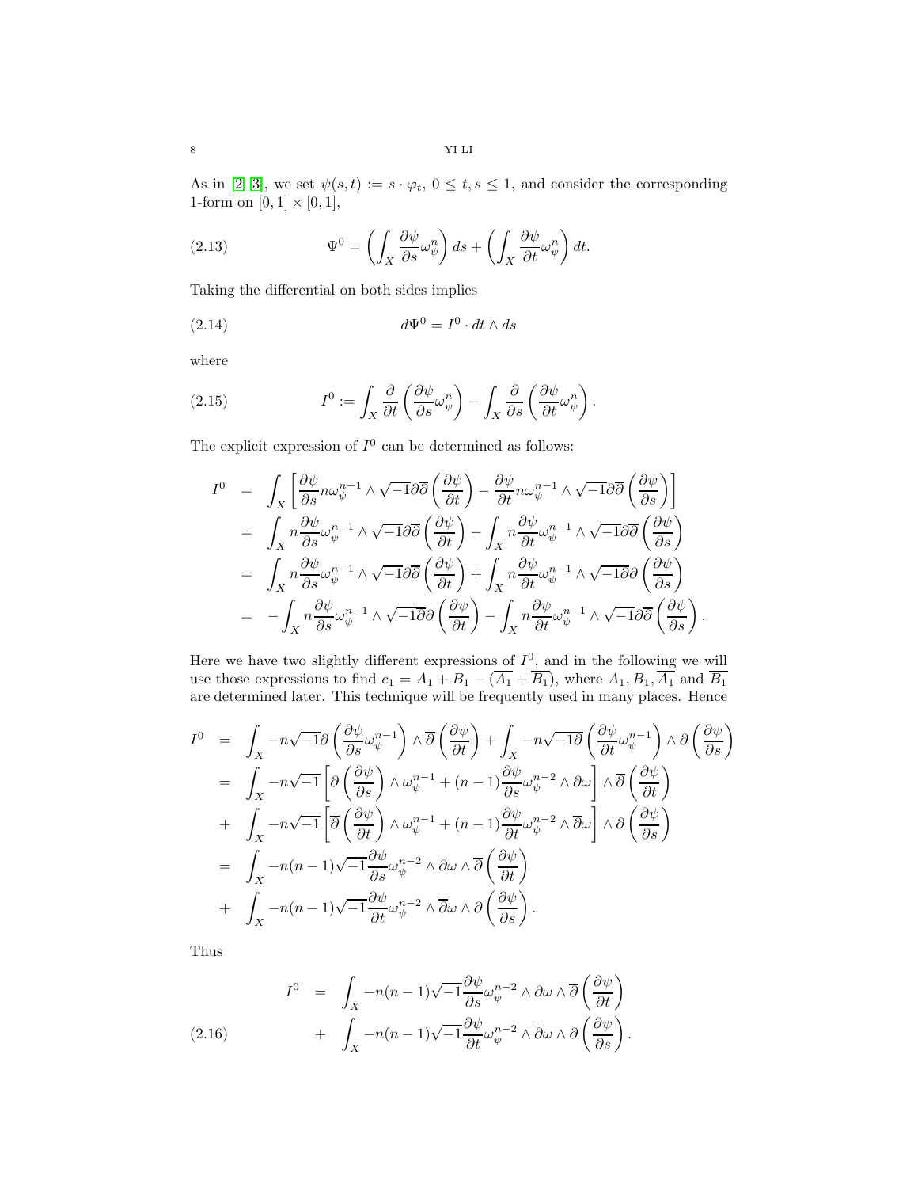As in [2, 3], we set $\psi(s,t) := s\cdot\varphi_t$, $0\leq t,s\leq 1$, and consider the corresponding 1-form on $[0,1]\times[0,1]$,

$$\Psi^0 = \left(\int_X \frac{\partial \psi}{\partial s}\omega_\psi^n\right)ds + \left(\int_X \frac{\partial \psi}{\partial t}\omega_\psi^n\right)dt. \tag{2.13}$$

Taking the differential on both sides implies

$$d\Psi^0 = I^0\cdot dt\wedge ds \tag{2.14}$$

where

$$I^0 := \int_X \frac{\partial}{\partial t}\left(\frac{\partial \psi}{\partial s}\omega_\psi^n\right) - \int_X \frac{\partial}{\partial s}\left(\frac{\partial \psi}{\partial t}\omega_\psi^n\right). \tag{2.15}$$

The explicit expression of $I^0$ can be determined as follows:

$$\begin{aligned}
I^0 &= \int_X\left[\frac{\partial\psi}{\partial s}n\omega_\psi^{n-1}\wedge\sqrt{-1}\partial\overline{\partial}\left(\frac{\partial\psi}{\partial t}\right) - \frac{\partial\psi}{\partial t}n\omega_\psi^{n-1}\wedge\sqrt{-1}\partial\overline{\partial}\left(\frac{\partial\psi}{\partial s}\right)\right]\\
&= \int_X n\frac{\partial\psi}{\partial s}\omega_\psi^{n-1}\wedge\sqrt{-1}\partial\overline{\partial}\left(\frac{\partial\psi}{\partial t}\right) - \int_X n\frac{\partial\psi}{\partial t}\omega_\psi^{n-1}\wedge\sqrt{-1}\partial\overline{\partial}\left(\frac{\partial\psi}{\partial s}\right)\\
&= \int_X n\frac{\partial\psi}{\partial s}\omega_\psi^{n-1}\wedge\sqrt{-1}\partial\overline{\partial}\left(\frac{\partial\psi}{\partial t}\right) + \int_X n\frac{\partial\psi}{\partial t}\omega_\psi^{n-1}\wedge\sqrt{-1}\overline{\partial}\partial\left(\frac{\partial\psi}{\partial s}\right)\\
&= -\int_X n\frac{\partial\psi}{\partial s}\omega_\psi^{n-1}\wedge\sqrt{-1}\overline{\partial}\partial\left(\frac{\partial\psi}{\partial t}\right) - \int_X n\frac{\partial\psi}{\partial t}\omega_\psi^{n-1}\wedge\sqrt{-1}\partial\overline{\partial}\left(\frac{\partial\psi}{\partial s}\right).
\end{aligned}$$

Here we have two slightly different expressions of $I^0$, and in the following we will use those expressions to find $c_1 = A_1 + B_1 - (\overline{A_1}+\overline{B_1})$, where $A_1, B_1, \overline{A_1}$ and $\overline{B_1}$ are determined later. This technique will be frequently used in many places. Hence

$$\begin{aligned}
I^0 &= \int_X -n\sqrt{-1}\partial\left(\frac{\partial\psi}{\partial s}\omega_\psi^{n-1}\right)\wedge\overline{\partial}\left(\frac{\partial\psi}{\partial t}\right) + \int_X -n\sqrt{-1}\overline{\partial}\left(\frac{\partial\psi}{\partial t}\omega_\psi^{n-1}\right)\wedge\partial\left(\frac{\partial\psi}{\partial s}\right)\\
&= \int_X -n\sqrt{-1}\left[\partial\left(\frac{\partial\psi}{\partial s}\right)\wedge\omega_\psi^{n-1} + (n-1)\frac{\partial\psi}{\partial s}\omega_\psi^{n-2}\wedge\partial\omega\right]\wedge\overline{\partial}\left(\frac{\partial\psi}{\partial t}\right)\\
&+ \int_X -n\sqrt{-1}\left[\overline{\partial}\left(\frac{\partial\psi}{\partial t}\right)\wedge\omega_\psi^{n-1} + (n-1)\frac{\partial\psi}{\partial t}\omega_\psi^{n-2}\wedge\overline{\partial}\omega\right]\wedge\partial\left(\frac{\partial\psi}{\partial s}\right)\\
&= \int_X -n(n-1)\sqrt{-1}\frac{\partial\psi}{\partial s}\omega_\psi^{n-2}\wedge\partial\omega\wedge\overline{\partial}\left(\frac{\partial\psi}{\partial t}\right)\\
&+ \int_X -n(n-1)\sqrt{-1}\frac{\partial\psi}{\partial t}\omega_\psi^{n-2}\wedge\overline{\partial}\omega\wedge\partial\left(\frac{\partial\psi}{\partial s}\right).
\end{aligned}$$

Thus

$$\begin{aligned}
I^0 &= \int_X -n(n-1)\sqrt{-1}\frac{\partial\psi}{\partial s}\omega_\psi^{n-2}\wedge\partial\omega\wedge\overline{\partial}\left(\frac{\partial\psi}{\partial t}\right)\\
&+ \int_X -n(n-1)\sqrt{-1}\frac{\partial\psi}{\partial t}\omega_\psi^{n-2}\wedge\overline{\partial}\omega\wedge\partial\left(\frac{\partial\psi}{\partial s}\right).
\end{aligned} \tag{2.16}$$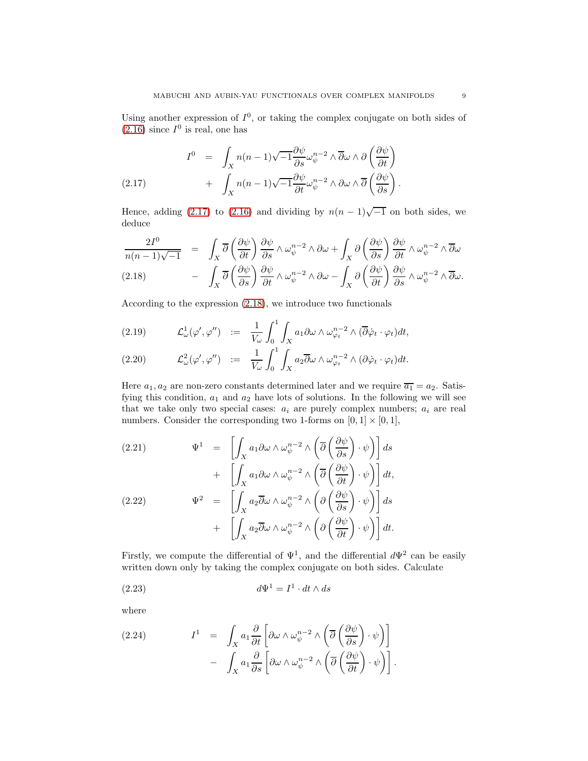Using another expression of $I^0$, or taking the complex conjugate on both sides of (2.16) since $I^0$ is real, one has

$$
\begin{aligned}
I^0 &= \int_X n(n-1)\sqrt{-1}\frac{\partial\psi}{\partial s}\omega_\psi^{n-2}\wedge\overline{\partial}\omega\wedge\partial\left(\frac{\partial\psi}{\partial t}\right)\\
&+ \int_X n(n-1)\sqrt{-1}\frac{\partial\psi}{\partial t}\omega_\psi^{n-2}\wedge\partial\omega\wedge\overline{\partial}\left(\frac{\partial\psi}{\partial s}\right).
\end{aligned}
\tag{2.17}
$$

Hence, adding (2.17) to (2.16) and dividing by $n(n-1)\sqrt{-1}$ on both sides, we deduce

$$
\begin{aligned}
\frac{2I^0}{n(n-1)\sqrt{-1}} &= \int_X \overline{\partial}\left(\frac{\partial\psi}{\partial t}\right)\frac{\partial\psi}{\partial s}\wedge\omega_\psi^{n-2}\wedge\partial\omega + \int_X \partial\left(\frac{\partial\psi}{\partial s}\right)\frac{\partial\psi}{\partial t}\wedge\omega_\psi^{n-2}\wedge\overline{\partial}\omega\\
&- \int_X \overline{\partial}\left(\frac{\partial\psi}{\partial s}\right)\frac{\partial\psi}{\partial t}\wedge\omega_\psi^{n-2}\wedge\partial\omega - \int_X \partial\left(\frac{\partial\psi}{\partial t}\right)\frac{\partial\psi}{\partial s}\wedge\omega_\psi^{n-2}\wedge\overline{\partial}\omega.
\end{aligned}
\tag{2.18}
$$

According to the expression (2.18), we introduce two functionals

$$
\mathcal{L}^1_\omega(\varphi',\varphi'') := \frac{1}{V_\omega}\int_0^1\int_X a_1\partial\omega\wedge\omega_{\varphi_t}^{n-2}\wedge(\overline{\partial}\dot{\varphi}_t\cdot\varphi_t)dt,
\tag{2.19}
$$

$$
\mathcal{L}^2_\omega(\varphi',\varphi'') := \frac{1}{V_\omega}\int_0^1\int_X a_2\overline{\partial}\omega\wedge\omega_{\varphi_t}^{n-2}\wedge(\partial\dot{\varphi}_t\cdot\varphi_t)dt.
\tag{2.20}
$$

Here $a_1, a_2$ are non-zero constants determined later and we require $\overline{a_1} = a_2$. Satisfying this condition, $a_1$ and $a_2$ have lots of solutions. In the following we will see that we take only two special cases: $a_i$ are purely complex numbers; $a_i$ are real numbers. Consider the corresponding two 1-forms on $[0,1]\times[0,1]$,

$$
\begin{aligned}
\Psi^1 &= \left[\int_X a_1\partial\omega\wedge\omega_\psi^{n-2}\wedge\left(\overline{\partial}\left(\frac{\partial\psi}{\partial s}\right)\cdot\psi\right)\right]ds\\
&+ \left[\int_X a_1\partial\omega\wedge\omega_\psi^{n-2}\wedge\left(\overline{\partial}\left(\frac{\partial\psi}{\partial t}\right)\cdot\psi\right)\right]dt,
\end{aligned}
\tag{2.21}
$$

$$
\begin{aligned}
\Psi^2 &= \left[\int_X a_2\overline{\partial}\omega\wedge\omega_\psi^{n-2}\wedge\left(\partial\left(\frac{\partial\psi}{\partial s}\right)\cdot\psi\right)\right]ds\\
&+ \left[\int_X a_2\overline{\partial}\omega\wedge\omega_\psi^{n-2}\wedge\left(\partial\left(\frac{\partial\psi}{\partial t}\right)\cdot\psi\right)\right]dt.
\end{aligned}
\tag{2.22}
$$

Firstly, we compute the differential of $\Psi^1$, and the differential $d\Psi^2$ can be easily written down only by taking the complex conjugate on both sides. Calculate

$$
d\Psi^1 = I^1\cdot dt\wedge ds
\tag{2.23}
$$

where

$$
\begin{aligned}
I^1 &= \int_X a_1\frac{\partial}{\partial t}\left[\partial\omega\wedge\omega_\psi^{n-2}\wedge\left(\overline{\partial}\left(\frac{\partial\psi}{\partial s}\right)\cdot\psi\right)\right]\\
&- \int_X a_1\frac{\partial}{\partial s}\left[\partial\omega\wedge\omega_\psi^{n-2}\wedge\left(\overline{\partial}\left(\frac{\partial\psi}{\partial t}\right)\cdot\psi\right)\right].
\end{aligned}
\tag{2.24}
$$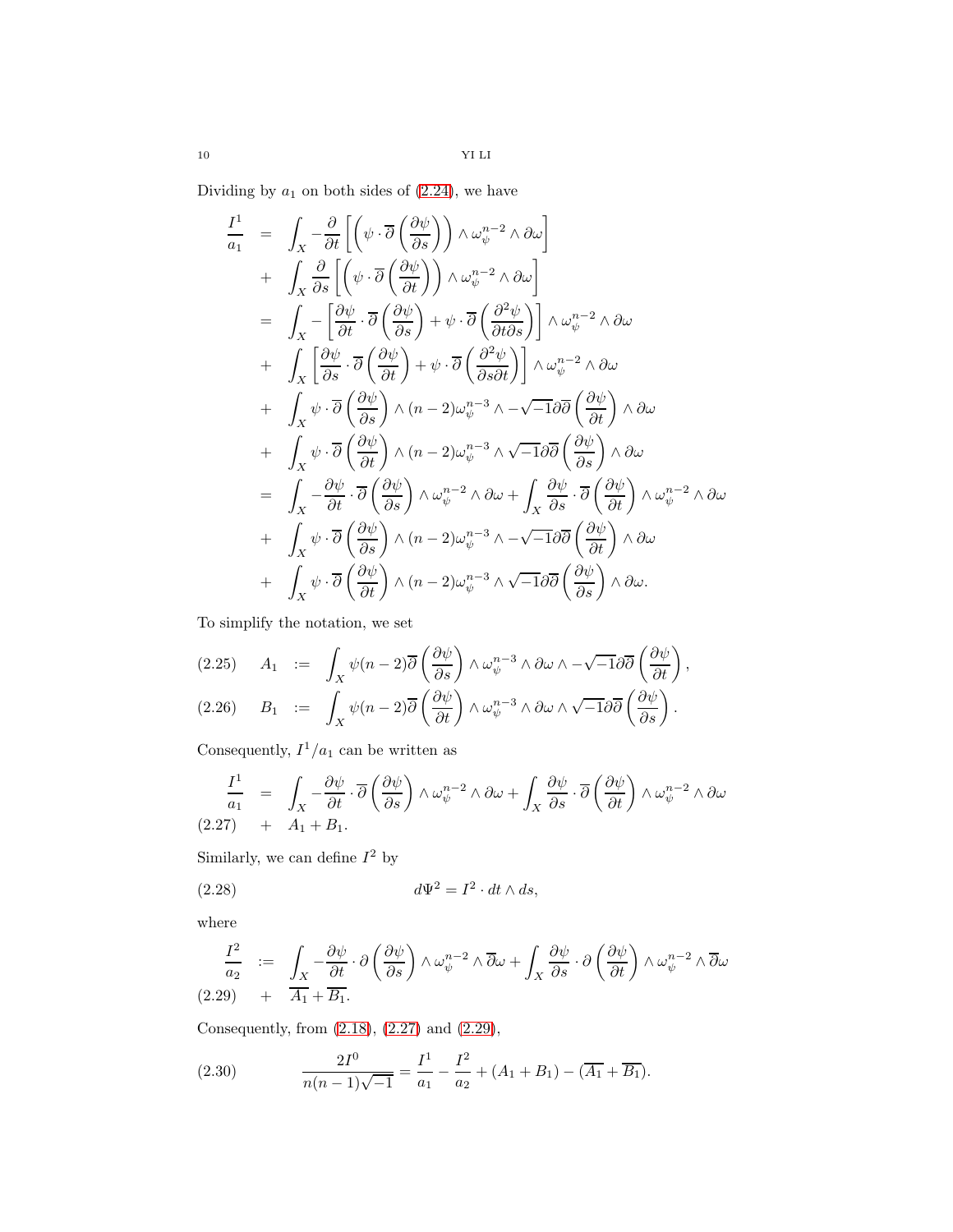Dividing by $a_1$ on both sides of (2.24), we have

$$
\begin{aligned}
\frac{I^1}{a_1} &= \int_X -\frac{\partial}{\partial t}\left[\left(\psi\cdot\overline{\partial}\left(\frac{\partial\psi}{\partial s}\right)\right)\wedge\omega_\psi^{n-2}\wedge\partial\omega\right] \\
&+ \int_X \frac{\partial}{\partial s}\left[\left(\psi\cdot\overline{\partial}\left(\frac{\partial\psi}{\partial t}\right)\right)\wedge\omega_\psi^{n-2}\wedge\partial\omega\right] \\
&= \int_X -\left[\frac{\partial\psi}{\partial t}\cdot\overline{\partial}\left(\frac{\partial\psi}{\partial s}\right)+\psi\cdot\overline{\partial}\left(\frac{\partial^2\psi}{\partial t\partial s}\right)\right]\wedge\omega_\psi^{n-2}\wedge\partial\omega \\
&+ \int_X \left[\frac{\partial\psi}{\partial s}\cdot\overline{\partial}\left(\frac{\partial\psi}{\partial t}\right)+\psi\cdot\overline{\partial}\left(\frac{\partial^2\psi}{\partial s\partial t}\right)\right]\wedge\omega_\psi^{n-2}\wedge\partial\omega \\
&+ \int_X \psi\cdot\overline{\partial}\left(\frac{\partial\psi}{\partial s}\right)\wedge(n-2)\omega_\psi^{n-3}\wedge -\sqrt{-1}\partial\overline{\partial}\left(\frac{\partial\psi}{\partial t}\right)\wedge\partial\omega \\
&+ \int_X \psi\cdot\overline{\partial}\left(\frac{\partial\psi}{\partial t}\right)\wedge(n-2)\omega_\psi^{n-3}\wedge \sqrt{-1}\partial\overline{\partial}\left(\frac{\partial\psi}{\partial s}\right)\wedge\partial\omega \\
&= \int_X -\frac{\partial\psi}{\partial t}\cdot\overline{\partial}\left(\frac{\partial\psi}{\partial s}\right)\wedge\omega_\psi^{n-2}\wedge\partial\omega+\int_X \frac{\partial\psi}{\partial s}\cdot\overline{\partial}\left(\frac{\partial\psi}{\partial t}\right)\wedge\omega_\psi^{n-2}\wedge\partial\omega \\
&+ \int_X \psi\cdot\overline{\partial}\left(\frac{\partial\psi}{\partial s}\right)\wedge(n-2)\omega_\psi^{n-3}\wedge -\sqrt{-1}\partial\overline{\partial}\left(\frac{\partial\psi}{\partial t}\right)\wedge\partial\omega \\
&+ \int_X \psi\cdot\overline{\partial}\left(\frac{\partial\psi}{\partial t}\right)\wedge(n-2)\omega_\psi^{n-3}\wedge \sqrt{-1}\partial\overline{\partial}\left(\frac{\partial\psi}{\partial s}\right)\wedge\partial\omega.
\end{aligned}
$$

To simplify the notation, we set

$$
A_1 := \int_X \psi(n-2)\overline{\partial}\left(\frac{\partial\psi}{\partial s}\right)\wedge\omega_\psi^{n-3}\wedge\partial\omega\wedge -\sqrt{-1}\partial\overline{\partial}\left(\frac{\partial\psi}{\partial t}\right), \tag{2.25}
$$

$$
B_1 := \int_X \psi(n-2)\overline{\partial}\left(\frac{\partial\psi}{\partial t}\right)\wedge\omega_\psi^{n-3}\wedge\partial\omega\wedge \sqrt{-1}\partial\overline{\partial}\left(\frac{\partial\psi}{\partial s}\right). \tag{2.26}
$$

Consequently, $I^1/a_1$ can be written as

$$
\frac{I^1}{a_1} = \int_X -\frac{\partial\psi}{\partial t}\cdot\overline{\partial}\left(\frac{\partial\psi}{\partial s}\right)\wedge\omega_\psi^{n-2}\wedge\partial\omega+\int_X \frac{\partial\psi}{\partial s}\cdot\overline{\partial}\left(\frac{\partial\psi}{\partial t}\right)\wedge\omega_\psi^{n-2}\wedge\partial\omega + A_1+B_1. \tag{2.27}
$$

Similarly, we can define $I^2$ by

$$
d\Psi^2 = I^2\cdot dt\wedge ds, \tag{2.28}
$$

where

$$
\frac{I^2}{a_2} := \int_X -\frac{\partial\psi}{\partial t}\cdot\partial\left(\frac{\partial\psi}{\partial s}\right)\wedge\omega_\psi^{n-2}\wedge\overline{\partial}\omega+\int_X \frac{\partial\psi}{\partial s}\cdot\partial\left(\frac{\partial\psi}{\partial t}\right)\wedge\omega_\psi^{n-2}\wedge\overline{\partial}\omega + \overline{A_1}+\overline{B_1}. \tag{2.29}
$$

Consequently, from (2.18), (2.27) and (2.29),

$$
\frac{2I^0}{n(n-1)\sqrt{-1}} = \frac{I^1}{a_1}-\frac{I^2}{a_2}+(A_1+B_1)-(\overline{A_1}+\overline{B_1}). \tag{2.30}
$$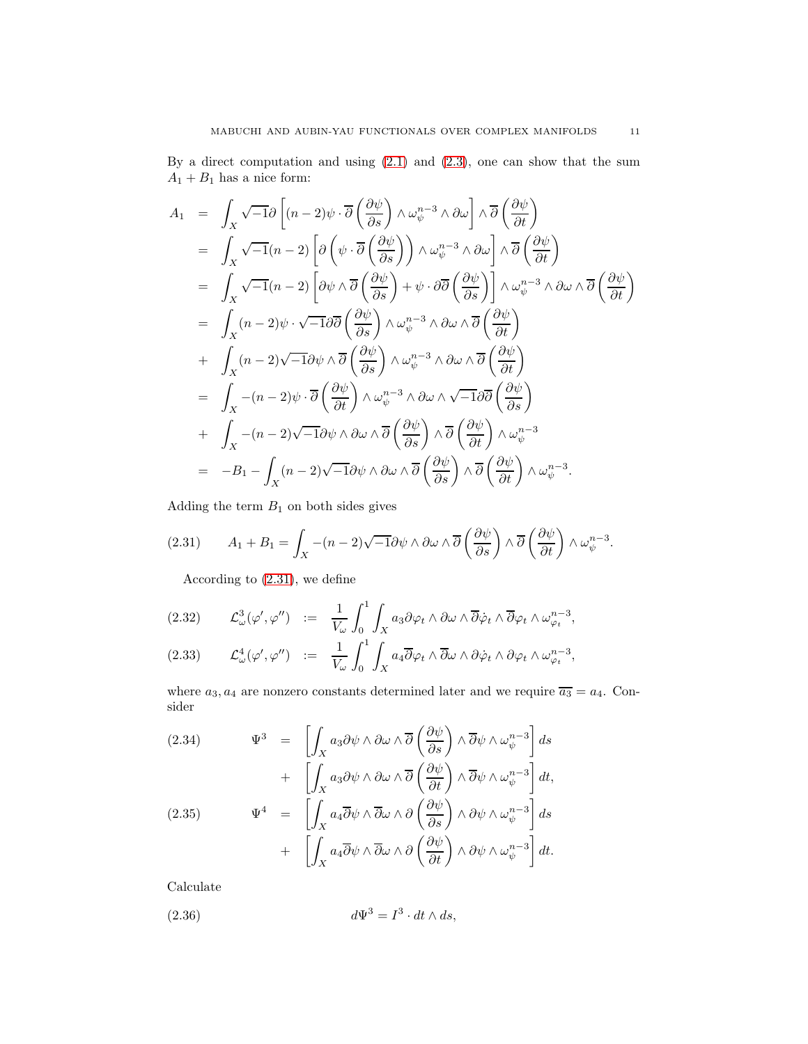By a direct computation and using (2.1) and (2.3), one can show that the sum $A_1 + B_1$ has a nice form:

$$
\begin{aligned}
A_1 &= \int_X \sqrt{-1}\partial\left[(n-2)\psi\cdot\overline{\partial}\left(\frac{\partial\psi}{\partial s}\right)\wedge\omega_\psi^{n-3}\wedge\partial\omega\right]\wedge\overline{\partial}\left(\frac{\partial\psi}{\partial t}\right)\\
&= \int_X \sqrt{-1}(n-2)\left[\partial\left(\psi\cdot\overline{\partial}\left(\frac{\partial\psi}{\partial s}\right)\right)\wedge\omega_\psi^{n-3}\wedge\partial\omega\right]\wedge\overline{\partial}\left(\frac{\partial\psi}{\partial t}\right)\\
&= \int_X \sqrt{-1}(n-2)\left[\partial\psi\wedge\overline{\partial}\left(\frac{\partial\psi}{\partial s}\right)+\psi\cdot\partial\overline{\partial}\left(\frac{\partial\psi}{\partial s}\right)\right]\wedge\omega_\psi^{n-3}\wedge\partial\omega\wedge\overline{\partial}\left(\frac{\partial\psi}{\partial t}\right)\\
&= \int_X (n-2)\psi\cdot\sqrt{-1}\partial\overline{\partial}\left(\frac{\partial\psi}{\partial s}\right)\wedge\omega_\psi^{n-3}\wedge\partial\omega\wedge\overline{\partial}\left(\frac{\partial\psi}{\partial t}\right)\\
&+ \int_X (n-2)\sqrt{-1}\partial\psi\wedge\overline{\partial}\left(\frac{\partial\psi}{\partial s}\right)\wedge\omega_\psi^{n-3}\wedge\partial\omega\wedge\overline{\partial}\left(\frac{\partial\psi}{\partial t}\right)\\
&= \int_X -(n-2)\psi\cdot\overline{\partial}\left(\frac{\partial\psi}{\partial t}\right)\wedge\omega_\psi^{n-3}\wedge\partial\omega\wedge\sqrt{-1}\partial\overline{\partial}\left(\frac{\partial\psi}{\partial s}\right)\\
&+ \int_X -(n-2)\sqrt{-1}\partial\psi\wedge\partial\omega\wedge\overline{\partial}\left(\frac{\partial\psi}{\partial s}\right)\wedge\overline{\partial}\left(\frac{\partial\psi}{\partial t}\right)\wedge\omega_\psi^{n-3}\\
&= -B_1 - \int_X (n-2)\sqrt{-1}\partial\psi\wedge\partial\omega\wedge\overline{\partial}\left(\frac{\partial\psi}{\partial s}\right)\wedge\overline{\partial}\left(\frac{\partial\psi}{\partial t}\right)\wedge\omega_\psi^{n-3}.
\end{aligned}
$$

Adding the term $B_1$ on both sides gives

$$
A_1 + B_1 = \int_X -(n-2)\sqrt{-1}\partial\psi\wedge\partial\omega\wedge\overline{\partial}\left(\frac{\partial\psi}{\partial s}\right)\wedge\overline{\partial}\left(\frac{\partial\psi}{\partial t}\right)\wedge\omega_\psi^{n-3}. \tag{2.31}
$$

According to (2.31), we define

$$
\mathcal{L}^3_\omega(\varphi',\varphi'') := \frac{1}{V_\omega}\int_0^1\int_X a_3\partial\varphi_t\wedge\partial\omega\wedge\overline{\partial}\dot{\varphi}_t\wedge\overline{\partial}\varphi_t\wedge\omega_{\varphi_t}^{n-3}, \tag{2.32}
$$

$$
\mathcal{L}^4_\omega(\varphi',\varphi'') := \frac{1}{V_\omega}\int_0^1\int_X a_4\overline{\partial}\varphi_t\wedge\overline{\partial}\omega\wedge\partial\dot{\varphi}_t\wedge\partial\varphi_t\wedge\omega_{\varphi_t}^{n-3}, \tag{2.33}
$$

where $a_3, a_4$ are nonzero constants determined later and we require $\overline{a_3} = a_4$. Consider

$$
\begin{aligned}
\Psi^3 &= \left[\int_X a_3\partial\psi\wedge\partial\omega\wedge\overline{\partial}\left(\frac{\partial\psi}{\partial s}\right)\wedge\overline{\partial}\psi\wedge\omega_\psi^{n-3}\right]ds\\
&+ \left[\int_X a_3\partial\psi\wedge\partial\omega\wedge\overline{\partial}\left(\frac{\partial\psi}{\partial t}\right)\wedge\overline{\partial}\psi\wedge\omega_\psi^{n-3}\right]dt,
\end{aligned} \tag{2.34}
$$

$$
\begin{aligned}
\Psi^4 &= \left[\int_X a_4\overline{\partial}\psi\wedge\overline{\partial}\omega\wedge\partial\left(\frac{\partial\psi}{\partial s}\right)\wedge\partial\psi\wedge\omega_\psi^{n-3}\right]ds\\
&+ \left[\int_X a_4\overline{\partial}\psi\wedge\overline{\partial}\omega\wedge\partial\left(\frac{\partial\psi}{\partial t}\right)\wedge\partial\psi\wedge\omega_\psi^{n-3}\right]dt.
\end{aligned} \tag{2.35}
$$

Calculate

$$
d\Psi^3 = I^3\cdot dt\wedge ds, \tag{2.36}
$$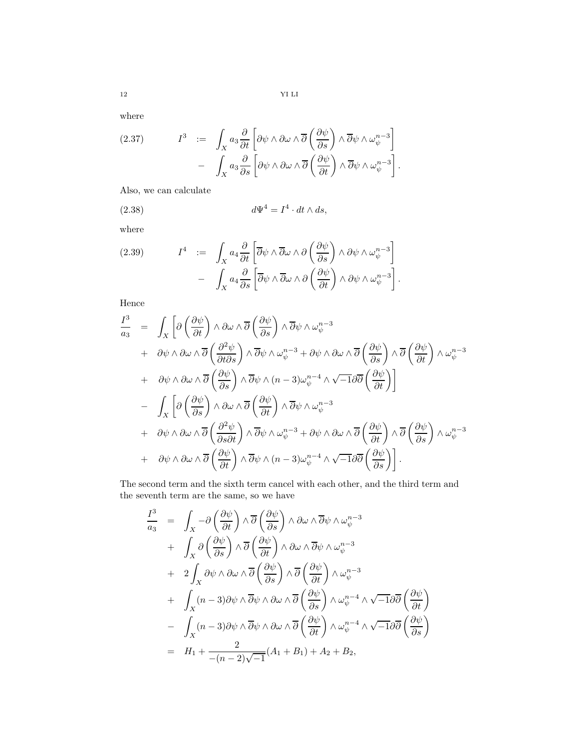where

$$
\begin{aligned}
(2.37) \qquad I^3 \;&:=\; \int_X a_3 \frac{\partial}{\partial t}\left[\partial\psi\wedge\partial\omega\wedge\overline{\partial}\left(\frac{\partial\psi}{\partial s}\right)\wedge\overline{\partial}\psi\wedge\omega_\psi^{n-3}\right] \\
&-\; \int_X a_3 \frac{\partial}{\partial s}\left[\partial\psi\wedge\partial\omega\wedge\overline{\partial}\left(\frac{\partial\psi}{\partial t}\right)\wedge\overline{\partial}\psi\wedge\omega_\psi^{n-3}\right].
\end{aligned}
$$

Also, we can calculate

$$
(2.38) \qquad d\Psi^4 = I^4\cdot dt\wedge ds,
$$

where

$$
\begin{aligned}
(2.39) \qquad I^4 \;&:=\; \int_X a_4 \frac{\partial}{\partial t}\left[\overline{\partial}\psi\wedge\overline{\partial}\omega\wedge\partial\left(\frac{\partial\psi}{\partial s}\right)\wedge\partial\psi\wedge\omega_\psi^{n-3}\right] \\
&-\; \int_X a_4 \frac{\partial}{\partial s}\left[\overline{\partial}\psi\wedge\overline{\partial}\omega\wedge\partial\left(\frac{\partial\psi}{\partial t}\right)\wedge\partial\psi\wedge\omega_\psi^{n-3}\right].
\end{aligned}
$$

Hence

$$
\begin{aligned}
\frac{I^3}{a_3} \;&=\; \int_X \left[\partial\left(\frac{\partial\psi}{\partial t}\right)\wedge\partial\omega\wedge\overline{\partial}\left(\frac{\partial\psi}{\partial s}\right)\wedge\overline{\partial}\psi\wedge\omega_\psi^{n-3}\right. \\
&+\; \partial\psi\wedge\partial\omega\wedge\overline{\partial}\left(\frac{\partial^2\psi}{\partial t\partial s}\right)\wedge\overline{\partial}\psi\wedge\omega_\psi^{n-3} + \partial\psi\wedge\partial\omega\wedge\overline{\partial}\left(\frac{\partial\psi}{\partial s}\right)\wedge\overline{\partial}\left(\frac{\partial\psi}{\partial t}\right)\wedge\omega_\psi^{n-3} \\
&+\; \left.\partial\psi\wedge\partial\omega\wedge\overline{\partial}\left(\frac{\partial\psi}{\partial s}\right)\wedge\overline{\partial}\psi\wedge(n-3)\omega_\psi^{n-4}\wedge\sqrt{-1}\partial\overline{\partial}\left(\frac{\partial\psi}{\partial t}\right)\right] \\
&-\; \int_X \left[\partial\left(\frac{\partial\psi}{\partial s}\right)\wedge\partial\omega\wedge\overline{\partial}\left(\frac{\partial\psi}{\partial t}\right)\wedge\overline{\partial}\psi\wedge\omega_\psi^{n-3}\right. \\
&+\; \partial\psi\wedge\partial\omega\wedge\overline{\partial}\left(\frac{\partial^2\psi}{\partial s\partial t}\right)\wedge\overline{\partial}\psi\wedge\omega_\psi^{n-3} + \partial\psi\wedge\partial\omega\wedge\overline{\partial}\left(\frac{\partial\psi}{\partial t}\right)\wedge\overline{\partial}\left(\frac{\partial\psi}{\partial s}\right)\wedge\omega_\psi^{n-3} \\
&+\; \left.\partial\psi\wedge\partial\omega\wedge\overline{\partial}\left(\frac{\partial\psi}{\partial t}\right)\wedge\overline{\partial}\psi\wedge(n-3)\omega_\psi^{n-4}\wedge\sqrt{-1}\partial\overline{\partial}\left(\frac{\partial\psi}{\partial s}\right)\right].
\end{aligned}
$$

The second term and the sixth term cancel with each other, and the third term and the seventh term are the same, so we have

$$
\begin{aligned}
\frac{I^3}{a_3} \;&=\; \int_X -\partial\left(\frac{\partial\psi}{\partial t}\right)\wedge\overline{\partial}\left(\frac{\partial\psi}{\partial s}\right)\wedge\partial\omega\wedge\overline{\partial}\psi\wedge\omega_\psi^{n-3} \\
&+\; \int_X \partial\left(\frac{\partial\psi}{\partial s}\right)\wedge\overline{\partial}\left(\frac{\partial\psi}{\partial t}\right)\wedge\partial\omega\wedge\overline{\partial}\psi\wedge\omega_\psi^{n-3} \\
&+\; 2\int_X \partial\psi\wedge\partial\omega\wedge\overline{\partial}\left(\frac{\partial\psi}{\partial s}\right)\wedge\overline{\partial}\left(\frac{\partial\psi}{\partial t}\right)\wedge\omega_\psi^{n-3} \\
&+\; \int_X (n-3)\partial\psi\wedge\overline{\partial}\psi\wedge\partial\omega\wedge\overline{\partial}\left(\frac{\partial\psi}{\partial s}\right)\wedge\omega_\psi^{n-4}\wedge\sqrt{-1}\partial\overline{\partial}\left(\frac{\partial\psi}{\partial t}\right) \\
&-\; \int_X (n-3)\partial\psi\wedge\overline{\partial}\psi\wedge\partial\omega\wedge\overline{\partial}\left(\frac{\partial\psi}{\partial t}\right)\wedge\omega_\psi^{n-4}\wedge\sqrt{-1}\partial\overline{\partial}\left(\frac{\partial\psi}{\partial s}\right) \\
&=\; H_1 + \frac{2}{-(n-2)\sqrt{-1}}(A_1+B_1) + A_2 + B_2,
\end{aligned}
$$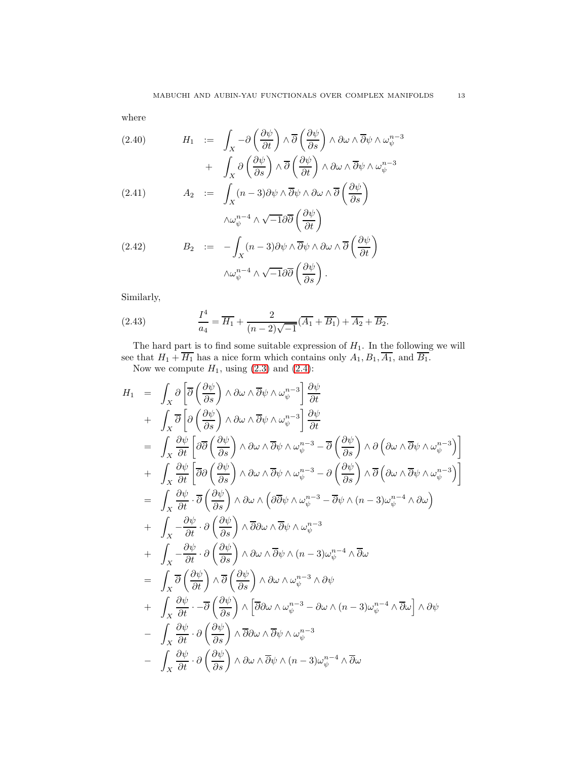where

$$
\begin{aligned}
(2.40) \qquad H_1 &:= \int_X -\partial\left(\frac{\partial\psi}{\partial t}\right)\wedge\overline{\partial}\left(\frac{\partial\psi}{\partial s}\right)\wedge\partial\omega\wedge\overline{\partial}\psi\wedge\omega_\psi^{n-3} \\
&\quad + \int_X \partial\left(\frac{\partial\psi}{\partial s}\right)\wedge\overline{\partial}\left(\frac{\partial\psi}{\partial t}\right)\wedge\partial\omega\wedge\overline{\partial}\psi\wedge\omega_\psi^{n-3}
\end{aligned}
$$

$$
\begin{aligned}
(2.41) \qquad A_2 &:= \int_X (n-3)\partial\psi\wedge\overline{\partial}\psi\wedge\partial\omega\wedge\overline{\partial}\left(\frac{\partial\psi}{\partial s}\right) \\
&\quad \wedge\omega_\psi^{n-4}\wedge\sqrt{-1}\partial\overline{\partial}\left(\frac{\partial\psi}{\partial t}\right)
\end{aligned}
$$

$$
\begin{aligned}
(2.42) \qquad B_2 &:= -\int_X (n-3)\partial\psi\wedge\overline{\partial}\psi\wedge\partial\omega\wedge\overline{\partial}\left(\frac{\partial\psi}{\partial t}\right) \\
&\quad \wedge\omega_\psi^{n-4}\wedge\sqrt{-1}\partial\overline{\partial}\left(\frac{\partial\psi}{\partial s}\right).
\end{aligned}
$$

Similarly,

$$
(2.43) \qquad \frac{I^4}{a_4} = \overline{H_1} + \frac{2}{(n-2)\sqrt{-1}}(\overline{A_1}+\overline{B_1}) + \overline{A_2} + \overline{B_2}.
$$

The hard part is to find some suitable expression of $H_1$. In the following we will see that $H_1 + \overline{H_1}$ has a nice form which contains only $A_1, B_1, \overline{A_1}$, and $\overline{B_1}$.

Now we compute $H_1$, using (2.3) and (2.4):

$$
\begin{aligned}
H_1 &= \int_X \partial\left[\overline{\partial}\left(\frac{\partial\psi}{\partial s}\right)\wedge\partial\omega\wedge\overline{\partial}\psi\wedge\omega_\psi^{n-3}\right]\frac{\partial\psi}{\partial t} \\
&\quad + \int_X \overline{\partial}\left[\partial\left(\frac{\partial\psi}{\partial s}\right)\wedge\partial\omega\wedge\overline{\partial}\psi\wedge\omega_\psi^{n-3}\right]\frac{\partial\psi}{\partial t} \\
&= \int_X \frac{\partial\psi}{\partial t}\left[\partial\overline{\partial}\left(\frac{\partial\psi}{\partial s}\right)\wedge\partial\omega\wedge\overline{\partial}\psi\wedge\omega_\psi^{n-3} - \overline{\partial}\left(\frac{\partial\psi}{\partial s}\right)\wedge\partial\left(\partial\omega\wedge\overline{\partial}\psi\wedge\omega_\psi^{n-3}\right)\right] \\
&\quad + \int_X \frac{\partial\psi}{\partial t}\left[\overline{\partial}\partial\left(\frac{\partial\psi}{\partial s}\right)\wedge\partial\omega\wedge\overline{\partial}\psi\wedge\omega_\psi^{n-3} - \partial\left(\frac{\partial\psi}{\partial s}\right)\wedge\overline{\partial}\left(\partial\omega\wedge\overline{\partial}\psi\wedge\omega_\psi^{n-3}\right)\right] \\
&= \int_X \frac{\partial\psi}{\partial t}\cdot\overline{\partial}\left(\frac{\partial\psi}{\partial s}\right)\wedge\partial\omega\wedge\left(\partial\overline{\partial}\psi\wedge\omega_\psi^{n-3} - \overline{\partial}\psi\wedge(n-3)\omega_\psi^{n-4}\wedge\partial\omega\right) \\
&\quad + \int_X -\frac{\partial\psi}{\partial t}\cdot\partial\left(\frac{\partial\psi}{\partial s}\right)\wedge\overline{\partial}\partial\omega\wedge\overline{\partial}\psi\wedge\omega_\psi^{n-3} \\
&\quad + \int_X -\frac{\partial\psi}{\partial t}\cdot\partial\left(\frac{\partial\psi}{\partial s}\right)\wedge\partial\omega\wedge\overline{\partial}\psi\wedge(n-3)\omega_\psi^{n-4}\wedge\overline{\partial}\omega \\
&= \int_X \overline{\partial}\left(\frac{\partial\psi}{\partial t}\right)\wedge\overline{\partial}\left(\frac{\partial\psi}{\partial s}\right)\wedge\partial\omega\wedge\omega_\psi^{n-3}\wedge\partial\psi \\
&\quad + \int_X \frac{\partial\psi}{\partial t}\cdot -\overline{\partial}\left(\frac{\partial\psi}{\partial s}\right)\wedge\left[\overline{\partial}\partial\omega\wedge\omega_\psi^{n-3} - \partial\omega\wedge(n-3)\omega_\psi^{n-4}\wedge\overline{\partial}\omega\right]\wedge\partial\psi \\
&\quad - \int_X \frac{\partial\psi}{\partial t}\cdot\partial\left(\frac{\partial\psi}{\partial s}\right)\wedge\overline{\partial}\partial\omega\wedge\overline{\partial}\psi\wedge\omega_\psi^{n-3} \\
&\quad - \int_X \frac{\partial\psi}{\partial t}\cdot\partial\left(\frac{\partial\psi}{\partial s}\right)\wedge\partial\omega\wedge\overline{\partial}\psi\wedge(n-3)\omega_\psi^{n-4}\wedge\overline{\partial}\omega
\end{aligned}
$$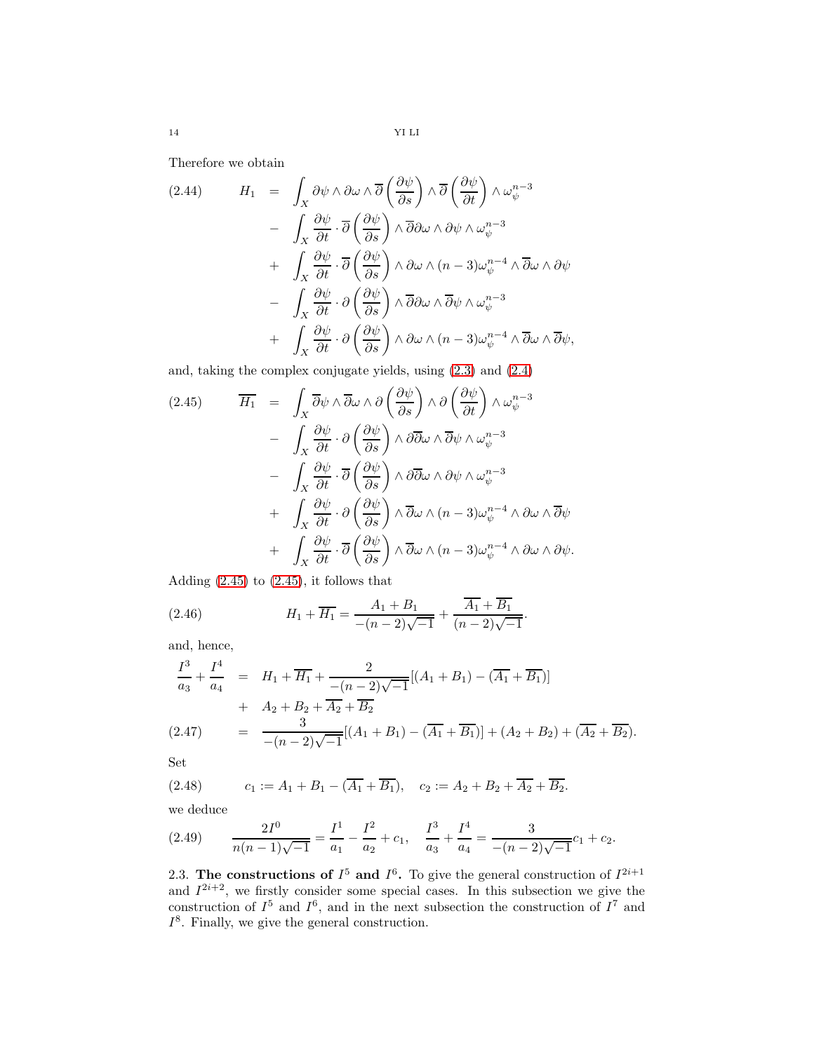Therefore we obtain

$$
\begin{aligned}
H_1 &= \int_X \partial\psi\wedge\partial\omega\wedge\overline{\partial}\left(\frac{\partial\psi}{\partial s}\right)\wedge\overline{\partial}\left(\frac{\partial\psi}{\partial t}\right)\wedge\omega_\psi^{n-3} \\
&- \int_X \frac{\partial\psi}{\partial t}\cdot\overline{\partial}\left(\frac{\partial\psi}{\partial s}\right)\wedge\overline{\partial}\partial\omega\wedge\partial\psi\wedge\omega_\psi^{n-3} \\
&+ \int_X \frac{\partial\psi}{\partial t}\cdot\overline{\partial}\left(\frac{\partial\psi}{\partial s}\right)\wedge\partial\omega\wedge(n-3)\omega_\psi^{n-4}\wedge\overline{\partial}\omega\wedge\partial\psi \\
&- \int_X \frac{\partial\psi}{\partial t}\cdot\partial\left(\frac{\partial\psi}{\partial s}\right)\wedge\overline{\partial}\partial\omega\wedge\overline{\partial}\psi\wedge\omega_\psi^{n-3} \\
&+ \int_X \frac{\partial\psi}{\partial t}\cdot\partial\left(\frac{\partial\psi}{\partial s}\right)\wedge\partial\omega\wedge(n-3)\omega_\psi^{n-4}\wedge\overline{\partial}\omega\wedge\overline{\partial}\psi,
\end{aligned}
\tag{2.44}
$$

and, taking the complex conjugate yields, using (2.3) and (2.4)

$$
\begin{aligned}
\overline{H_1} &= \int_X \overline{\partial}\psi\wedge\overline{\partial}\omega\wedge\partial\left(\frac{\partial\psi}{\partial s}\right)\wedge\partial\left(\frac{\partial\psi}{\partial t}\right)\wedge\omega_\psi^{n-3} \\
&- \int_X \frac{\partial\psi}{\partial t}\cdot\partial\left(\frac{\partial\psi}{\partial s}\right)\wedge\partial\overline{\partial}\omega\wedge\overline{\partial}\psi\wedge\omega_\psi^{n-3} \\
&- \int_X \frac{\partial\psi}{\partial t}\cdot\overline{\partial}\left(\frac{\partial\psi}{\partial s}\right)\wedge\partial\overline{\partial}\omega\wedge\partial\psi\wedge\omega_\psi^{n-3} \\
&+ \int_X \frac{\partial\psi}{\partial t}\cdot\partial\left(\frac{\partial\psi}{\partial s}\right)\wedge\overline{\partial}\omega\wedge(n-3)\omega_\psi^{n-4}\wedge\partial\omega\wedge\overline{\partial}\psi \\
&+ \int_X \frac{\partial\psi}{\partial t}\cdot\overline{\partial}\left(\frac{\partial\psi}{\partial s}\right)\wedge\overline{\partial}\omega\wedge(n-3)\omega_\psi^{n-4}\wedge\partial\omega\wedge\partial\psi.
\end{aligned}
\tag{2.45}
$$

Adding (2.45) to (2.45), it follows that

$$
H_1+\overline{H_1}=\frac{A_1+B_1}{-(n-2)\sqrt{-1}}+\frac{\overline{A_1}+\overline{B_1}}{(n-2)\sqrt{-1}}. \tag{2.46}
$$

and, hence,

$$
\begin{aligned}
\frac{I^3}{a_3}+\frac{I^4}{a_4} &= H_1+\overline{H_1}+\frac{2}{-(n-2)\sqrt{-1}}[(A_1+B_1)-(\overline{A_1}+\overline{B_1})] \\
&+ A_2+B_2+\overline{A_2}+\overline{B_2} \\
&= \frac{3}{-(n-2)\sqrt{-1}}[(A_1+B_1)-(\overline{A_1}+\overline{B_1})]+(A_2+B_2)+(\overline{A_2}+\overline{B_2}).
\end{aligned}
\tag{2.47}
$$

Set

$$
c_1:=A_1+B_1-(\overline{A_1}+\overline{B_1}),\quad c_2:=A_2+B_2+\overline{A_2}+\overline{B_2}. \tag{2.48}
$$

we deduce

$$
\frac{2I^0}{n(n-1)\sqrt{-1}}=\frac{I^1}{a_1}-\frac{I^2}{a_2}+c_1,\quad \frac{I^3}{a_3}+\frac{I^4}{a_4}=\frac{3}{-(n-2)\sqrt{-1}}c_1+c_2. \tag{2.49}
$$

## 2.3. The constructions of $I^5$ and $I^6$.

To give the general construction of $I^{2i+1}$ and $I^{2i+2}$, we firstly consider some special cases. In this subsection we give the construction of $I^5$ and $I^6$, and in the next subsection the construction of $I^7$ and $I^8$. Finally, we give the general construction.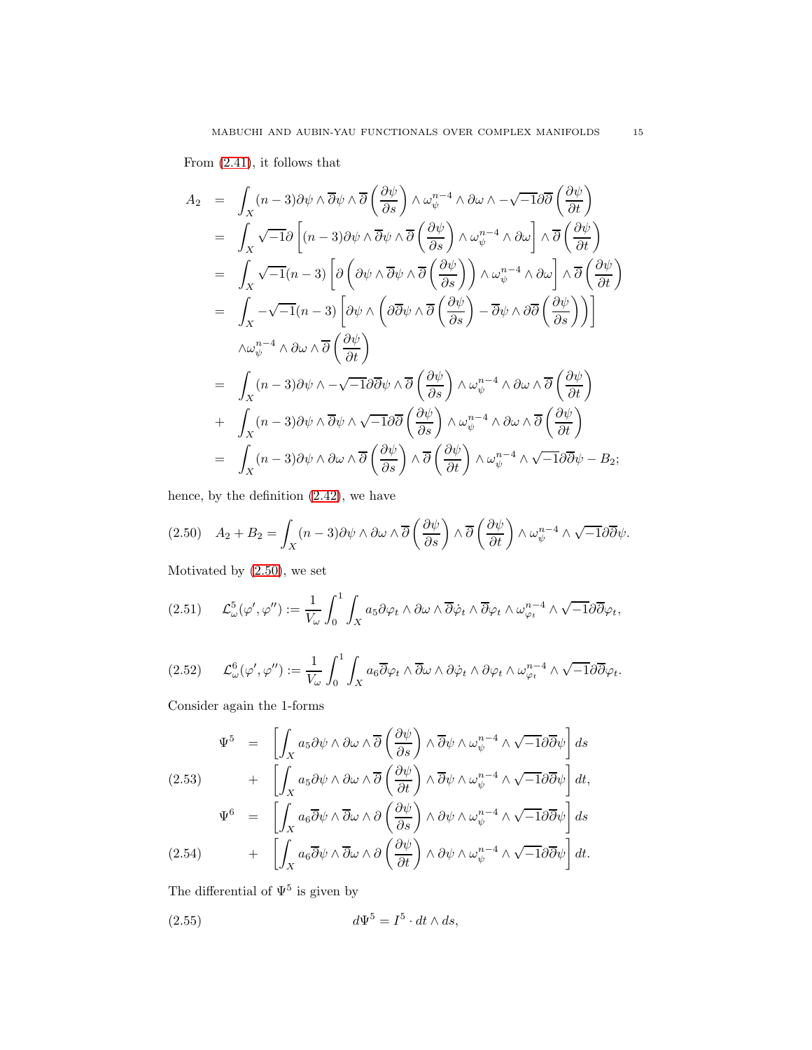From (2.41), it follows that

$$
\begin{aligned}
A_2 &= \int_X (n-3)\partial\psi\wedge\overline{\partial}\psi\wedge\overline{\partial}\left(\frac{\partial\psi}{\partial s}\right)\wedge\omega_\psi^{n-4}\wedge\partial\omega\wedge -\sqrt{-1}\partial\overline{\partial}\left(\frac{\partial\psi}{\partial t}\right)\\
&= \int_X \sqrt{-1}\partial\left[(n-3)\partial\psi\wedge\overline{\partial}\psi\wedge\overline{\partial}\left(\frac{\partial\psi}{\partial s}\right)\wedge\omega_\psi^{n-4}\wedge\partial\omega\right]\wedge\overline{\partial}\left(\frac{\partial\psi}{\partial t}\right)\\
&= \int_X \sqrt{-1}(n-3)\left[\partial\left(\partial\psi\wedge\overline{\partial}\psi\wedge\overline{\partial}\left(\frac{\partial\psi}{\partial s}\right)\right)\wedge\omega_\psi^{n-4}\wedge\partial\omega\right]\wedge\overline{\partial}\left(\frac{\partial\psi}{\partial t}\right)\\
&= \int_X -\sqrt{-1}(n-3)\left[\partial\psi\wedge\left(\partial\overline{\partial}\psi\wedge\overline{\partial}\left(\frac{\partial\psi}{\partial s}\right)-\overline{\partial}\psi\wedge\partial\overline{\partial}\left(\frac{\partial\psi}{\partial s}\right)\right)\right]\\
&\quad \wedge\omega_\psi^{n-4}\wedge\partial\omega\wedge\overline{\partial}\left(\frac{\partial\psi}{\partial t}\right)\\
&= \int_X (n-3)\partial\psi\wedge -\sqrt{-1}\partial\overline{\partial}\psi\wedge\overline{\partial}\left(\frac{\partial\psi}{\partial s}\right)\wedge\omega_\psi^{n-4}\wedge\partial\omega\wedge\overline{\partial}\left(\frac{\partial\psi}{\partial t}\right)\\
&+ \int_X (n-3)\partial\psi\wedge\overline{\partial}\psi\wedge\sqrt{-1}\partial\overline{\partial}\left(\frac{\partial\psi}{\partial s}\right)\wedge\omega_\psi^{n-4}\wedge\partial\omega\wedge\overline{\partial}\left(\frac{\partial\psi}{\partial t}\right)\\
&= \int_X (n-3)\partial\psi\wedge\partial\omega\wedge\overline{\partial}\left(\frac{\partial\psi}{\partial s}\right)\wedge\overline{\partial}\left(\frac{\partial\psi}{\partial t}\right)\wedge\omega_\psi^{n-4}\wedge\sqrt{-1}\partial\overline{\partial}\psi - B_2;
\end{aligned}
$$

hence, by the definition (2.42), we have

$$
A_2+B_2=\int_X (n-3)\partial\psi\wedge\partial\omega\wedge\overline{\partial}\left(\frac{\partial\psi}{\partial s}\right)\wedge\overline{\partial}\left(\frac{\partial\psi}{\partial t}\right)\wedge\omega_\psi^{n-4}\wedge\sqrt{-1}\partial\overline{\partial}\psi. \tag{2.50}
$$

Motivated by (2.50), we set

$$
\mathcal{L}^5_\omega(\varphi',\varphi''):=\frac{1}{V_\omega}\int_0^1\int_X a_5\partial\varphi_t\wedge\partial\omega\wedge\overline{\partial}\dot{\varphi}_t\wedge\overline{\partial}\varphi_t\wedge\omega_{\varphi_t}^{n-4}\wedge\sqrt{-1}\partial\overline{\partial}\varphi_t, \tag{2.51}
$$

$$
\mathcal{L}^6_\omega(\varphi',\varphi''):=\frac{1}{V_\omega}\int_0^1\int_X a_6\overline{\partial}\varphi_t\wedge\overline{\partial}\omega\wedge\partial\dot{\varphi}_t\wedge\partial\varphi_t\wedge\omega_{\varphi_t}^{n-4}\wedge\sqrt{-1}\partial\overline{\partial}\varphi_t. \tag{2.52}
$$

Consider again the 1-forms

$$
\begin{aligned}
\Psi^5 &= \left[\int_X a_5\partial\psi\wedge\partial\omega\wedge\overline{\partial}\left(\frac{\partial\psi}{\partial s}\right)\wedge\overline{\partial}\psi\wedge\omega_\psi^{n-4}\wedge\sqrt{-1}\partial\overline{\partial}\psi\right]ds\\
&+ \left[\int_X a_5\partial\psi\wedge\partial\omega\wedge\overline{\partial}\left(\frac{\partial\psi}{\partial t}\right)\wedge\overline{\partial}\psi\wedge\omega_\psi^{n-4}\wedge\sqrt{-1}\partial\overline{\partial}\psi\right]dt,
\end{aligned} \tag{2.53}
$$

$$
\begin{aligned}
\Psi^6 &= \left[\int_X a_6\overline{\partial}\psi\wedge\overline{\partial}\omega\wedge\partial\left(\frac{\partial\psi}{\partial s}\right)\wedge\partial\psi\wedge\omega_\psi^{n-4}\wedge\sqrt{-1}\partial\overline{\partial}\psi\right]ds\\
&+ \left[\int_X a_6\overline{\partial}\psi\wedge\overline{\partial}\omega\wedge\partial\left(\frac{\partial\psi}{\partial t}\right)\wedge\partial\psi\wedge\omega_\psi^{n-4}\wedge\sqrt{-1}\partial\overline{\partial}\psi\right]dt.
\end{aligned} \tag{2.54}
$$

The differential of $\Psi^5$ is given by

$$
d\Psi^5=I^5\cdot dt\wedge ds, \tag{2.55}
$$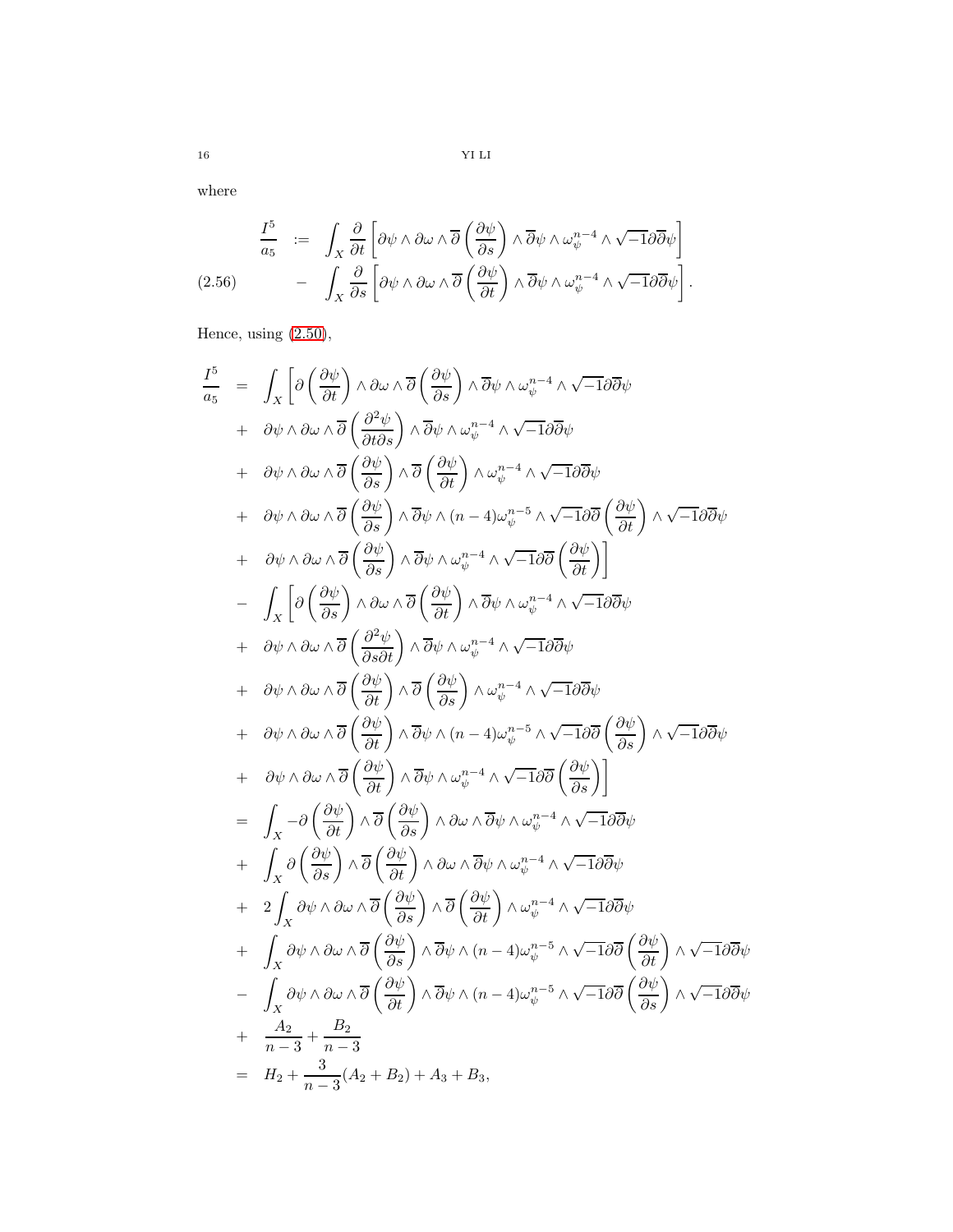where

$$
\begin{aligned}
\frac{I^5}{a_5} &:= \int_X \frac{\partial}{\partial t}\left[\partial\psi\wedge\partial\omega\wedge\overline{\partial}\left(\frac{\partial\psi}{\partial s}\right)\wedge\overline{\partial}\psi\wedge\omega_\psi^{n-4}\wedge\sqrt{-1}\partial\overline{\partial}\psi\right] \\
&- \int_X \frac{\partial}{\partial s}\left[\partial\psi\wedge\partial\omega\wedge\overline{\partial}\left(\frac{\partial\psi}{\partial t}\right)\wedge\overline{\partial}\psi\wedge\omega_\psi^{n-4}\wedge\sqrt{-1}\partial\overline{\partial}\psi\right]. \qquad (2.56)
\end{aligned}
$$

Hence, using (2.50),

$$
\begin{aligned}
\frac{I^5}{a_5} &= \int_X \left[\partial\left(\frac{\partial\psi}{\partial t}\right)\wedge\partial\omega\wedge\overline{\partial}\left(\frac{\partial\psi}{\partial s}\right)\wedge\overline{\partial}\psi\wedge\omega_\psi^{n-4}\wedge\sqrt{-1}\partial\overline{\partial}\psi\right. \\
&+ \partial\psi\wedge\partial\omega\wedge\overline{\partial}\left(\frac{\partial^2\psi}{\partial t\partial s}\right)\wedge\overline{\partial}\psi\wedge\omega_\psi^{n-4}\wedge\sqrt{-1}\partial\overline{\partial}\psi \\
&+ \partial\psi\wedge\partial\omega\wedge\overline{\partial}\left(\frac{\partial\psi}{\partial s}\right)\wedge\overline{\partial}\left(\frac{\partial\psi}{\partial t}\right)\wedge\omega_\psi^{n-4}\wedge\sqrt{-1}\partial\overline{\partial}\psi \\
&+ \partial\psi\wedge\partial\omega\wedge\overline{\partial}\left(\frac{\partial\psi}{\partial s}\right)\wedge\overline{\partial}\psi\wedge(n-4)\omega_\psi^{n-5}\wedge\sqrt{-1}\partial\overline{\partial}\left(\frac{\partial\psi}{\partial t}\right)\wedge\sqrt{-1}\partial\overline{\partial}\psi \\
&+ \left.\partial\psi\wedge\partial\omega\wedge\overline{\partial}\left(\frac{\partial\psi}{\partial s}\right)\wedge\overline{\partial}\psi\wedge\omega_\psi^{n-4}\wedge\sqrt{-1}\partial\overline{\partial}\left(\frac{\partial\psi}{\partial t}\right)\right] \\
&- \int_X \left[\partial\left(\frac{\partial\psi}{\partial s}\right)\wedge\partial\omega\wedge\overline{\partial}\left(\frac{\partial\psi}{\partial t}\right)\wedge\overline{\partial}\psi\wedge\omega_\psi^{n-4}\wedge\sqrt{-1}\partial\overline{\partial}\psi\right. \\
&+ \partial\psi\wedge\partial\omega\wedge\overline{\partial}\left(\frac{\partial^2\psi}{\partial s\partial t}\right)\wedge\overline{\partial}\psi\wedge\omega_\psi^{n-4}\wedge\sqrt{-1}\partial\overline{\partial}\psi \\
&+ \partial\psi\wedge\partial\omega\wedge\overline{\partial}\left(\frac{\partial\psi}{\partial t}\right)\wedge\overline{\partial}\left(\frac{\partial\psi}{\partial s}\right)\wedge\omega_\psi^{n-4}\wedge\sqrt{-1}\partial\overline{\partial}\psi \\
&+ \partial\psi\wedge\partial\omega\wedge\overline{\partial}\left(\frac{\partial\psi}{\partial t}\right)\wedge\overline{\partial}\psi\wedge(n-4)\omega_\psi^{n-5}\wedge\sqrt{-1}\partial\overline{\partial}\left(\frac{\partial\psi}{\partial s}\right)\wedge\sqrt{-1}\partial\overline{\partial}\psi \\
&+ \left.\partial\psi\wedge\partial\omega\wedge\overline{\partial}\left(\frac{\partial\psi}{\partial t}\right)\wedge\overline{\partial}\psi\wedge\omega_\psi^{n-4}\wedge\sqrt{-1}\partial\overline{\partial}\left(\frac{\partial\psi}{\partial s}\right)\right] \\
&= \int_X -\partial\left(\frac{\partial\psi}{\partial t}\right)\wedge\overline{\partial}\left(\frac{\partial\psi}{\partial s}\right)\wedge\partial\omega\wedge\overline{\partial}\psi\wedge\omega_\psi^{n-4}\wedge\sqrt{-1}\partial\overline{\partial}\psi \\
&+ \int_X \partial\left(\frac{\partial\psi}{\partial s}\right)\wedge\overline{\partial}\left(\frac{\partial\psi}{\partial t}\right)\wedge\partial\omega\wedge\overline{\partial}\psi\wedge\omega_\psi^{n-4}\wedge\sqrt{-1}\partial\overline{\partial}\psi \\
&+ 2\int_X \partial\psi\wedge\partial\omega\wedge\overline{\partial}\left(\frac{\partial\psi}{\partial s}\right)\wedge\overline{\partial}\left(\frac{\partial\psi}{\partial t}\right)\wedge\omega_\psi^{n-4}\wedge\sqrt{-1}\partial\overline{\partial}\psi \\
&+ \int_X \partial\psi\wedge\partial\omega\wedge\overline{\partial}\left(\frac{\partial\psi}{\partial s}\right)\wedge\overline{\partial}\psi\wedge(n-4)\omega_\psi^{n-5}\wedge\sqrt{-1}\partial\overline{\partial}\left(\frac{\partial\psi}{\partial t}\right)\wedge\sqrt{-1}\partial\overline{\partial}\psi \\
&- \int_X \partial\psi\wedge\partial\omega\wedge\overline{\partial}\left(\frac{\partial\psi}{\partial t}\right)\wedge\overline{\partial}\psi\wedge(n-4)\omega_\psi^{n-5}\wedge\sqrt{-1}\partial\overline{\partial}\left(\frac{\partial\psi}{\partial s}\right)\wedge\sqrt{-1}\partial\overline{\partial}\psi \\
&+ \frac{A_2}{n-3}+\frac{B_2}{n-3} \\
&= H_2+\frac{3}{n-3}(A_2+B_2)+A_3+B_3,
\end{aligned}
$$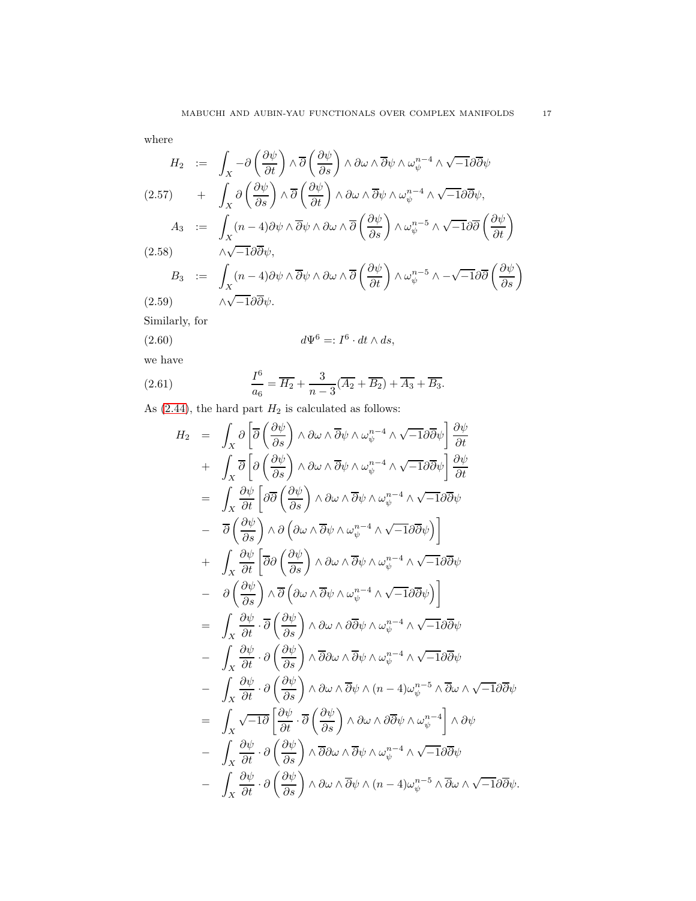where

$$
\begin{aligned}
H_2 &:= \int_X -\partial\left(\frac{\partial\psi}{\partial t}\right)\wedge\overline{\partial}\left(\frac{\partial\psi}{\partial s}\right)\wedge\partial\omega\wedge\overline{\partial}\psi\wedge\omega_\psi^{n-4}\wedge\sqrt{-1}\partial\overline{\partial}\psi \\
&+ \int_X \partial\left(\frac{\partial\psi}{\partial s}\right)\wedge\overline{\partial}\left(\frac{\partial\psi}{\partial t}\right)\wedge\partial\omega\wedge\overline{\partial}\psi\wedge\omega_\psi^{n-4}\wedge\sqrt{-1}\partial\overline{\partial}\psi,
\end{aligned}
\tag{2.57}
$$

$$
\begin{aligned}
A_3 &:= \int_X (n-4)\partial\psi\wedge\overline{\partial}\psi\wedge\partial\omega\wedge\overline{\partial}\left(\frac{\partial\psi}{\partial s}\right)\wedge\omega_\psi^{n-5}\wedge\sqrt{-1}\partial\overline{\partial}\left(\frac{\partial\psi}{\partial t}\right) \\
&\quad \wedge\sqrt{-1}\partial\overline{\partial}\psi,
\end{aligned}
\tag{2.58}
$$

$$
\begin{aligned}
B_3 &:= \int_X (n-4)\partial\psi\wedge\overline{\partial}\psi\wedge\partial\omega\wedge\overline{\partial}\left(\frac{\partial\psi}{\partial t}\right)\wedge\omega_\psi^{n-5}\wedge-\sqrt{-1}\partial\overline{\partial}\left(\frac{\partial\psi}{\partial s}\right) \\
&\quad \wedge\sqrt{-1}\partial\overline{\partial}\psi.
\end{aligned}
\tag{2.59}
$$

Similarly, for

$$
d\Psi^6 =: I^6\cdot dt\wedge ds, \tag{2.60}
$$

we have

$$
\frac{I^6}{a_6} = \overline{H_2} + \frac{3}{n-3}(\overline{A_2}+\overline{B_2}) + \overline{A_3} + \overline{B_3}. \tag{2.61}
$$

As (2.44), the hard part $H_2$ is calculated as follows:

$$
\begin{aligned}
H_2 &= \int_X \partial\left[\overline{\partial}\left(\frac{\partial\psi}{\partial s}\right)\wedge\partial\omega\wedge\overline{\partial}\psi\wedge\omega_\psi^{n-4}\wedge\sqrt{-1}\partial\overline{\partial}\psi\right]\frac{\partial\psi}{\partial t} \\
&+ \int_X \overline{\partial}\left[\partial\left(\frac{\partial\psi}{\partial s}\right)\wedge\partial\omega\wedge\overline{\partial}\psi\wedge\omega_\psi^{n-4}\wedge\sqrt{-1}\partial\overline{\partial}\psi\right]\frac{\partial\psi}{\partial t} \\
&= \int_X \frac{\partial\psi}{\partial t}\left[\partial\overline{\partial}\left(\frac{\partial\psi}{\partial s}\right)\wedge\partial\omega\wedge\overline{\partial}\psi\wedge\omega_\psi^{n-4}\wedge\sqrt{-1}\partial\overline{\partial}\psi\right. \\
&- \left.\overline{\partial}\left(\frac{\partial\psi}{\partial s}\right)\wedge\partial\left(\partial\omega\wedge\overline{\partial}\psi\wedge\omega_\psi^{n-4}\wedge\sqrt{-1}\partial\overline{\partial}\psi\right)\right] \\
&+ \int_X \frac{\partial\psi}{\partial t}\left[\overline{\partial}\partial\left(\frac{\partial\psi}{\partial s}\right)\wedge\partial\omega\wedge\overline{\partial}\psi\wedge\omega_\psi^{n-4}\wedge\sqrt{-1}\partial\overline{\partial}\psi\right. \\
&- \left.\partial\left(\frac{\partial\psi}{\partial s}\right)\wedge\overline{\partial}\left(\partial\omega\wedge\overline{\partial}\psi\wedge\omega_\psi^{n-4}\wedge\sqrt{-1}\partial\overline{\partial}\psi\right)\right] \\
&= \int_X \frac{\partial\psi}{\partial t}\cdot\overline{\partial}\left(\frac{\partial\psi}{\partial s}\right)\wedge\partial\omega\wedge\partial\overline{\partial}\psi\wedge\omega_\psi^{n-4}\wedge\sqrt{-1}\partial\overline{\partial}\psi \\
&- \int_X \frac{\partial\psi}{\partial t}\cdot\partial\left(\frac{\partial\psi}{\partial s}\right)\wedge\overline{\partial}\partial\omega\wedge\overline{\partial}\psi\wedge\omega_\psi^{n-4}\wedge\sqrt{-1}\partial\overline{\partial}\psi \\
&- \int_X \frac{\partial\psi}{\partial t}\cdot\partial\left(\frac{\partial\psi}{\partial s}\right)\wedge\partial\omega\wedge\overline{\partial}\psi\wedge(n-4)\omega_\psi^{n-5}\wedge\overline{\partial}\omega\wedge\sqrt{-1}\partial\overline{\partial}\psi \\
&= \int_X \sqrt{-1}\partial\left[\frac{\partial\psi}{\partial t}\cdot\overline{\partial}\left(\frac{\partial\psi}{\partial s}\right)\wedge\partial\omega\wedge\partial\overline{\partial}\psi\wedge\omega_\psi^{n-4}\right]\wedge\partial\psi \\
&- \int_X \frac{\partial\psi}{\partial t}\cdot\partial\left(\frac{\partial\psi}{\partial s}\right)\wedge\overline{\partial}\partial\omega\wedge\overline{\partial}\psi\wedge\omega_\psi^{n-4}\wedge\sqrt{-1}\partial\overline{\partial}\psi \\
&- \int_X \frac{\partial\psi}{\partial t}\cdot\partial\left(\frac{\partial\psi}{\partial s}\right)\wedge\partial\omega\wedge\overline{\partial}\psi\wedge(n-4)\omega_\psi^{n-5}\wedge\overline{\partial}\omega\wedge\sqrt{-1}\partial\overline{\partial}\psi.
\end{aligned}
$$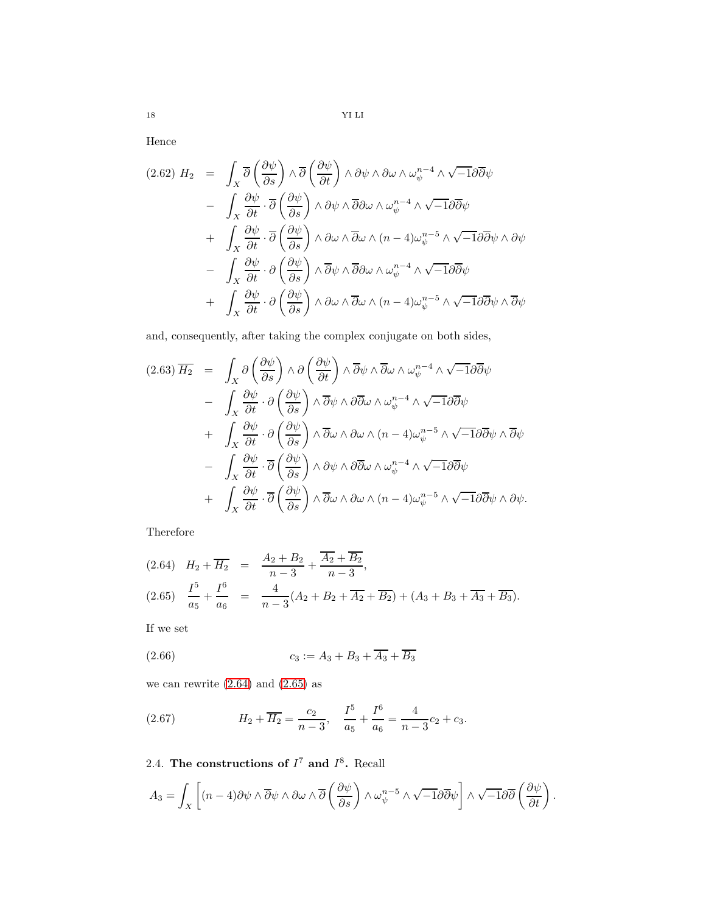Hence

$$
\begin{aligned}
(2.62)\ H_2 \;=\; & \int_X \overline{\partial}\left(\frac{\partial\psi}{\partial s}\right)\wedge\overline{\partial}\left(\frac{\partial\psi}{\partial t}\right)\wedge\partial\psi\wedge\partial\omega\wedge\omega_\psi^{n-4}\wedge\sqrt{-1}\partial\overline{\partial}\psi \\
- & \int_X \frac{\partial\psi}{\partial t}\cdot\overline{\partial}\left(\frac{\partial\psi}{\partial s}\right)\wedge\partial\psi\wedge\overline{\partial}\partial\omega\wedge\omega_\psi^{n-4}\wedge\sqrt{-1}\partial\overline{\partial}\psi \\
+ & \int_X \frac{\partial\psi}{\partial t}\cdot\overline{\partial}\left(\frac{\partial\psi}{\partial s}\right)\wedge\partial\omega\wedge\overline{\partial}\omega\wedge(n-4)\omega_\psi^{n-5}\wedge\sqrt{-1}\partial\overline{\partial}\psi\wedge\partial\psi \\
- & \int_X \frac{\partial\psi}{\partial t}\cdot\partial\left(\frac{\partial\psi}{\partial s}\right)\wedge\overline{\partial}\psi\wedge\overline{\partial}\partial\omega\wedge\omega_\psi^{n-4}\wedge\sqrt{-1}\partial\overline{\partial}\psi \\
+ & \int_X \frac{\partial\psi}{\partial t}\cdot\partial\left(\frac{\partial\psi}{\partial s}\right)\wedge\partial\omega\wedge\overline{\partial}\omega\wedge(n-4)\omega_\psi^{n-5}\wedge\sqrt{-1}\partial\overline{\partial}\psi\wedge\overline{\partial}\psi
\end{aligned}
$$

and, consequently, after taking the complex conjugate on both sides,

$$
\begin{aligned}
(2.63)\ \overline{H_2} \;=\; & \int_X \partial\left(\frac{\partial\psi}{\partial s}\right)\wedge\partial\left(\frac{\partial\psi}{\partial t}\right)\wedge\overline{\partial}\psi\wedge\overline{\partial}\omega\wedge\omega_\psi^{n-4}\wedge\sqrt{-1}\partial\overline{\partial}\psi \\
- & \int_X \frac{\partial\psi}{\partial t}\cdot\partial\left(\frac{\partial\psi}{\partial s}\right)\wedge\overline{\partial}\psi\wedge\partial\overline{\partial}\omega\wedge\omega_\psi^{n-4}\wedge\sqrt{-1}\partial\overline{\partial}\psi \\
+ & \int_X \frac{\partial\psi}{\partial t}\cdot\partial\left(\frac{\partial\psi}{\partial s}\right)\wedge\overline{\partial}\omega\wedge\partial\omega\wedge(n-4)\omega_\psi^{n-5}\wedge\sqrt{-1}\partial\overline{\partial}\psi\wedge\overline{\partial}\psi \\
- & \int_X \frac{\partial\psi}{\partial t}\cdot\overline{\partial}\left(\frac{\partial\psi}{\partial s}\right)\wedge\partial\psi\wedge\partial\overline{\partial}\omega\wedge\omega_\psi^{n-4}\wedge\sqrt{-1}\partial\overline{\partial}\psi \\
+ & \int_X \frac{\partial\psi}{\partial t}\cdot\overline{\partial}\left(\frac{\partial\psi}{\partial s}\right)\wedge\overline{\partial}\omega\wedge\partial\omega\wedge(n-4)\omega_\psi^{n-5}\wedge\sqrt{-1}\partial\overline{\partial}\psi\wedge\partial\psi.
\end{aligned}
$$

Therefore

$$
\begin{aligned}
(2.64)\quad H_2+\overline{H_2} &= \frac{A_2+B_2}{n-3}+\frac{\overline{A_2}+\overline{B_2}}{n-3}, \\
(2.65)\quad \frac{I^5}{a_5}+\frac{I^6}{a_6} &= \frac{4}{n-3}(A_2+B_2+\overline{A_2}+\overline{B_2})+(A_3+B_3+\overline{A_3}+\overline{B_3}).
\end{aligned}
$$

If we set

$$
(2.66)\qquad c_3 := A_3+B_3+\overline{A_3}+\overline{B_3}
$$

we can rewrite (2.64) and (2.65) as

$$
(2.67)\qquad H_2+\overline{H_2}=\frac{c_2}{n-3},\quad \frac{I^5}{a_5}+\frac{I^6}{a_6}=\frac{4}{n-3}c_2+c_3.
$$

## 2.4. The constructions of $I^7$ and $I^8$.

Recall

$$
A_3=\int_X\left[(n-4)\partial\psi\wedge\overline{\partial}\psi\wedge\partial\omega\wedge\overline{\partial}\left(\frac{\partial\psi}{\partial s}\right)\wedge\omega_\psi^{n-5}\wedge\sqrt{-1}\partial\overline{\partial}\psi\right]\wedge\sqrt{-1}\partial\overline{\partial}\left(\frac{\partial\psi}{\partial t}\right).
$$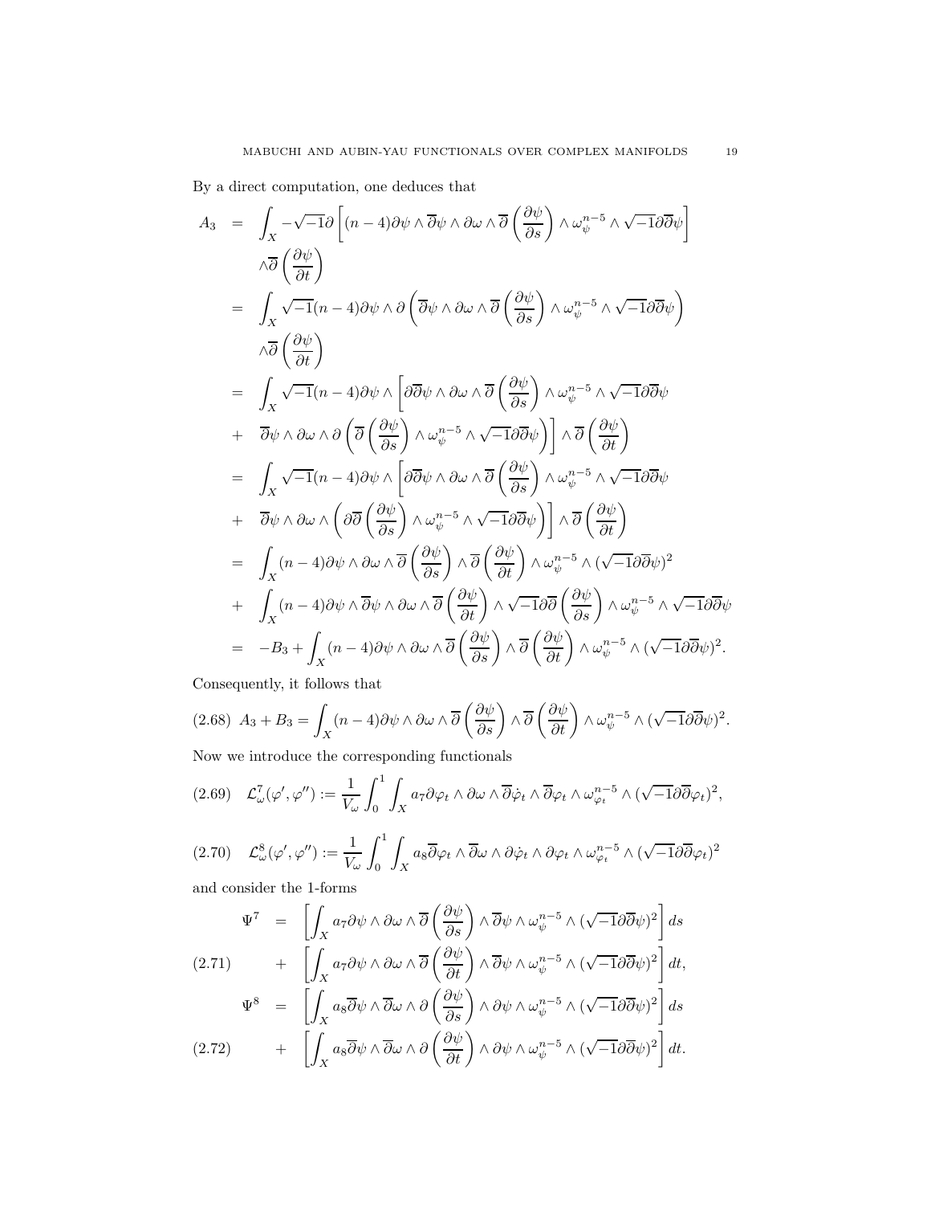By a direct computation, one deduces that

$$
\begin{aligned}
A_3 &= \int_X -\sqrt{-1}\partial\left[(n-4)\partial\psi\wedge\overline{\partial}\psi\wedge\partial\omega\wedge\overline{\partial}\left(\frac{\partial\psi}{\partial s}\right)\wedge\omega_\psi^{n-5}\wedge\sqrt{-1}\partial\overline{\partial}\psi\right] \\
&\quad \wedge\overline{\partial}\left(\frac{\partial\psi}{\partial t}\right) \\
&= \int_X \sqrt{-1}(n-4)\partial\psi\wedge\partial\left(\overline{\partial}\psi\wedge\partial\omega\wedge\overline{\partial}\left(\frac{\partial\psi}{\partial s}\right)\wedge\omega_\psi^{n-5}\wedge\sqrt{-1}\partial\overline{\partial}\psi\right) \\
&\quad \wedge\overline{\partial}\left(\frac{\partial\psi}{\partial t}\right) \\
&= \int_X \sqrt{-1}(n-4)\partial\psi\wedge\left[\partial\overline{\partial}\psi\wedge\partial\omega\wedge\overline{\partial}\left(\frac{\partial\psi}{\partial s}\right)\wedge\omega_\psi^{n-5}\wedge\sqrt{-1}\partial\overline{\partial}\psi\right. \\
&+ \left.\overline{\partial}\psi\wedge\partial\omega\wedge\partial\left(\overline{\partial}\left(\frac{\partial\psi}{\partial s}\right)\wedge\omega_\psi^{n-5}\wedge\sqrt{-1}\partial\overline{\partial}\psi\right)\right]\wedge\overline{\partial}\left(\frac{\partial\psi}{\partial t}\right) \\
&= \int_X \sqrt{-1}(n-4)\partial\psi\wedge\left[\partial\overline{\partial}\psi\wedge\partial\omega\wedge\overline{\partial}\left(\frac{\partial\psi}{\partial s}\right)\wedge\omega_\psi^{n-5}\wedge\sqrt{-1}\partial\overline{\partial}\psi\right. \\
&+ \left.\overline{\partial}\psi\wedge\partial\omega\wedge\left(\partial\overline{\partial}\left(\frac{\partial\psi}{\partial s}\right)\wedge\omega_\psi^{n-5}\wedge\sqrt{-1}\partial\overline{\partial}\psi\right)\right]\wedge\overline{\partial}\left(\frac{\partial\psi}{\partial t}\right) \\
&= \int_X (n-4)\partial\psi\wedge\partial\omega\wedge\overline{\partial}\left(\frac{\partial\psi}{\partial s}\right)\wedge\overline{\partial}\left(\frac{\partial\psi}{\partial t}\right)\wedge\omega_\psi^{n-5}\wedge(\sqrt{-1}\partial\overline{\partial}\psi)^2 \\
&+ \int_X (n-4)\partial\psi\wedge\overline{\partial}\psi\wedge\partial\omega\wedge\overline{\partial}\left(\frac{\partial\psi}{\partial t}\right)\wedge\sqrt{-1}\partial\overline{\partial}\left(\frac{\partial\psi}{\partial s}\right)\wedge\omega_\psi^{n-5}\wedge\sqrt{-1}\partial\overline{\partial}\psi \\
&= -B_3 + \int_X (n-4)\partial\psi\wedge\partial\omega\wedge\overline{\partial}\left(\frac{\partial\psi}{\partial s}\right)\wedge\overline{\partial}\left(\frac{\partial\psi}{\partial t}\right)\wedge\omega_\psi^{n-5}\wedge(\sqrt{-1}\partial\overline{\partial}\psi)^2.
\end{aligned}
$$

Consequently, it follows that

$$
A_3 + B_3 = \int_X (n-4)\partial\psi\wedge\partial\omega\wedge\overline{\partial}\left(\frac{\partial\psi}{\partial s}\right)\wedge\overline{\partial}\left(\frac{\partial\psi}{\partial t}\right)\wedge\omega_\psi^{n-5}\wedge(\sqrt{-1}\partial\overline{\partial}\psi)^2. \tag{2.68}
$$

Now we introduce the corresponding functionals

$$
\mathcal{L}^7_\omega(\varphi',\varphi'') := \frac{1}{V_\omega}\int_0^1\int_X a_7\partial\varphi_t\wedge\partial\omega\wedge\overline{\partial}\dot{\varphi}_t\wedge\overline{\partial}\varphi_t\wedge\omega_{\varphi_t}^{n-5}\wedge(\sqrt{-1}\partial\overline{\partial}\varphi_t)^2, \tag{2.69}
$$

$$
\mathcal{L}^8_\omega(\varphi',\varphi'') := \frac{1}{V_\omega}\int_0^1\int_X a_8\overline{\partial}\varphi_t\wedge\overline{\partial}\omega\wedge\partial\dot{\varphi}_t\wedge\partial\varphi_t\wedge\omega_{\varphi_t}^{n-5}\wedge(\sqrt{-1}\partial\overline{\partial}\varphi_t)^2 \tag{2.70}
$$

and consider the 1-forms

$$
\begin{aligned}
\Psi^7 &= \left[\int_X a_7\partial\psi\wedge\partial\omega\wedge\overline{\partial}\left(\frac{\partial\psi}{\partial s}\right)\wedge\overline{\partial}\psi\wedge\omega_\psi^{n-5}\wedge(\sqrt{-1}\partial\overline{\partial}\psi)^2\right]ds \\
&+ \left[\int_X a_7\partial\psi\wedge\partial\omega\wedge\overline{\partial}\left(\frac{\partial\psi}{\partial t}\right)\wedge\overline{\partial}\psi\wedge\omega_\psi^{n-5}\wedge(\sqrt{-1}\partial\overline{\partial}\psi)^2\right]dt,
\end{aligned} \tag{2.71}
$$

$$
\begin{aligned}
\Psi^8 &= \left[\int_X a_8\overline{\partial}\psi\wedge\overline{\partial}\omega\wedge\partial\left(\frac{\partial\psi}{\partial s}\right)\wedge\partial\psi\wedge\omega_\psi^{n-5}\wedge(\sqrt{-1}\partial\overline{\partial}\psi)^2\right]ds \\
&+ \left[\int_X a_8\overline{\partial}\psi\wedge\overline{\partial}\omega\wedge\partial\left(\frac{\partial\psi}{\partial t}\right)\wedge\partial\psi\wedge\omega_\psi^{n-5}\wedge(\sqrt{-1}\partial\overline{\partial}\psi)^2\right]dt.
\end{aligned} \tag{2.72}
$$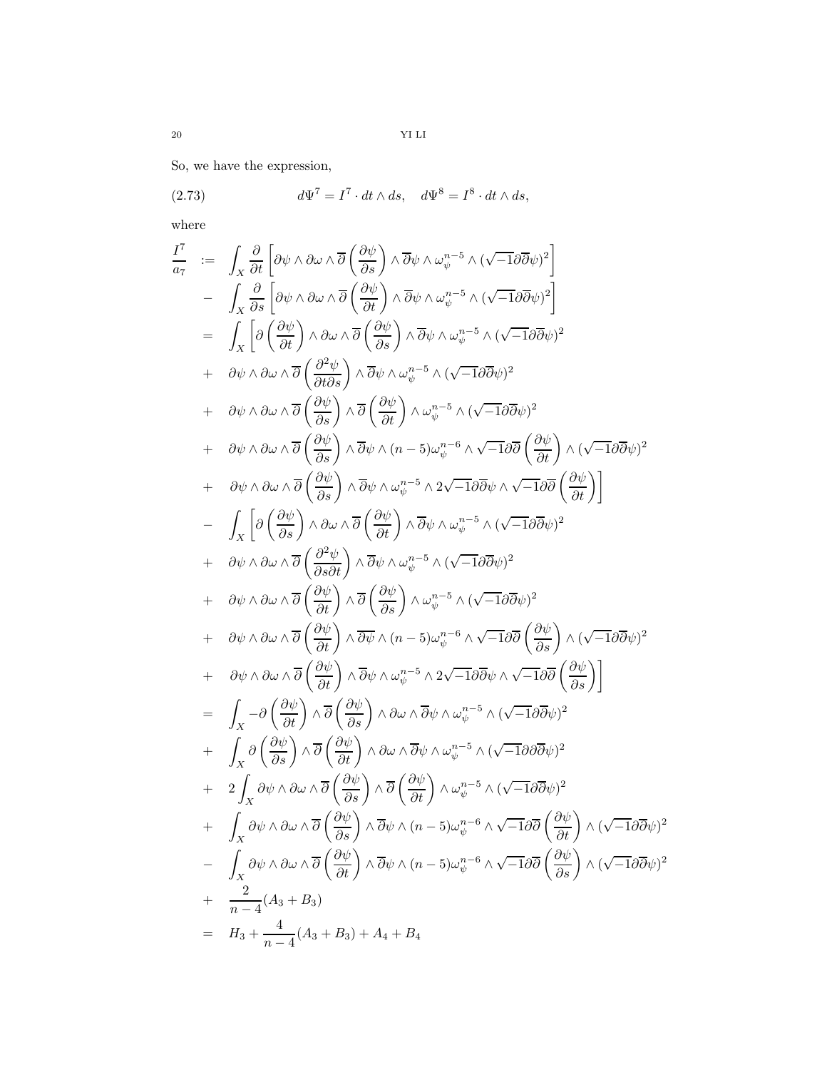So, we have the expression,

$$d\Psi^7 = I^7 \cdot dt \wedge ds, \quad d\Psi^8 = I^8 \cdot dt \wedge ds, \tag{2.73}$$

where

$$
\begin{aligned}
\frac{I^7}{a_7} \quad := \quad & \int_X \frac{\partial}{\partial t}\left[\partial\psi \wedge \partial\omega \wedge \overline{\partial}\left(\frac{\partial \psi}{\partial s}\right) \wedge \overline{\partial}\psi \wedge \omega_\psi^{n-5} \wedge (\sqrt{-1}\partial\overline{\partial}\psi)^2\right] \\
- \quad & \int_X \frac{\partial}{\partial s}\left[\partial\psi \wedge \partial\omega \wedge \overline{\partial}\left(\frac{\partial \psi}{\partial t}\right) \wedge \overline{\partial}\psi \wedge \omega_\psi^{n-5} \wedge (\sqrt{-1}\partial\overline{\partial}\psi)^2\right] \\
= \quad & \int_X \left[\partial\left(\frac{\partial \psi}{\partial t}\right) \wedge \partial\omega \wedge \overline{\partial}\left(\frac{\partial \psi}{\partial s}\right) \wedge \overline{\partial}\psi \wedge \omega_\psi^{n-5} \wedge (\sqrt{-1}\partial\overline{\partial}\psi)^2\right. \\
+ \quad & \partial\psi \wedge \partial\omega \wedge \overline{\partial}\left(\frac{\partial^2 \psi}{\partial t \partial s}\right) \wedge \overline{\partial}\psi \wedge \omega_\psi^{n-5} \wedge (\sqrt{-1}\partial\overline{\partial}\psi)^2 \\
+ \quad & \partial\psi \wedge \partial\omega \wedge \overline{\partial}\left(\frac{\partial \psi}{\partial s}\right) \wedge \overline{\partial}\left(\frac{\partial \psi}{\partial t}\right) \wedge \omega_\psi^{n-5} \wedge (\sqrt{-1}\partial\overline{\partial}\psi)^2 \\
+ \quad & \partial\psi \wedge \partial\omega \wedge \overline{\partial}\left(\frac{\partial \psi}{\partial s}\right) \wedge \overline{\partial}\psi \wedge (n-5)\omega_\psi^{n-6} \wedge \sqrt{-1}\partial\overline{\partial}\left(\frac{\partial \psi}{\partial t}\right) \wedge (\sqrt{-1}\partial\overline{\partial}\psi)^2 \\
+ \quad & \left.\partial\psi \wedge \partial\omega \wedge \overline{\partial}\left(\frac{\partial \psi}{\partial s}\right) \wedge \overline{\partial}\psi \wedge \omega_\psi^{n-5} \wedge 2\sqrt{-1}\partial\overline{\partial}\psi \wedge \sqrt{-1}\partial\overline{\partial}\left(\frac{\partial \psi}{\partial t}\right)\right] \\
- \quad & \int_X \left[\partial\left(\frac{\partial \psi}{\partial s}\right) \wedge \partial\omega \wedge \overline{\partial}\left(\frac{\partial \psi}{\partial t}\right) \wedge \overline{\partial}\psi \wedge \omega_\psi^{n-5} \wedge (\sqrt{-1}\partial\overline{\partial}\psi)^2\right. \\
+ \quad & \partial\psi \wedge \partial\omega \wedge \overline{\partial}\left(\frac{\partial^2 \psi}{\partial s \partial t}\right) \wedge \overline{\partial}\psi \wedge \omega_\psi^{n-5} \wedge (\sqrt{-1}\partial\overline{\partial}\psi)^2 \\
+ \quad & \partial\psi \wedge \partial\omega \wedge \overline{\partial}\left(\frac{\partial \psi}{\partial t}\right) \wedge \overline{\partial}\left(\frac{\partial \psi}{\partial s}\right) \wedge \omega_\psi^{n-5} \wedge (\sqrt{-1}\partial\overline{\partial}\psi)^2 \\
+ \quad & \partial\psi \wedge \partial\omega \wedge \overline{\partial}\left(\frac{\partial \psi}{\partial t}\right) \wedge \overline{\partial\psi} \wedge (n-5)\omega_\psi^{n-6} \wedge \sqrt{-1}\partial\overline{\partial}\left(\frac{\partial \psi}{\partial s}\right) \wedge (\sqrt{-1}\partial\overline{\partial}\psi)^2 \\
+ \quad & \left.\partial\psi \wedge \partial\omega \wedge \overline{\partial}\left(\frac{\partial \psi}{\partial t}\right) \wedge \overline{\partial}\psi \wedge \omega_\psi^{n-5} \wedge 2\sqrt{-1}\partial\overline{\partial}\psi \wedge \sqrt{-1}\partial\overline{\partial}\left(\frac{\partial \psi}{\partial s}\right)\right] \\
= \quad & \int_X -\partial\left(\frac{\partial \psi}{\partial t}\right) \wedge \overline{\partial}\left(\frac{\partial \psi}{\partial s}\right) \wedge \partial\omega \wedge \overline{\partial}\psi \wedge \omega_\psi^{n-5} \wedge (\sqrt{-1}\partial\overline{\partial}\psi)^2 \\
+ \quad & \int_X \partial\left(\frac{\partial \psi}{\partial s}\right) \wedge \overline{\partial}\left(\frac{\partial \psi}{\partial t}\right) \wedge \partial\omega \wedge \overline{\partial}\psi \wedge \omega_\psi^{n-5} \wedge (\sqrt{-1}\partial\partial\overline{\partial}\psi)^2 \\
+ \quad & 2\int_X \partial\psi \wedge \partial\omega \wedge \overline{\partial}\left(\frac{\partial \psi}{\partial s}\right) \wedge \overline{\partial}\left(\frac{\partial \psi}{\partial t}\right) \wedge \omega_\psi^{n-5} \wedge (\sqrt{-1}\partial\overline{\partial}\psi)^2 \\
+ \quad & \int_X \partial\psi \wedge \partial\omega \wedge \overline{\partial}\left(\frac{\partial \psi}{\partial s}\right) \wedge \overline{\partial}\psi \wedge (n-5)\omega_\psi^{n-6} \wedge \sqrt{-1}\partial\overline{\partial}\left(\frac{\partial \psi}{\partial t}\right) \wedge (\sqrt{-1}\partial\overline{\partial}\psi)^2 \\
- \quad & \int_X \partial\psi \wedge \partial\omega \wedge \overline{\partial}\left(\frac{\partial \psi}{\partial t}\right) \wedge \overline{\partial}\psi \wedge (n-5)\omega_\psi^{n-6} \wedge \sqrt{-1}\partial\overline{\partial}\left(\frac{\partial \psi}{\partial s}\right) \wedge (\sqrt{-1}\partial\overline{\partial}\psi)^2 \\
+ \quad & \frac{2}{n-4}(A_3 + B_3) \\
= \quad & H_3 + \frac{4}{n-4}(A_3 + B_3) + A_4 + B_4
\end{aligned}
$$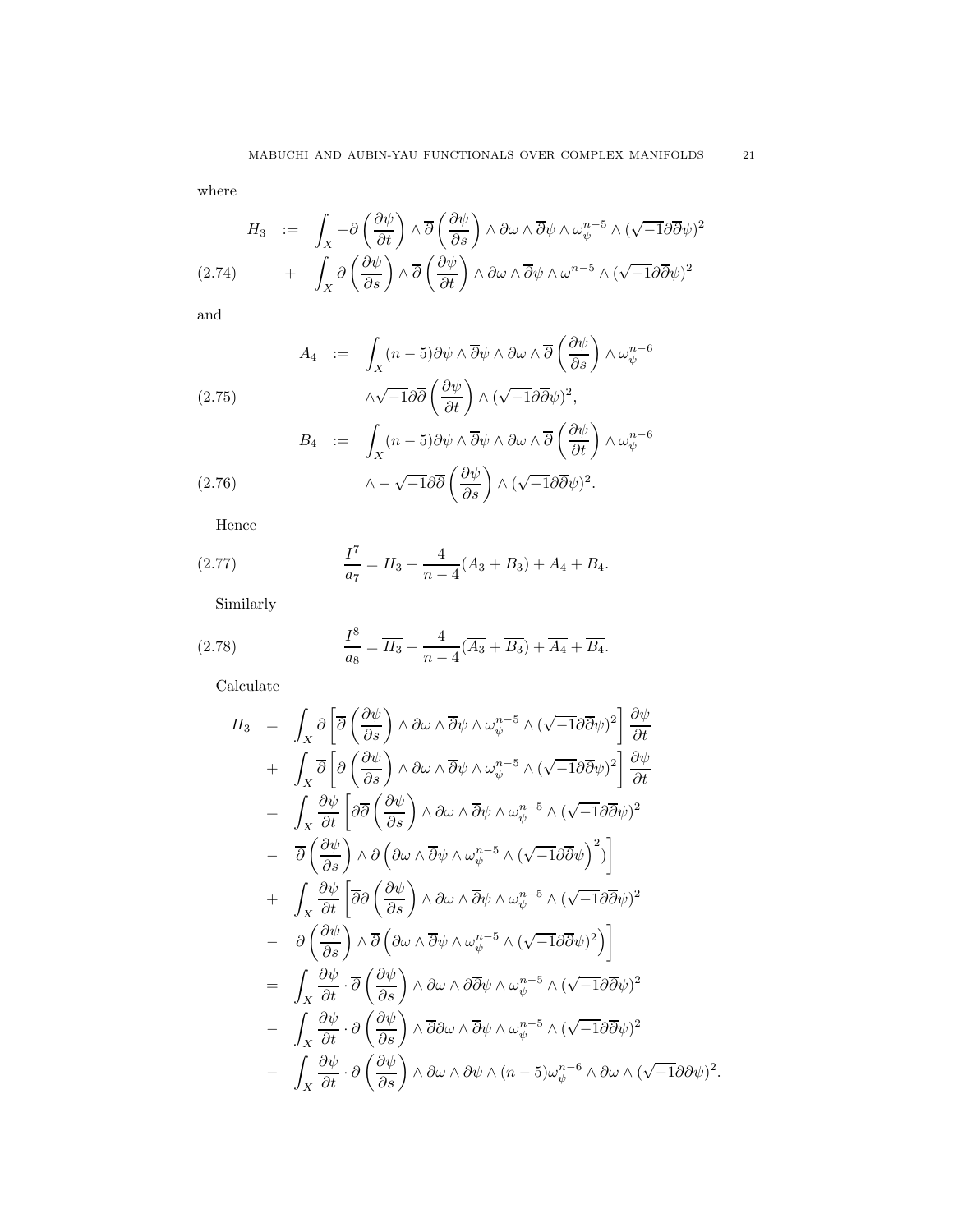where

$$
\begin{aligned}
H_3 \quad &:= \quad \int_X -\partial\left(\frac{\partial \psi}{\partial t}\right) \wedge \overline{\partial}\left(\frac{\partial \psi}{\partial s}\right) \wedge \partial\omega \wedge \overline{\partial}\psi \wedge \omega_\psi^{n-5} \wedge (\sqrt{-1}\partial\overline{\partial}\psi)^2 \\
&\quad + \quad \int_X \partial\left(\frac{\partial \psi}{\partial s}\right) \wedge \overline{\partial}\left(\frac{\partial \psi}{\partial t}\right) \wedge \partial\omega \wedge \overline{\partial}\psi \wedge \omega^{n-5} \wedge (\sqrt{-1}\partial\overline{\partial}\psi)^2 \qquad (2.74)
\end{aligned}
$$

and

$$
\begin{aligned}
A_4 \quad &:= \quad \int_X (n-5)\partial\psi \wedge \overline{\partial}\psi \wedge \partial\omega \wedge \overline{\partial}\left(\frac{\partial \psi}{\partial s}\right) \wedge \omega_\psi^{n-6} \\
&\qquad \wedge \sqrt{-1}\partial\overline{\partial}\left(\frac{\partial \psi}{\partial t}\right) \wedge (\sqrt{-1}\partial\overline{\partial}\psi)^2, \qquad (2.75)
\end{aligned}
$$

$$
\begin{aligned}
B_4 \quad &:= \quad \int_X (n-5)\partial\psi \wedge \overline{\partial}\psi \wedge \partial\omega \wedge \overline{\partial}\left(\frac{\partial \psi}{\partial t}\right) \wedge \omega_\psi^{n-6} \\
&\qquad \wedge -\sqrt{-1}\partial\overline{\partial}\left(\frac{\partial \psi}{\partial s}\right) \wedge (\sqrt{-1}\partial\overline{\partial}\psi)^2. \qquad (2.76)
\end{aligned}
$$

Hence

$$
\frac{I^7}{a_7} = H_3 + \frac{4}{n-4}(A_3 + B_3) + A_4 + B_4. \qquad (2.77)
$$

Similarly

$$
\frac{I^8}{a_8} = \overline{H_3} + \frac{4}{n-4}(\overline{A_3} + \overline{B_3}) + \overline{A_4} + \overline{B_4}. \qquad (2.78)
$$

Calculate

$$
\begin{aligned}
H_3 \quad &= \quad \int_X \partial\left[\overline{\partial}\left(\frac{\partial \psi}{\partial s}\right) \wedge \partial\omega \wedge \overline{\partial}\psi \wedge \omega_\psi^{n-5} \wedge (\sqrt{-1}\partial\overline{\partial}\psi)^2\right]\frac{\partial \psi}{\partial t} \\
&\quad + \quad \int_X \overline{\partial}\left[\partial\left(\frac{\partial \psi}{\partial s}\right) \wedge \partial\omega \wedge \overline{\partial}\psi \wedge \omega_\psi^{n-5} \wedge (\sqrt{-1}\partial\overline{\partial}\psi)^2\right]\frac{\partial \psi}{\partial t} \\
&= \quad \int_X \frac{\partial \psi}{\partial t}\left[\partial\overline{\partial}\left(\frac{\partial \psi}{\partial s}\right) \wedge \partial\omega \wedge \overline{\partial}\psi \wedge \omega_\psi^{n-5} \wedge (\sqrt{-1}\partial\overline{\partial}\psi)^2\right. \\
&\quad - \quad \left.\overline{\partial}\left(\frac{\partial \psi}{\partial s}\right) \wedge \partial\left(\partial\omega \wedge \overline{\partial}\psi \wedge \omega_\psi^{n-5} \wedge (\sqrt{-1}\partial\overline{\partial}\psi\right)^2)\right] \\
&\quad + \quad \int_X \frac{\partial \psi}{\partial t}\left[\overline{\partial}\partial\left(\frac{\partial \psi}{\partial s}\right) \wedge \partial\omega \wedge \overline{\partial}\psi \wedge \omega_\psi^{n-5} \wedge (\sqrt{-1}\partial\overline{\partial}\psi)^2\right. \\
&\quad - \quad \left.\partial\left(\frac{\partial \psi}{\partial s}\right) \wedge \overline{\partial}\left(\partial\omega \wedge \overline{\partial}\psi \wedge \omega_\psi^{n-5} \wedge (\sqrt{-1}\partial\overline{\partial}\psi)^2\right)\right] \\
&= \quad \int_X \frac{\partial \psi}{\partial t} \cdot \overline{\partial}\left(\frac{\partial \psi}{\partial s}\right) \wedge \partial\omega \wedge \partial\overline{\partial}\psi \wedge \omega_\psi^{n-5} \wedge (\sqrt{-1}\partial\overline{\partial}\psi)^2 \\
&\quad - \quad \int_X \frac{\partial \psi}{\partial t} \cdot \partial\left(\frac{\partial \psi}{\partial s}\right) \wedge \overline{\partial}\partial\omega \wedge \overline{\partial}\psi \wedge \omega_\psi^{n-5} \wedge (\sqrt{-1}\partial\overline{\partial}\psi)^2 \\
&\quad - \quad \int_X \frac{\partial \psi}{\partial t} \cdot \partial\left(\frac{\partial \psi}{\partial s}\right) \wedge \partial\omega \wedge \overline{\partial}\psi \wedge (n-5)\omega_\psi^{n-6} \wedge \overline{\partial}\omega \wedge (\sqrt{-1}\partial\overline{\partial}\psi)^2.
\end{aligned}
$$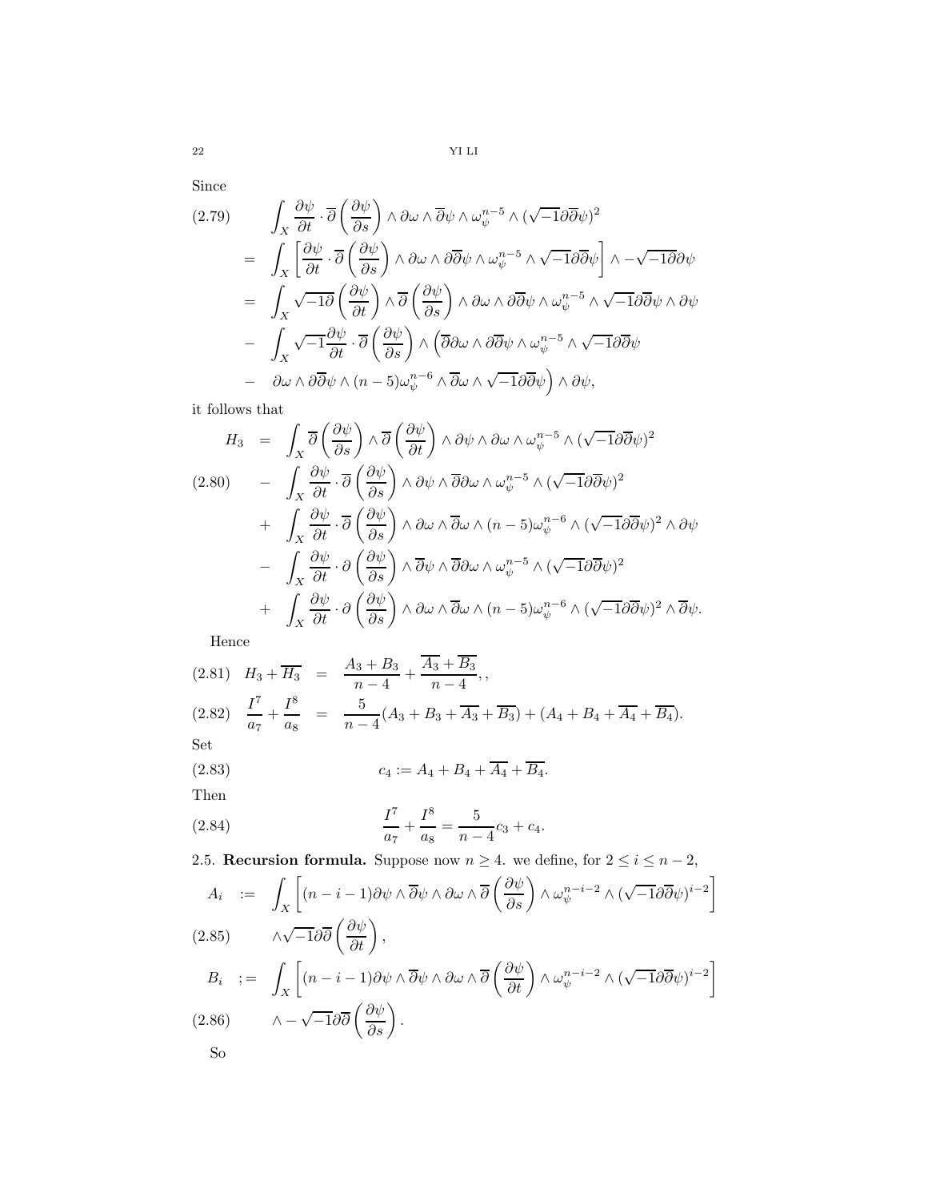Since

$$
\begin{aligned}
(2.79)\qquad & \int_X \frac{\partial\psi}{\partial t}\cdot\overline{\partial}\left(\frac{\partial\psi}{\partial s}\right)\wedge\partial\omega\wedge\overline{\partial}\psi\wedge\omega_\psi^{n-5}\wedge(\sqrt{-1}\partial\overline{\partial}\psi)^2 \\
= \quad & \int_X \left[\frac{\partial\psi}{\partial t}\cdot\overline{\partial}\left(\frac{\partial\psi}{\partial s}\right)\wedge\partial\omega\wedge\partial\overline{\partial}\psi\wedge\omega_\psi^{n-5}\wedge\sqrt{-1}\partial\overline{\partial}\psi\right]\wedge -\sqrt{-1}\partial\partial\psi \\
= \quad & \int_X \sqrt{-1}\partial\left(\frac{\partial\psi}{\partial t}\right)\wedge\overline{\partial}\left(\frac{\partial\psi}{\partial s}\right)\wedge\partial\omega\wedge\partial\overline{\partial}\psi\wedge\omega_\psi^{n-5}\wedge\sqrt{-1}\partial\overline{\partial}\psi\wedge\partial\psi \\
- \quad & \int_X \sqrt{-1}\frac{\partial\psi}{\partial t}\cdot\overline{\partial}\left(\frac{\partial\psi}{\partial s}\right)\wedge\Big(\overline{\partial}\partial\omega\wedge\partial\overline{\partial}\psi\wedge\omega_\psi^{n-5}\wedge\sqrt{-1}\partial\overline{\partial}\psi \\
- \quad & \partial\omega\wedge\partial\overline{\partial}\psi\wedge(n-5)\omega_\psi^{n-6}\wedge\overline{\partial}\omega\wedge\sqrt{-1}\partial\overline{\partial}\psi\Big)\wedge\partial\psi,
\end{aligned}
$$

it follows that

$$
\begin{aligned}
H_3 \quad = \quad & \int_X \overline{\partial}\left(\frac{\partial\psi}{\partial s}\right)\wedge\overline{\partial}\left(\frac{\partial\psi}{\partial t}\right)\wedge\partial\psi\wedge\partial\omega\wedge\omega_\psi^{n-5}\wedge(\sqrt{-1}\partial\overline{\partial}\psi)^2 \\
(2.80)\qquad - \quad & \int_X \frac{\partial\psi}{\partial t}\cdot\overline{\partial}\left(\frac{\partial\psi}{\partial s}\right)\wedge\partial\psi\wedge\overline{\partial}\partial\omega\wedge\omega_\psi^{n-5}\wedge(\sqrt{-1}\partial\overline{\partial}\psi)^2 \\
+ \quad & \int_X \frac{\partial\psi}{\partial t}\cdot\overline{\partial}\left(\frac{\partial\psi}{\partial s}\right)\wedge\partial\omega\wedge\overline{\partial}\omega\wedge(n-5)\omega_\psi^{n-6}\wedge(\sqrt{-1}\partial\overline{\partial}\psi)^2\wedge\partial\psi \\
- \quad & \int_X \frac{\partial\psi}{\partial t}\cdot\partial\left(\frac{\partial\psi}{\partial s}\right)\wedge\overline{\partial}\psi\wedge\overline{\partial}\partial\omega\wedge\omega_\psi^{n-5}\wedge(\sqrt{-1}\partial\overline{\partial}\psi)^2 \\
+ \quad & \int_X \frac{\partial\psi}{\partial t}\cdot\partial\left(\frac{\partial\psi}{\partial s}\right)\wedge\partial\omega\wedge\overline{\partial}\omega\wedge(n-5)\omega_\psi^{n-6}\wedge(\sqrt{-1}\partial\overline{\partial}\psi)^2\wedge\overline{\partial}\psi.
\end{aligned}
$$

Hence

$$
\begin{aligned}
(2.81)\quad H_3+\overline{H_3} \quad &= \quad \frac{A_3+B_3}{n-4}+\frac{\overline{A_3}+\overline{B_3}}{n-4},, \\
(2.82)\quad \frac{I^7}{a_7}+\frac{I^8}{a_8} \quad &= \quad \frac{5}{n-4}(A_3+B_3+\overline{A_3}+\overline{B_3})+(A_4+B_4+\overline{A_4}+\overline{B_4}).
\end{aligned}
$$

Set

$$
c_4 := A_4+B_4+\overline{A_4}+\overline{B_4}. \tag{2.83}
$$

Then

$$
\frac{I^7}{a_7}+\frac{I^8}{a_8}=\frac{5}{n-4}c_3+c_4. \tag{2.84}
$$

**2.5. Recursion formula.** Suppose now $n\geq 4$. we define, for $2\leq i\leq n-2$,

$$
\begin{aligned}
A_i \quad := \quad & \int_X \left[(n-i-1)\partial\psi\wedge\overline{\partial}\psi\wedge\partial\omega\wedge\overline{\partial}\left(\frac{\partial\psi}{\partial s}\right)\wedge\omega_\psi^{n-i-2}\wedge(\sqrt{-1}\partial\overline{\partial}\psi)^{i-2}\right] \\
(2.85)\qquad & \wedge\sqrt{-1}\partial\overline{\partial}\left(\frac{\partial\psi}{\partial t}\right), \\
B_i \quad ;= \quad & \int_X \left[(n-i-1)\partial\psi\wedge\overline{\partial}\psi\wedge\partial\omega\wedge\overline{\partial}\left(\frac{\partial\psi}{\partial t}\right)\wedge\omega_\psi^{n-i-2}\wedge(\sqrt{-1}\partial\overline{\partial}\psi)^{i-2}\right] \\
(2.86)\qquad & \wedge-\sqrt{-1}\partial\overline{\partial}\left(\frac{\partial\psi}{\partial s}\right).
\end{aligned}
$$

So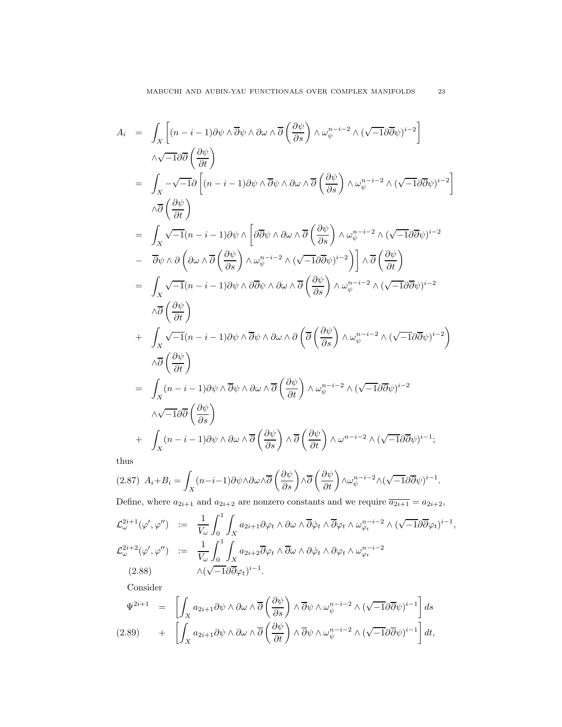$$
\begin{aligned}
A_i &= \int_X \left[(n-i-1)\partial\psi \wedge \overline{\partial}\psi \wedge \partial\omega \wedge \overline{\partial}\left(\frac{\partial\psi}{\partial s}\right) \wedge \omega_\psi^{n-i-2} \wedge (\sqrt{-1}\partial\overline{\partial}\psi)^{i-2}\right] \\
&\quad \wedge \sqrt{-1}\partial\overline{\partial}\left(\frac{\partial\psi}{\partial t}\right) \\
&= \int_X -\sqrt{-1}\partial\left[(n-i-1)\partial\psi \wedge \overline{\partial}\psi \wedge \partial\omega \wedge \overline{\partial}\left(\frac{\partial\psi}{\partial s}\right) \wedge \omega_\psi^{n-i-2} \wedge (\sqrt{-1}\partial\overline{\partial}\psi)^{i-2}\right] \\
&\quad \wedge \overline{\partial}\left(\frac{\partial\psi}{\partial t}\right) \\
&= \int_X \sqrt{-1}(n-i-1)\partial\psi \wedge \left[\partial\overline{\partial}\psi \wedge \partial\omega \wedge \overline{\partial}\left(\frac{\partial\psi}{\partial s}\right) \wedge \omega_\psi^{n-i-2} \wedge (\sqrt{-1}\partial\overline{\partial}\psi)^{i-2}\right. \\
&\quad - \left.\overline{\partial}\psi \wedge \partial\left(\partial\omega \wedge \overline{\partial}\left(\frac{\partial\psi}{\partial s}\right) \wedge \omega_\psi^{n-i-2} \wedge (\sqrt{-1}\partial\overline{\partial}\psi)^{i-2}\right)\right] \wedge \overline{\partial}\left(\frac{\partial\psi}{\partial t}\right) \\
&= \int_X \sqrt{-1}(n-i-1)\partial\psi \wedge \partial\overline{\partial}\psi \wedge \partial\omega \wedge \overline{\partial}\left(\frac{\partial\psi}{\partial s}\right) \wedge \omega_\psi^{n-i-2} \wedge (\sqrt{-1}\partial\overline{\partial}\psi)^{i-2} \\
&\quad \wedge \overline{\partial}\left(\frac{\partial\psi}{\partial t}\right) \\
&\quad + \int_X \sqrt{-1}(n-i-1)\partial\psi \wedge \overline{\partial}\psi \wedge \partial\omega \wedge \partial\left(\overline{\partial}\left(\frac{\partial\psi}{\partial s}\right) \wedge \omega_\psi^{n-i-2} \wedge (\sqrt{-1}\partial\overline{\partial}\psi)^{i-2}\right) \\
&\quad \wedge \overline{\partial}\left(\frac{\partial\psi}{\partial t}\right) \\
&= \int_X (n-i-1)\partial\psi \wedge \overline{\partial}\psi \wedge \partial\omega \wedge \overline{\partial}\left(\frac{\partial\psi}{\partial t}\right) \wedge \omega_\psi^{n-i-2} \wedge (\sqrt{-1}\partial\overline{\partial}\psi)^{i-2} \\
&\quad \wedge \sqrt{-1}\partial\overline{\partial}\left(\frac{\partial\psi}{\partial s}\right) \\
&\quad + \int_X (n-i-1)\partial\psi \wedge \partial\omega \wedge \overline{\partial}\left(\frac{\partial\psi}{\partial s}\right) \wedge \overline{\partial}\left(\frac{\partial\psi}{\partial t}\right) \wedge \omega^{n-i-2} \wedge (\sqrt{-1}\partial\overline{\partial}\psi)^{i-1};
\end{aligned}
$$

thus

$$
A_i + B_i = \int_X (n-i-1)\partial\psi \wedge \partial\omega \wedge \overline{\partial}\left(\frac{\partial\psi}{\partial s}\right) \wedge \overline{\partial}\left(\frac{\partial\psi}{\partial t}\right) \wedge \omega_\psi^{n-i-2} \wedge (\sqrt{-1}\partial\overline{\partial}\psi)^{i-1}. \tag{2.87}
$$

Define, where $a_{2i+1}$ and $a_{2i+2}$ are nonzero constants and we require $\overline{a_{2i+1}} = a_{2i+2}$,

$$
\begin{aligned}
\mathcal{L}_\omega^{2i+1}(\varphi', \varphi'') &:= \frac{1}{V_\omega}\int_0^1 \int_X a_{2i+1}\partial\varphi_t \wedge \partial\omega \wedge \overline{\partial}\dot{\varphi}_t \wedge \overline{\partial}\varphi_t \wedge \omega_{\varphi_t}^{n-i-2} \wedge (\sqrt{-1}\partial\overline{\partial}\varphi_t)^{i-1}, \\
\mathcal{L}_\omega^{2i+2}(\varphi', \varphi'') &:= \frac{1}{V_\omega}\int_0^1 \int_X a_{2i+2}\overline{\partial}\varphi_t \wedge \overline{\partial}\omega \wedge \partial\dot{\varphi}_t \wedge \partial\varphi_t \wedge \omega_{\varphi_t}^{n-i-2} \\
&\qquad \wedge (\sqrt{-1}\partial\overline{\partial}\varphi_t)^{i-1}.
\end{aligned} \tag{2.88}
$$

Consider

$$
\begin{aligned}
\Psi^{2i+1} &= \left[\int_X a_{2i+1}\partial\psi \wedge \partial\omega \wedge \overline{\partial}\left(\frac{\partial\psi}{\partial s}\right) \wedge \overline{\partial}\psi \wedge \omega_\psi^{n-i-2} \wedge (\sqrt{-1}\partial\overline{\partial}\psi)^{i-1}\right] ds \\
&\quad + \left[\int_X a_{2i+1}\partial\psi \wedge \partial\omega \wedge \overline{\partial}\left(\frac{\partial\psi}{\partial t}\right) \wedge \overline{\partial}\psi \wedge \omega_\psi^{n-i-2} \wedge (\sqrt{-1}\partial\overline{\partial}\psi)^{i-1}\right] dt,
\end{aligned} \tag{2.89}
$$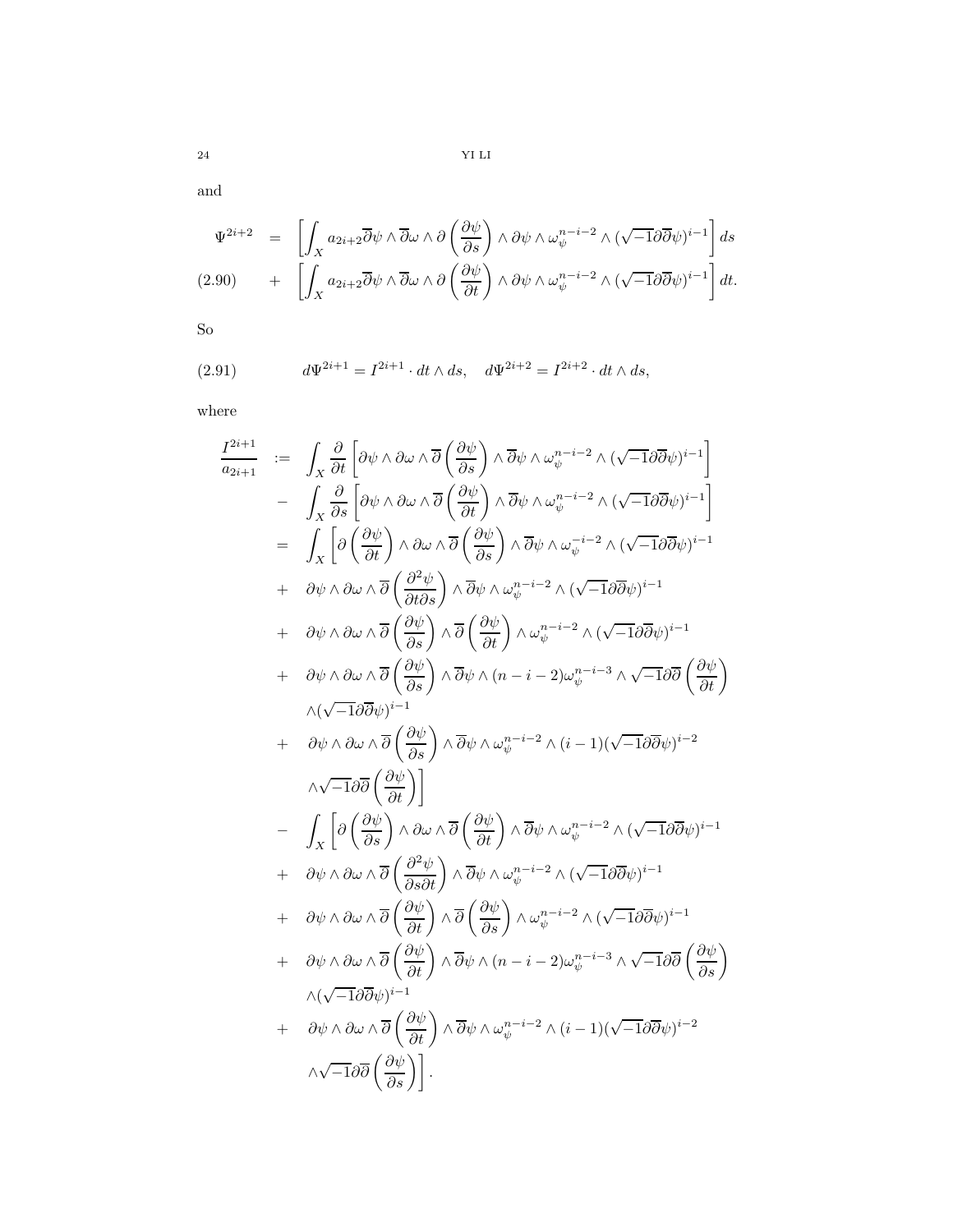and

$$
\begin{aligned}
\Psi^{2i+2} &= \left[\int_X a_{2i+2}\overline{\partial}\psi\wedge\overline{\partial}\omega\wedge\partial\left(\frac{\partial\psi}{\partial s}\right)\wedge\partial\psi\wedge\omega_{\psi}^{n-i-2}\wedge(\sqrt{-1}\partial\overline{\partial}\psi)^{i-1}\right]ds \\
&+ \left[\int_X a_{2i+2}\overline{\partial}\psi\wedge\overline{\partial}\omega\wedge\partial\left(\frac{\partial\psi}{\partial t}\right)\wedge\partial\psi\wedge\omega_{\psi}^{n-i-2}\wedge(\sqrt{-1}\partial\overline{\partial}\psi)^{i-1}\right]dt. \qquad (2.90)
\end{aligned}
$$

So

$$
d\Psi^{2i+1} = I^{2i+1}\cdot dt\wedge ds, \quad d\Psi^{2i+2} = I^{2i+2}\cdot dt\wedge ds, \qquad (2.91)
$$

where

$$
\begin{aligned}
\frac{I^{2i+1}}{a_{2i+1}} &:= \int_X \frac{\partial}{\partial t}\left[\partial\psi\wedge\partial\omega\wedge\overline{\partial}\left(\frac{\partial\psi}{\partial s}\right)\wedge\overline{\partial}\psi\wedge\omega_{\psi}^{n-i-2}\wedge(\sqrt{-1}\partial\overline{\partial}\psi)^{i-1}\right] \\
&- \int_X \frac{\partial}{\partial s}\left[\partial\psi\wedge\partial\omega\wedge\overline{\partial}\left(\frac{\partial\psi}{\partial t}\right)\wedge\overline{\partial}\psi\wedge\omega_{\psi}^{n-i-2}\wedge(\sqrt{-1}\partial\overline{\partial}\psi)^{i-1}\right] \\
&= \int_X\left[\partial\left(\frac{\partial\psi}{\partial t}\right)\wedge\partial\omega\wedge\overline{\partial}\left(\frac{\partial\psi}{\partial s}\right)\wedge\overline{\partial}\psi\wedge\omega_{\psi}^{-i-2}\wedge(\sqrt{-1}\partial\overline{\partial}\psi)^{i-1}\right. \\
&+ \partial\psi\wedge\partial\omega\wedge\overline{\partial}\left(\frac{\partial^2\psi}{\partial t\partial s}\right)\wedge\overline{\partial}\psi\wedge\omega_{\psi}^{n-i-2}\wedge(\sqrt{-1}\partial\overline{\partial}\psi)^{i-1} \\
&+ \partial\psi\wedge\partial\omega\wedge\overline{\partial}\left(\frac{\partial\psi}{\partial s}\right)\wedge\overline{\partial}\left(\frac{\partial\psi}{\partial t}\right)\wedge\omega_{\psi}^{n-i-2}\wedge(\sqrt{-1}\partial\overline{\partial}\psi)^{i-1} \\
&+ \partial\psi\wedge\partial\omega\wedge\overline{\partial}\left(\frac{\partial\psi}{\partial s}\right)\wedge\overline{\partial}\psi\wedge(n-i-2)\omega_{\psi}^{n-i-3}\wedge\sqrt{-1}\partial\overline{\partial}\left(\frac{\partial\psi}{\partial t}\right) \\
&\quad \wedge(\sqrt{-1}\partial\overline{\partial}\psi)^{i-1} \\
&+ \partial\psi\wedge\partial\omega\wedge\overline{\partial}\left(\frac{\partial\psi}{\partial s}\right)\wedge\overline{\partial}\psi\wedge\omega_{\psi}^{n-i-2}\wedge(i-1)(\sqrt{-1}\partial\overline{\partial}\psi)^{i-2} \\
&\quad \left.\wedge\sqrt{-1}\partial\overline{\partial}\left(\frac{\partial\psi}{\partial t}\right)\right] \\
&- \int_X\left[\partial\left(\frac{\partial\psi}{\partial s}\right)\wedge\partial\omega\wedge\overline{\partial}\left(\frac{\partial\psi}{\partial t}\right)\wedge\overline{\partial}\psi\wedge\omega_{\psi}^{n-i-2}\wedge(\sqrt{-1}\partial\overline{\partial}\psi)^{i-1}\right. \\
&+ \partial\psi\wedge\partial\omega\wedge\overline{\partial}\left(\frac{\partial^2\psi}{\partial s\partial t}\right)\wedge\overline{\partial}\psi\wedge\omega_{\psi}^{n-i-2}\wedge(\sqrt{-1}\partial\overline{\partial}\psi)^{i-1} \\
&+ \partial\psi\wedge\partial\omega\wedge\overline{\partial}\left(\frac{\partial\psi}{\partial t}\right)\wedge\overline{\partial}\left(\frac{\partial\psi}{\partial s}\right)\wedge\omega_{\psi}^{n-i-2}\wedge(\sqrt{-1}\partial\overline{\partial}\psi)^{i-1} \\
&+ \partial\psi\wedge\partial\omega\wedge\overline{\partial}\left(\frac{\partial\psi}{\partial t}\right)\wedge\overline{\partial}\psi\wedge(n-i-2)\omega_{\psi}^{n-i-3}\wedge\sqrt{-1}\partial\overline{\partial}\left(\frac{\partial\psi}{\partial s}\right) \\
&\quad \wedge(\sqrt{-1}\partial\overline{\partial}\psi)^{i-1} \\
&+ \partial\psi\wedge\partial\omega\wedge\overline{\partial}\left(\frac{\partial\psi}{\partial t}\right)\wedge\overline{\partial}\psi\wedge\omega_{\psi}^{n-i-2}\wedge(i-1)(\sqrt{-1}\partial\overline{\partial}\psi)^{i-2} \\
&\quad \left.\wedge\sqrt{-1}\partial\overline{\partial}\left(\frac{\partial\psi}{\partial s}\right)\right].
\end{aligned}
$$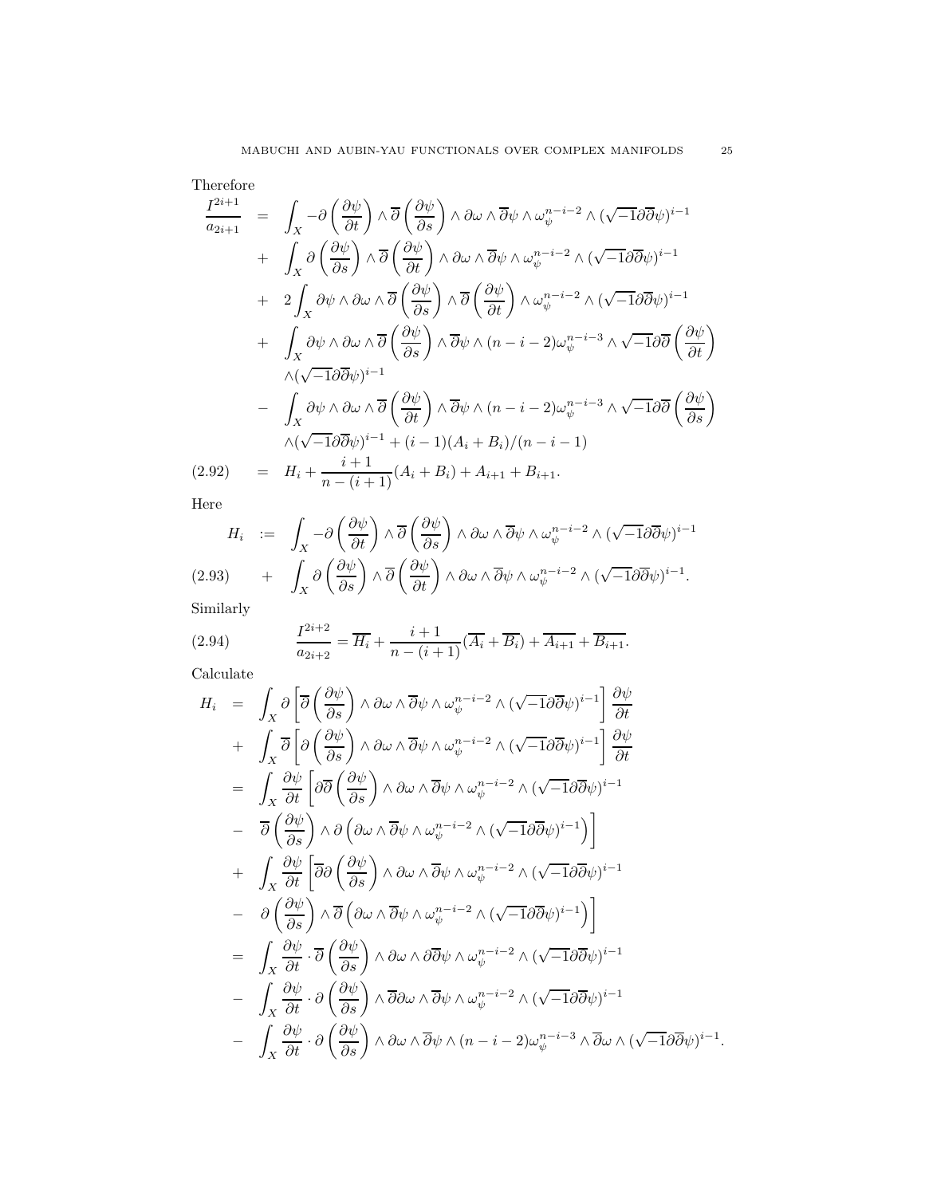Therefore

$$
\begin{aligned}
\frac{I^{2i+1}}{a_{2i+1}} &= \int_X -\partial\left(\frac{\partial\psi}{\partial t}\right)\wedge\overline{\partial}\left(\frac{\partial\psi}{\partial s}\right)\wedge\partial\omega\wedge\overline{\partial}\psi\wedge\omega_\psi^{n-i-2}\wedge(\sqrt{-1}\partial\overline{\partial}\psi)^{i-1}\\
&+ \int_X \partial\left(\frac{\partial\psi}{\partial s}\right)\wedge\overline{\partial}\left(\frac{\partial\psi}{\partial t}\right)\wedge\partial\omega\wedge\overline{\partial}\psi\wedge\omega_\psi^{n-i-2}\wedge(\sqrt{-1}\partial\overline{\partial}\psi)^{i-1}\\
&+ 2\int_X \partial\psi\wedge\partial\omega\wedge\overline{\partial}\left(\frac{\partial\psi}{\partial s}\right)\wedge\overline{\partial}\left(\frac{\partial\psi}{\partial t}\right)\wedge\omega_\psi^{n-i-2}\wedge(\sqrt{-1}\partial\overline{\partial}\psi)^{i-1}\\
&+ \int_X \partial\psi\wedge\partial\omega\wedge\overline{\partial}\left(\frac{\partial\psi}{\partial s}\right)\wedge\overline{\partial}\psi\wedge(n-i-2)\omega_\psi^{n-i-3}\wedge\sqrt{-1}\partial\overline{\partial}\left(\frac{\partial\psi}{\partial t}\right)\\
&\quad\wedge(\sqrt{-1}\partial\overline{\partial}\psi)^{i-1}\\
&- \int_X \partial\psi\wedge\partial\omega\wedge\overline{\partial}\left(\frac{\partial\psi}{\partial t}\right)\wedge\overline{\partial}\psi\wedge(n-i-2)\omega_\psi^{n-i-3}\wedge\sqrt{-1}\partial\overline{\partial}\left(\frac{\partial\psi}{\partial s}\right)\\
&\quad\wedge(\sqrt{-1}\partial\overline{\partial}\psi)^{i-1}+(i-1)(A_i+B_i)/(n-i-1)
\end{aligned}
$$

$$
(2.92)\qquad = H_i+\frac{i+1}{n-(i+1)}(A_i+B_i)+A_{i+1}+B_{i+1}.
$$

Here

$$
\begin{aligned}
H_i &:= \int_X -\partial\left(\frac{\partial\psi}{\partial t}\right)\wedge\overline{\partial}\left(\frac{\partial\psi}{\partial s}\right)\wedge\partial\omega\wedge\overline{\partial}\psi\wedge\omega_\psi^{n-i-2}\wedge(\sqrt{-1}\partial\overline{\partial}\psi)^{i-1}\\
&+ \int_X \partial\left(\frac{\partial\psi}{\partial s}\right)\wedge\overline{\partial}\left(\frac{\partial\psi}{\partial t}\right)\wedge\partial\omega\wedge\overline{\partial}\psi\wedge\omega_\psi^{n-i-2}\wedge(\sqrt{-1}\partial\overline{\partial}\psi)^{i-1}. \qquad (2.93)
\end{aligned}
$$

Similarly

$$
\frac{I^{2i+2}}{a_{2i+2}}=\overline{H_i}+\frac{i+1}{n-(i+1)}(\overline{A_i}+\overline{B_i})+\overline{A_{i+1}}+\overline{B_{i+1}}. \qquad (2.94)
$$

Calculate

$$
\begin{aligned}
H_i &= \int_X \partial\left[\overline{\partial}\left(\frac{\partial\psi}{\partial s}\right)\wedge\partial\omega\wedge\overline{\partial}\psi\wedge\omega_\psi^{n-i-2}\wedge(\sqrt{-1}\partial\overline{\partial}\psi)^{i-1}\right]\frac{\partial\psi}{\partial t}\\
&+ \int_X \overline{\partial}\left[\partial\left(\frac{\partial\psi}{\partial s}\right)\wedge\partial\omega\wedge\overline{\partial}\psi\wedge\omega_\psi^{n-i-2}\wedge(\sqrt{-1}\partial\overline{\partial}\psi)^{i-1}\right]\frac{\partial\psi}{\partial t}\\
&= \int_X \frac{\partial\psi}{\partial t}\left[\partial\overline{\partial}\left(\frac{\partial\psi}{\partial s}\right)\wedge\partial\omega\wedge\overline{\partial}\psi\wedge\omega_\psi^{n-i-2}\wedge(\sqrt{-1}\partial\overline{\partial}\psi)^{i-1}\right.\\
&- \left.\overline{\partial}\left(\frac{\partial\psi}{\partial s}\right)\wedge\partial\left(\partial\omega\wedge\overline{\partial}\psi\wedge\omega_\psi^{n-i-2}\wedge(\sqrt{-1}\partial\overline{\partial}\psi)^{i-1}\right)\right]\\
&+ \int_X \frac{\partial\psi}{\partial t}\left[\overline{\partial}\partial\left(\frac{\partial\psi}{\partial s}\right)\wedge\partial\omega\wedge\overline{\partial}\psi\wedge\omega_\psi^{n-i-2}\wedge(\sqrt{-1}\partial\overline{\partial}\psi)^{i-1}\right.\\
&- \left.\partial\left(\frac{\partial\psi}{\partial s}\right)\wedge\overline{\partial}\left(\partial\omega\wedge\overline{\partial}\psi\wedge\omega_\psi^{n-i-2}\wedge(\sqrt{-1}\partial\overline{\partial}\psi)^{i-1}\right)\right]\\
&= \int_X \frac{\partial\psi}{\partial t}\cdot\overline{\partial}\left(\frac{\partial\psi}{\partial s}\right)\wedge\partial\omega\wedge\partial\overline{\partial}\psi\wedge\omega_\psi^{n-i-2}\wedge(\sqrt{-1}\partial\overline{\partial}\psi)^{i-1}\\
&- \int_X \frac{\partial\psi}{\partial t}\cdot\partial\left(\frac{\partial\psi}{\partial s}\right)\wedge\overline{\partial}\partial\omega\wedge\overline{\partial}\psi\wedge\omega_\psi^{n-i-2}\wedge(\sqrt{-1}\partial\overline{\partial}\psi)^{i-1}\\
&- \int_X \frac{\partial\psi}{\partial t}\cdot\partial\left(\frac{\partial\psi}{\partial s}\right)\wedge\partial\omega\wedge\overline{\partial}\psi\wedge(n-i-2)\omega_\psi^{n-i-3}\wedge\overline{\partial}\omega\wedge(\sqrt{-1}\partial\overline{\partial}\psi)^{i-1}.
\end{aligned}
$$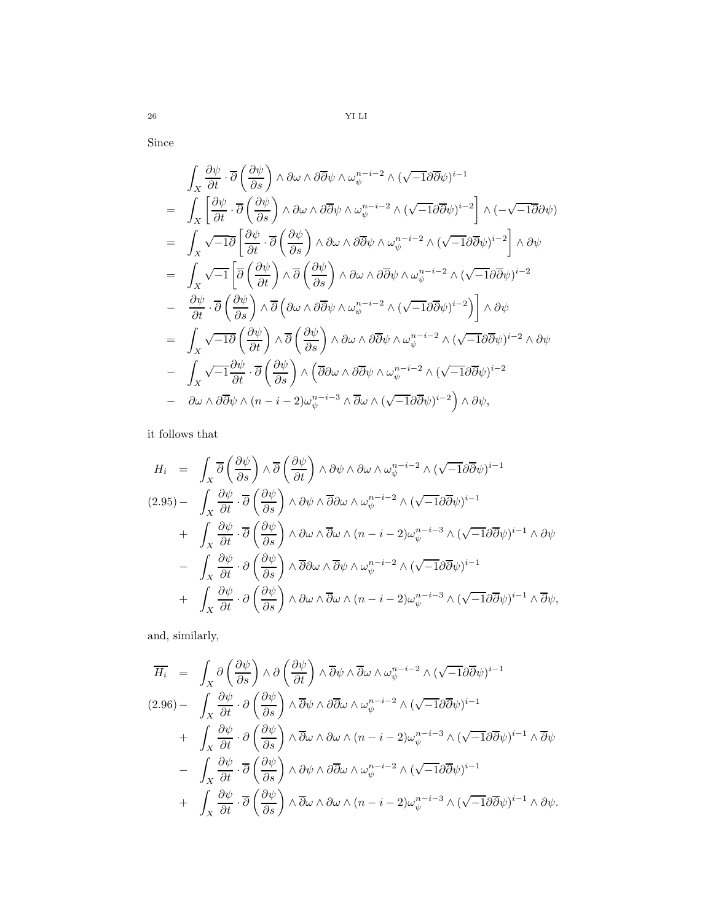Since

$$
\begin{aligned}
& \int_X \frac{\partial\psi}{\partial t}\cdot\overline{\partial}\left(\frac{\partial\psi}{\partial s}\right)\wedge\partial\omega\wedge\partial\overline{\partial}\psi\wedge\omega_\psi^{n-i-2}\wedge(\sqrt{-1}\partial\overline{\partial}\psi)^{i-1} \\
= & \int_X \left[\frac{\partial\psi}{\partial t}\cdot\overline{\partial}\left(\frac{\partial\psi}{\partial s}\right)\wedge\partial\omega\wedge\partial\overline{\partial}\psi\wedge\omega_\psi^{n-i-2}\wedge(\sqrt{-1}\partial\overline{\partial}\psi)^{i-2}\right]\wedge(-\sqrt{-1}\overline{\partial}\partial\psi) \\
= & \int_X \sqrt{-1}\overline{\partial}\left[\frac{\partial\psi}{\partial t}\cdot\overline{\partial}\left(\frac{\partial\psi}{\partial s}\right)\wedge\partial\omega\wedge\partial\overline{\partial}\psi\wedge\omega_\psi^{n-i-2}\wedge(\sqrt{-1}\partial\overline{\partial}\psi)^{i-2}\right]\wedge\partial\psi \\
= & \int_X \sqrt{-1}\left[\overline{\partial}\left(\frac{\partial\psi}{\partial t}\right)\wedge\overline{\partial}\left(\frac{\partial\psi}{\partial s}\right)\wedge\partial\omega\wedge\partial\overline{\partial}\psi\wedge\omega_\psi^{n-i-2}\wedge(\sqrt{-1}\partial\overline{\partial}\psi)^{i-2}\right. \\
- & \left.\frac{\partial\psi}{\partial t}\cdot\overline{\partial}\left(\frac{\partial\psi}{\partial s}\right)\wedge\overline{\partial}\left(\partial\omega\wedge\partial\overline{\partial}\psi\wedge\omega_\psi^{n-i-2}\wedge(\sqrt{-1}\partial\overline{\partial}\psi)^{i-2}\right)\right]\wedge\partial\psi \\
= & \int_X \sqrt{-1}\partial\left(\frac{\partial\psi}{\partial t}\right)\wedge\overline{\partial}\left(\frac{\partial\psi}{\partial s}\right)\wedge\partial\omega\wedge\partial\overline{\partial}\psi\wedge\omega_\psi^{n-i-2}\wedge(\sqrt{-1}\partial\overline{\partial}\psi)^{i-2}\wedge\partial\psi \\
- & \int_X \sqrt{-1}\frac{\partial\psi}{\partial t}\cdot\overline{\partial}\left(\frac{\partial\psi}{\partial s}\right)\wedge\Big(\overline{\partial}\partial\omega\wedge\partial\overline{\partial}\psi\wedge\omega_\psi^{n-i-2}\wedge(\sqrt{-1}\partial\overline{\partial}\psi)^{i-2} \\
- & \partial\omega\wedge\partial\overline{\partial}\psi\wedge(n-i-2)\omega_\psi^{n-i-3}\wedge\overline{\partial}\omega\wedge(\sqrt{-1}\partial\overline{\partial}\psi)^{i-2}\Big)\wedge\partial\psi,
\end{aligned}
$$

it follows that

$$
\begin{aligned}
H_i = & \int_X \overline{\partial}\left(\frac{\partial\psi}{\partial s}\right)\wedge\overline{\partial}\left(\frac{\partial\psi}{\partial t}\right)\wedge\partial\psi\wedge\partial\omega\wedge\omega_\psi^{n-i-2}\wedge(\sqrt{-1}\partial\overline{\partial}\psi)^{i-1} \\
- & \int_X \frac{\partial\psi}{\partial t}\cdot\overline{\partial}\left(\frac{\partial\psi}{\partial s}\right)\wedge\partial\psi\wedge\overline{\partial}\partial\omega\wedge\omega_\psi^{n-i-2}\wedge(\sqrt{-1}\partial\overline{\partial}\psi)^{i-1} \\
+ & \int_X \frac{\partial\psi}{\partial t}\cdot\overline{\partial}\left(\frac{\partial\psi}{\partial s}\right)\wedge\partial\omega\wedge\overline{\partial}\omega\wedge(n-i-2)\omega_\psi^{n-i-3}\wedge(\sqrt{-1}\partial\overline{\partial}\psi)^{i-1}\wedge\partial\psi \\
- & \int_X \frac{\partial\psi}{\partial t}\cdot\partial\left(\frac{\partial\psi}{\partial s}\right)\wedge\overline{\partial}\partial\omega\wedge\overline{\partial}\psi\wedge\omega_\psi^{n-i-2}\wedge(\sqrt{-1}\partial\overline{\partial}\psi)^{i-1} \\
+ & \int_X \frac{\partial\psi}{\partial t}\cdot\partial\left(\frac{\partial\psi}{\partial s}\right)\wedge\partial\omega\wedge\overline{\partial}\omega\wedge(n-i-2)\omega_\psi^{n-i-3}\wedge(\sqrt{-1}\partial\overline{\partial}\psi)^{i-1}\wedge\overline{\partial}\psi,
\end{aligned}
\tag{2.95}
$$

and, similarly,

$$
\begin{aligned}
\overline{H_i} = & \int_X \partial\left(\frac{\partial\psi}{\partial s}\right)\wedge\partial\left(\frac{\partial\psi}{\partial t}\right)\wedge\overline{\partial}\psi\wedge\overline{\partial}\omega\wedge\omega_\psi^{n-i-2}\wedge(\sqrt{-1}\partial\overline{\partial}\psi)^{i-1} \\
- & \int_X \frac{\partial\psi}{\partial t}\cdot\partial\left(\frac{\partial\psi}{\partial s}\right)\wedge\overline{\partial}\psi\wedge\partial\overline{\partial}\omega\wedge\omega_\psi^{n-i-2}\wedge(\sqrt{-1}\partial\overline{\partial}\psi)^{i-1} \\
+ & \int_X \frac{\partial\psi}{\partial t}\cdot\partial\left(\frac{\partial\psi}{\partial s}\right)\wedge\overline{\partial}\omega\wedge\partial\omega\wedge(n-i-2)\omega_\psi^{n-i-3}\wedge(\sqrt{-1}\partial\overline{\partial}\psi)^{i-1}\wedge\overline{\partial}\psi \\
- & \int_X \frac{\partial\psi}{\partial t}\cdot\overline{\partial}\left(\frac{\partial\psi}{\partial s}\right)\wedge\partial\psi\wedge\partial\overline{\partial}\omega\wedge\omega_\psi^{n-i-2}\wedge(\sqrt{-1}\partial\overline{\partial}\psi)^{i-1} \\
+ & \int_X \frac{\partial\psi}{\partial t}\cdot\overline{\partial}\left(\frac{\partial\psi}{\partial s}\right)\wedge\overline{\partial}\omega\wedge\partial\omega\wedge(n-i-2)\omega_\psi^{n-i-3}\wedge(\sqrt{-1}\partial\overline{\partial}\psi)^{i-1}\wedge\partial\psi.
\end{aligned}
\tag{2.96}
$$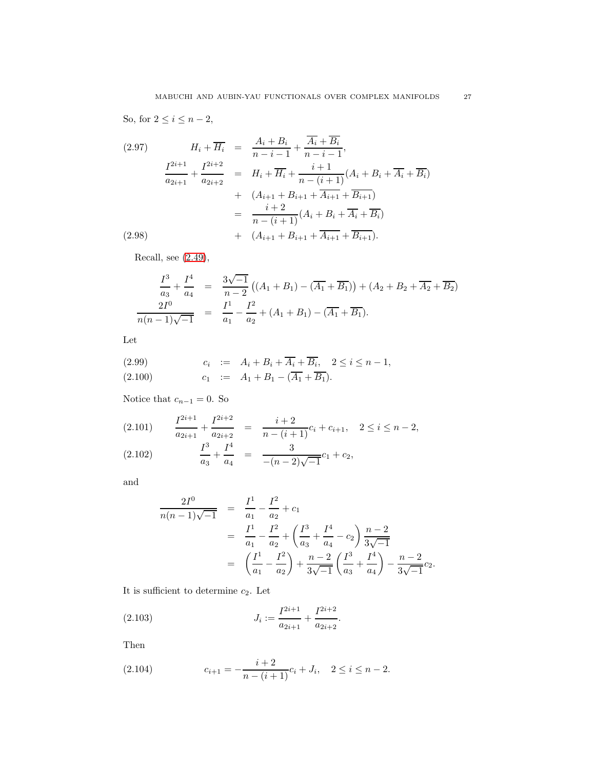So, for $2 \leq i \leq n-2$,

$$
\begin{aligned}
H_i + \overline{H_i} &= \frac{A_i + B_i}{n-i-1} + \frac{\overline{A_i} + \overline{B_i}}{n-i-1}, \qquad (2.97)\\
\frac{I^{2i+1}}{a_{2i+1}} + \frac{I^{2i+2}}{a_{2i+2}} &= H_i + \overline{H_i} + \frac{i+1}{n-(i+1)}(A_i + B_i + \overline{A_i} + \overline{B_i}) \\
&+ (A_{i+1} + B_{i+1} + \overline{A_{i+1}} + \overline{B_{i+1}}) \\
&= \frac{i+2}{n-(i+1)}(A_i + B_i + \overline{A_i} + \overline{B_i}) \\
&+ (A_{i+1} + B_{i+1} + \overline{A_{i+1}} + \overline{B_{i+1}}). \qquad (2.98)
\end{aligned}
$$

Recall, see (2.49),

$$
\begin{aligned}
\frac{I^3}{a_3} + \frac{I^4}{a_4} &= \frac{3\sqrt{-1}}{n-2}\left((A_1 + B_1) - (\overline{A_1} + \overline{B_1})\right) + (A_2 + B_2 + \overline{A_2} + \overline{B_2}) \\
\frac{2I^0}{n(n-1)\sqrt{-1}} &= \frac{I^1}{a_1} - \frac{I^2}{a_2} + (A_1 + B_1) - (\overline{A_1} + \overline{B_1}).
\end{aligned}
$$

Let

$$
\begin{aligned}
c_i &:= A_i + B_i + \overline{A_i} + \overline{B_i}, \quad 2 \leq i \leq n-1, \qquad (2.99)\\
c_1 &:= A_1 + B_1 - (\overline{A_1} + \overline{B_1}). \qquad (2.100)
\end{aligned}
$$

Notice that $c_{n-1} = 0$. So

$$
\begin{aligned}
\frac{I^{2i+1}}{a_{2i+1}} + \frac{I^{2i+2}}{a_{2i+2}} &= \frac{i+2}{n-(i+1)}c_i + c_{i+1}, \quad 2 \leq i \leq n-2, \qquad (2.101)\\
\frac{I^3}{a_3} + \frac{I^4}{a_4} &= \frac{3}{-(n-2)\sqrt{-1}}c_1 + c_2, \qquad (2.102)
\end{aligned}
$$

and

$$
\begin{aligned}
\frac{2I^0}{n(n-1)\sqrt{-1}} &= \frac{I^1}{a_1} - \frac{I^2}{a_2} + c_1 \\
&= \frac{I^1}{a_1} - \frac{I^2}{a_2} + \left(\frac{I^3}{a_3} + \frac{I^4}{a_4} - c_2\right)\frac{n-2}{3\sqrt{-1}} \\
&= \left(\frac{I^1}{a_1} - \frac{I^2}{a_2}\right) + \frac{n-2}{3\sqrt{-1}}\left(\frac{I^3}{a_3} + \frac{I^4}{a_4}\right) - \frac{n-2}{3\sqrt{-1}}c_2.
\end{aligned}
$$

It is sufficient to determine $c_2$. Let

$$
J_i := \frac{I^{2i+1}}{a_{2i+1}} + \frac{I^{2i+2}}{a_{2i+2}}. \qquad (2.103)
$$

Then

$$
c_{i+1} = -\frac{i+2}{n-(i+1)}c_i + J_i, \quad 2 \leq i \leq n-2. \qquad (2.104)
$$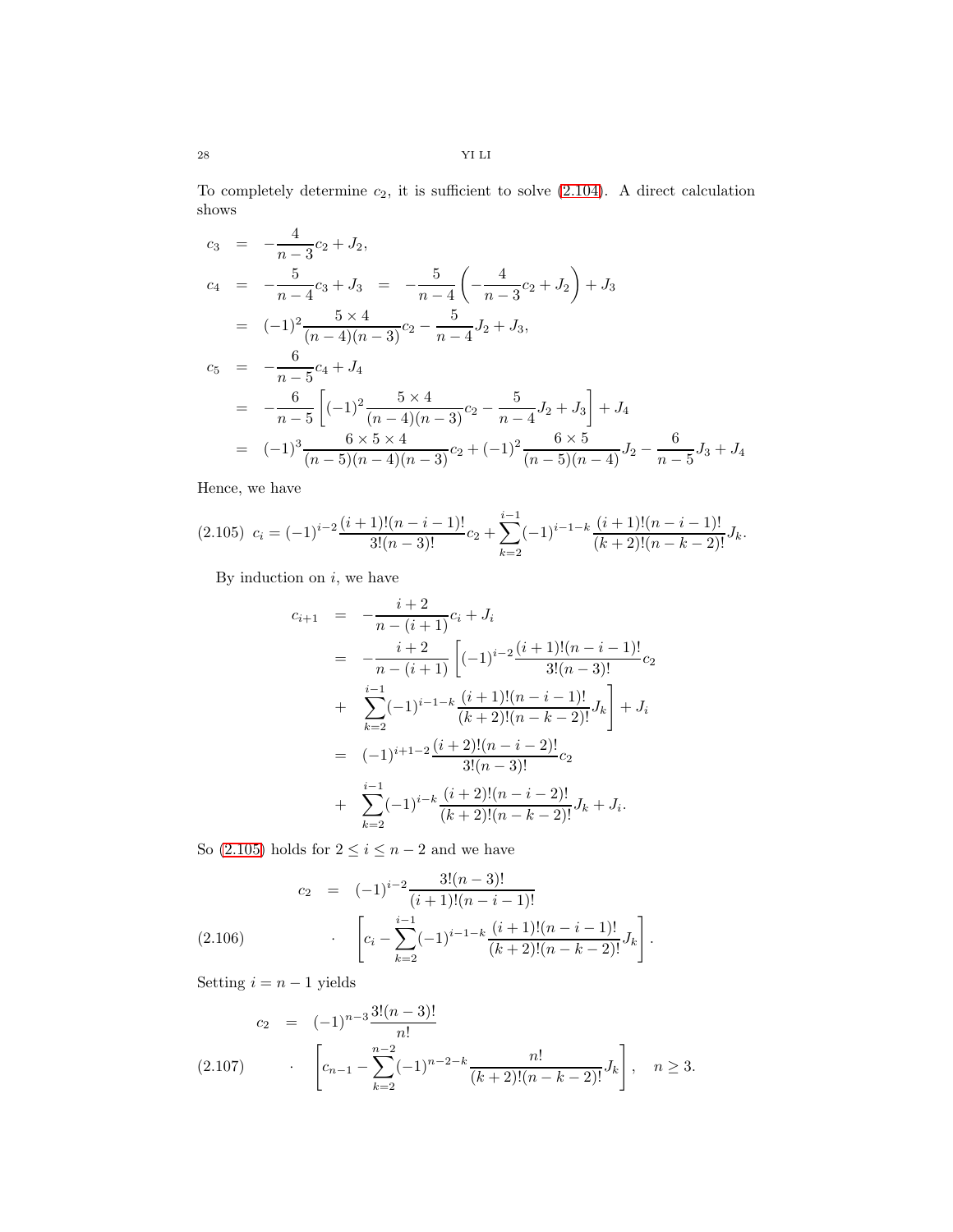To completely determine $c_2$, it is sufficient to solve (2.104). A direct calculation shows

$$
\begin{aligned}
c_3 &= -\frac{4}{n-3}c_2 + J_2, \\
c_4 &= -\frac{5}{n-4}c_3 + J_3 \quad = \quad -\frac{5}{n-4}\left(-\frac{4}{n-3}c_2 + J_2\right) + J_3 \\
&= (-1)^2\frac{5\times 4}{(n-4)(n-3)}c_2 - \frac{5}{n-4}J_2 + J_3, \\
c_5 &= -\frac{6}{n-5}c_4 + J_4 \\
&= -\frac{6}{n-5}\left[(-1)^2\frac{5\times 4}{(n-4)(n-3)}c_2 - \frac{5}{n-4}J_2 + J_3\right] + J_4 \\
&= (-1)^3\frac{6\times 5\times 4}{(n-5)(n-4)(n-3)}c_2 + (-1)^2\frac{6\times 5}{(n-5)(n-4)}J_2 - \frac{6}{n-5}J_3 + J_4
\end{aligned}
$$

Hence, we have

$$
c_i = (-1)^{i-2}\frac{(i+1)!(n-i-1)!}{3!(n-3)!}c_2 + \sum_{k=2}^{i-1}(-1)^{i-1-k}\frac{(i+1)!(n-i-1)!}{(k+2)!(n-k-2)!}J_k. \tag{2.105}
$$

By induction on $i$, we have

$$
\begin{aligned}
c_{i+1} &= -\frac{i+2}{n-(i+1)}c_i + J_i \\
&= -\frac{i+2}{n-(i+1)}\left[(-1)^{i-2}\frac{(i+1)!(n-i-1)!}{3!(n-3)!}c_2\right. \\
&+ \left.\sum_{k=2}^{i-1}(-1)^{i-1-k}\frac{(i+1)!(n-i-1)!}{(k+2)!(n-k-2)!}J_k\right] + J_i \\
&= (-1)^{i+1-2}\frac{(i+2)!(n-i-2)!}{3!(n-3)!}c_2 \\
&+ \sum_{k=2}^{i-1}(-1)^{i-k}\frac{(i+2)!(n-i-2)!}{(k+2)!(n-k-2)!}J_k + J_i.
\end{aligned}
$$

So (2.105) holds for $2 \le i \le n-2$ and we have

$$
\begin{aligned}
c_2 &= (-1)^{i-2}\frac{3!(n-3)!}{(i+1)!(n-i-1)!} \\
&\cdot \left[c_i - \sum_{k=2}^{i-1}(-1)^{i-1-k}\frac{(i+1)!(n-i-1)!}{(k+2)!(n-k-2)!}J_k\right].
\end{aligned} \tag{2.106}
$$

Setting $i = n-1$ yields

$$
\begin{aligned}
c_2 &= (-1)^{n-3}\frac{3!(n-3)!}{n!} \\
&\cdot \left[c_{n-1} - \sum_{k=2}^{n-2}(-1)^{n-2-k}\frac{n!}{(k+2)!(n-k-2)!}J_k\right], \quad n \ge 3.
\end{aligned} \tag{2.107}
$$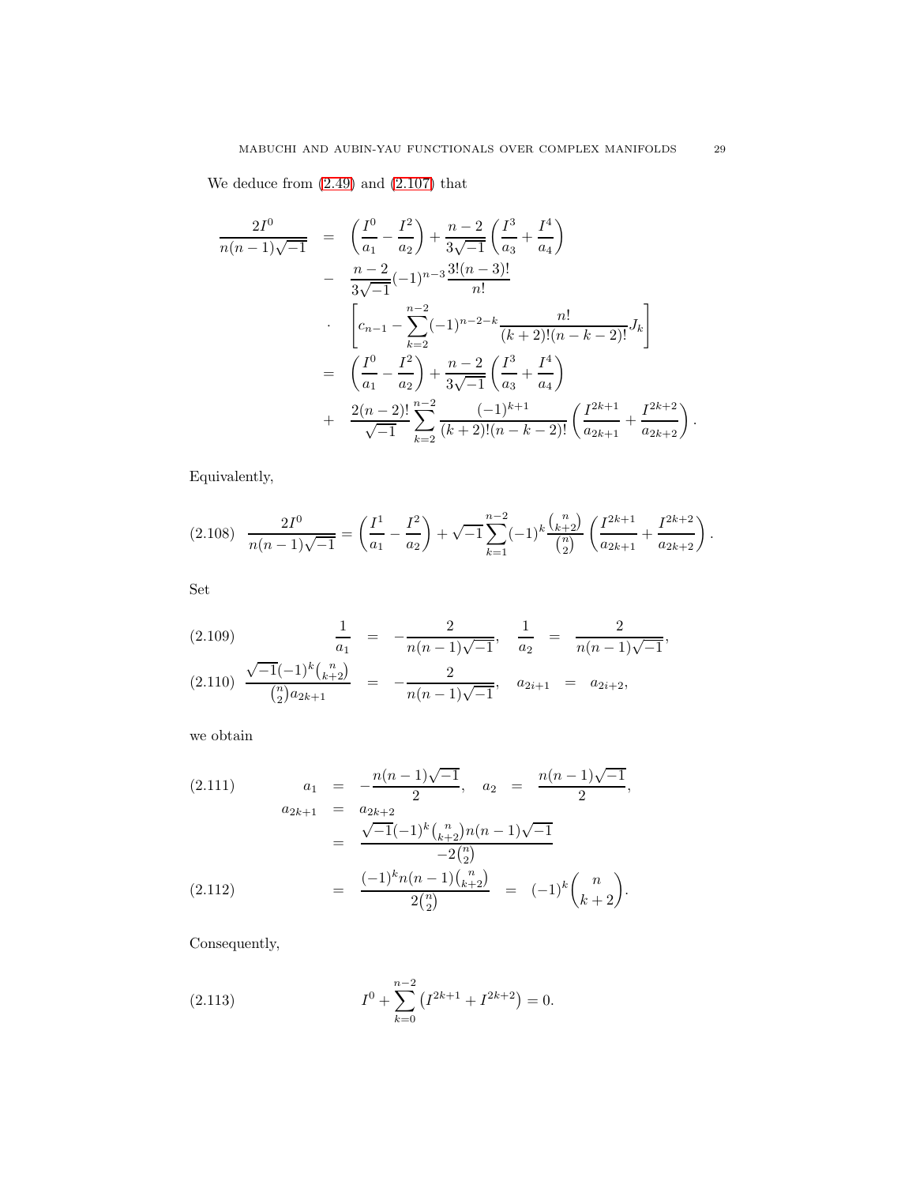We deduce from (2.49) and (2.107) that

$$
\begin{aligned}
\frac{2I^0}{n(n-1)\sqrt{-1}} &= \left(\frac{I^0}{a_1} - \frac{I^2}{a_2}\right) + \frac{n-2}{3\sqrt{-1}}\left(\frac{I^3}{a_3} + \frac{I^4}{a_4}\right) \\
&- \frac{n-2}{3\sqrt{-1}}(-1)^{n-3}\frac{3!(n-3)!}{n!} \\
&\cdot \left[c_{n-1} - \sum_{k=2}^{n-2}(-1)^{n-2-k}\frac{n!}{(k+2)!(n-k-2)!}J_k\right] \\
&= \left(\frac{I^0}{a_1} - \frac{I^2}{a_2}\right) + \frac{n-2}{3\sqrt{-1}}\left(\frac{I^3}{a_3} + \frac{I^4}{a_4}\right) \\
&+ \frac{2(n-2)!}{\sqrt{-1}}\sum_{k=2}^{n-2}\frac{(-1)^{k+1}}{(k+2)!(n-k-2)!}\left(\frac{I^{2k+1}}{a_{2k+1}} + \frac{I^{2k+2}}{a_{2k+2}}\right).
\end{aligned}
$$

Equivalently,

$$
\frac{2I^0}{n(n-1)\sqrt{-1}} = \left(\frac{I^1}{a_1} - \frac{I^2}{a_2}\right) + \sqrt{-1}\sum_{k=1}^{n-2}(-1)^k\frac{\binom{n}{k+2}}{\binom{n}{2}}\left(\frac{I^{2k+1}}{a_{2k+1}} + \frac{I^{2k+2}}{a_{2k+2}}\right). \tag{2.108}
$$

Set

$$
\frac{1}{a_1} = -\frac{2}{n(n-1)\sqrt{-1}}, \quad \frac{1}{a_2} = \frac{2}{n(n-1)\sqrt{-1}}, \tag{2.109}
$$

$$
\frac{\sqrt{-1}(-1)^k\binom{n}{k+2}}{\binom{n}{2}a_{2k+1}} = -\frac{2}{n(n-1)\sqrt{-1}}, \quad a_{2i+1} = a_{2i+2}, \tag{2.110}
$$

we obtain

$$
\begin{aligned}
a_1 &= -\frac{n(n-1)\sqrt{-1}}{2}, \quad a_2 = \frac{n(n-1)\sqrt{-1}}{2}, \qquad (2.111)\\
a_{2k+1} &= a_{2k+2} \\
&= \frac{\sqrt{-1}(-1)^k\binom{n}{k+2}n(n-1)\sqrt{-1}}{-2\binom{n}{2}} \\
&= \frac{(-1)^k n(n-1)\binom{n}{k+2}}{2\binom{n}{2}} = (-1)^k\binom{n}{k+2}. \qquad (2.112)
\end{aligned}
$$

Consequently,

$$
I^0 + \sum_{k=0}^{n-2}\left(I^{2k+1} + I^{2k+2}\right) = 0. \tag{2.113}
$$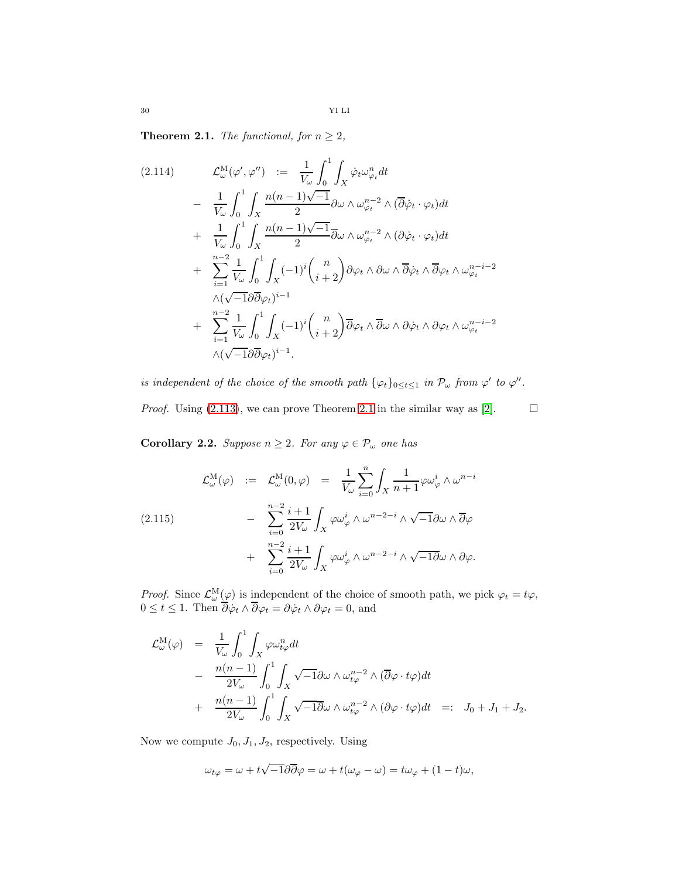**Theorem 2.1.** *The functional, for $n \geq 2$,*

$$
\begin{aligned}
\mathcal{L}^{\mathrm{M}}_{\omega}(\varphi', \varphi'') \quad &:= \quad \frac{1}{V_\omega}\int_0^1 \int_X \dot{\varphi}_t \omega^n_{\varphi_t} dt \\
&- \quad \frac{1}{V_\omega}\int_0^1 \int_X \frac{n(n-1)\sqrt{-1}}{2}\partial\omega \wedge \omega^{n-2}_{\varphi_t} \wedge (\overline{\partial}\dot{\varphi}_t \cdot \varphi_t) dt \\
&+ \quad \frac{1}{V_\omega}\int_0^1 \int_X \frac{n(n-1)\sqrt{-1}}{2}\overline{\partial}\omega \wedge \omega^{n-2}_{\varphi_t} \wedge (\partial\dot{\varphi}_t \cdot \varphi_t) dt \\
&+ \quad \sum_{i=1}^{n-2}\frac{1}{V_\omega}\int_0^1\int_X (-1)^i \binom{n}{i+2} \partial\varphi_t \wedge \partial\omega \wedge \overline{\partial}\dot{\varphi}_t \wedge \overline{\partial}\varphi_t \wedge \omega^{n-i-2}_{\varphi_t} \\
&\quad \wedge (\sqrt{-1}\partial\overline{\partial}\varphi_t)^{i-1} \\
&+ \quad \sum_{i=1}^{n-2}\frac{1}{V_\omega}\int_0^1\int_X (-1)^i \binom{n}{i+2} \overline{\partial}\varphi_t \wedge \overline{\partial}\omega \wedge \partial\dot{\varphi}_t \wedge \partial\varphi_t \wedge \omega^{n-i-2}_{\varphi_t} \\
&\quad \wedge (\sqrt{-1}\partial\overline{\partial}\varphi_t)^{i-1}.
\end{aligned} \tag{2.114}
$$

*is independent of the choice of the smooth path $\{\varphi_t\}_{0\leq t\leq 1}$ in $\mathcal{P}_\omega$ from $\varphi'$ to $\varphi''$.*

*Proof.* Using (2.113), we can prove Theorem 2.1 in the similar way as [2]. $\square$

**Corollary 2.2.** *Suppose $n \geq 2$. For any $\varphi \in \mathcal{P}_\omega$ one has*

$$
\begin{aligned}
\mathcal{L}^{\mathrm{M}}_{\omega}(\varphi) \quad := \quad \mathcal{L}^{\mathrm{M}}_{\omega}(0, \varphi) \quad &= \quad \frac{1}{V_\omega}\sum_{i=0}^{n}\int_X \frac{1}{n+1}\varphi\omega^i_\varphi \wedge \omega^{n-i} \\
&- \quad \sum_{i=0}^{n-2}\frac{i+1}{2V_\omega}\int_X \varphi\omega^i_\varphi \wedge \omega^{n-2-i} \wedge \sqrt{-1}\partial\omega \wedge \overline{\partial}\varphi \\
&+ \quad \sum_{i=0}^{n-2}\frac{i+1}{2V_\omega}\int_X \varphi\omega^i_\varphi \wedge \omega^{n-2-i} \wedge \sqrt{-1}\overline{\partial}\omega \wedge \partial\varphi.
\end{aligned} \tag{2.115}
$$

*Proof.* Since $\mathcal{L}^{\mathrm{M}}_{\omega}(\varphi)$ is independent of the choice of smooth path, we pick $\varphi_t = t\varphi$, $0 \leq t \leq 1$. Then $\overline{\partial}\dot{\varphi}_t \wedge \overline{\partial}\varphi_t = \partial\dot{\varphi}_t \wedge \partial\varphi_t = 0$, and

$$
\begin{aligned}
\mathcal{L}^{\mathrm{M}}_{\omega}(\varphi) \quad &= \quad \frac{1}{V_\omega}\int_0^1\int_X \varphi\omega^n_{t\varphi} dt \\
&- \quad \frac{n(n-1)}{2V_\omega}\int_0^1\int_X \sqrt{-1}\partial\omega \wedge \omega^{n-2}_{t\varphi} \wedge (\overline{\partial}\varphi \cdot t\varphi) dt \\
&+ \quad \frac{n(n-1)}{2V_\omega}\int_0^1\int_X \sqrt{-1}\overline{\partial}\omega \wedge \omega^{n-2}_{t\varphi} \wedge (\partial\varphi \cdot t\varphi) dt \quad =: \quad J_0 + J_1 + J_2.
\end{aligned}
$$

Now we compute $J_0, J_1, J_2$, respectively. Using

$$
\omega_{t\varphi} = \omega + t\sqrt{-1}\partial\overline{\partial}\varphi = \omega + t(\omega_\varphi - \omega) = t\omega_\varphi + (1-t)\omega,
$$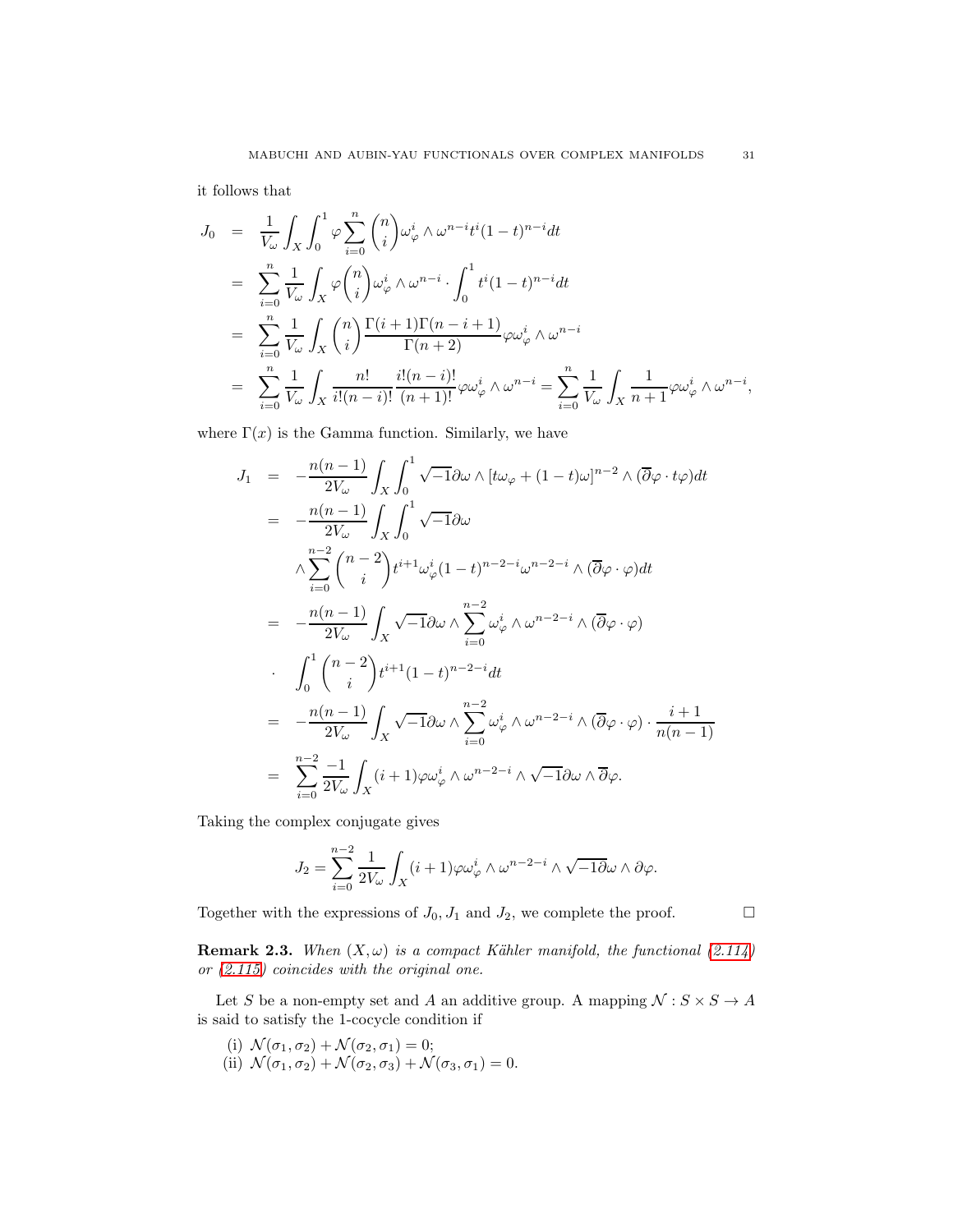it follows that

$$
\begin{aligned}
J_0 &= \frac{1}{V_\omega}\int_X \int_0^1 \varphi \sum_{i=0}^n \binom{n}{i} \omega_\varphi^i \wedge \omega^{n-i} t^i (1-t)^{n-i} dt \\
&= \sum_{i=0}^n \frac{1}{V_\omega}\int_X \varphi \binom{n}{i} \omega_\varphi^i \wedge \omega^{n-i} \cdot \int_0^1 t^i(1-t)^{n-i} dt \\
&= \sum_{i=0}^n \frac{1}{V_\omega}\int_X \binom{n}{i} \frac{\Gamma(i+1)\Gamma(n-i+1)}{\Gamma(n+2)} \varphi \omega_\varphi^i \wedge \omega^{n-i} \\
&= \sum_{i=0}^n \frac{1}{V_\omega}\int_X \frac{n!}{i!(n-i)!}\frac{i!(n-i)!}{(n+1)!} \varphi \omega_\varphi^i \wedge \omega^{n-i} = \sum_{i=0}^n \frac{1}{V_\omega}\int_X \frac{1}{n+1}\varphi \omega_\varphi^i \wedge \omega^{n-i},
\end{aligned}
$$

where $\Gamma(x)$ is the Gamma function. Similarly, we have

$$
\begin{aligned}
J_1 &= -\frac{n(n-1)}{2V_\omega}\int_X \int_0^1 \sqrt{-1}\partial\omega \wedge [t\omega_\varphi + (1-t)\omega]^{n-2} \wedge (\overline{\partial}\varphi \cdot t\varphi) dt \\
&= -\frac{n(n-1)}{2V_\omega}\int_X \int_0^1 \sqrt{-1}\partial\omega \\
&\quad \wedge \sum_{i=0}^{n-2} \binom{n-2}{i} t^{i+1}\omega_\varphi^i (1-t)^{n-2-i}\omega^{n-2-i} \wedge (\overline{\partial}\varphi \cdot \varphi) dt \\
&= -\frac{n(n-1)}{2V_\omega}\int_X \sqrt{-1}\partial\omega \wedge \sum_{i=0}^{n-2} \omega_\varphi^i \wedge \omega^{n-2-i} \wedge (\overline{\partial}\varphi \cdot \varphi) \\
&\quad \cdot \int_0^1 \binom{n-2}{i} t^{i+1}(1-t)^{n-2-i} dt \\
&= -\frac{n(n-1)}{2V_\omega}\int_X \sqrt{-1}\partial\omega \wedge \sum_{i=0}^{n-2} \omega_\varphi^i \wedge \omega^{n-2-i} \wedge (\overline{\partial}\varphi \cdot \varphi) \cdot \frac{i+1}{n(n-1)} \\
&= \sum_{i=0}^{n-2} \frac{-1}{2V_\omega}\int_X (i+1)\varphi \omega_\varphi^i \wedge \omega^{n-2-i} \wedge \sqrt{-1}\partial\omega \wedge \overline{\partial}\varphi.
\end{aligned}
$$

Taking the complex conjugate gives

$$
J_2 = \sum_{i=0}^{n-2} \frac{1}{2V_\omega}\int_X (i+1)\varphi\omega_\varphi^i \wedge \omega^{n-2-i} \wedge \sqrt{-1}\overline{\partial}\omega \wedge \partial\varphi.
$$

Together with the expressions of $J_0, J_1$ and $J_2$, we complete the proof. $\square$

**Remark 2.3.** *When $(X, \omega)$ is a compact Kähler manifold, the functional (2.114) or (2.115) coincides with the original one.*

Let $S$ be a non-empty set and $A$ an additive group. A mapping $\mathcal{N} : S \times S \to A$ is said to satisfy the 1-cocycle condition if

(i) $\mathcal{N}(\sigma_1, \sigma_2) + \mathcal{N}(\sigma_2, \sigma_1) = 0$;
(ii) $\mathcal{N}(\sigma_1, \sigma_2) + \mathcal{N}(\sigma_2, \sigma_3) + \mathcal{N}(\sigma_3, \sigma_1) = 0$.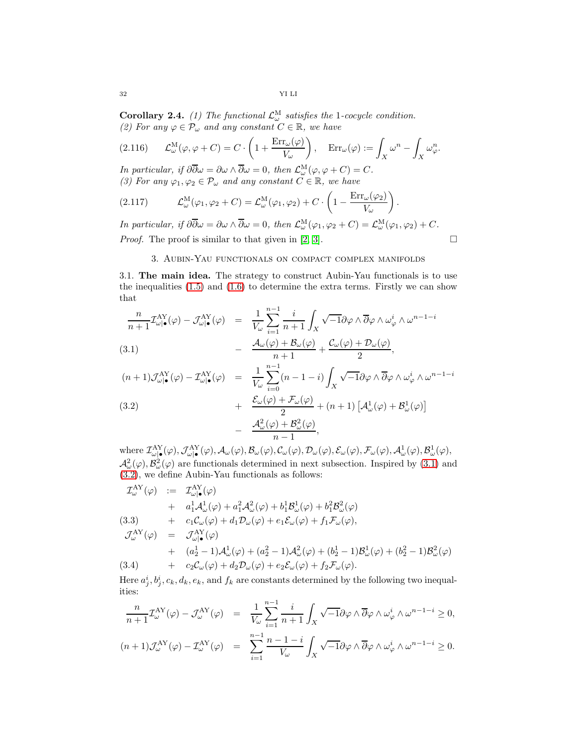**Corollary 2.4.** *(1) The functional $\mathcal{L}^{\rm M}_{\omega}$ satisfies the 1-cocycle condition.*
*(2) For any $\varphi\in\mathcal{P}_{\omega}$ and any constant $C\in\mathbb{R}$, we have*

$$\mathcal{L}^{\rm M}_{\omega}(\varphi,\varphi+C)=C\cdot\left(1+\frac{{\rm Err}_{\omega}(\varphi)}{V_{\omega}}\right),\quad {\rm Err}_{\omega}(\varphi):=\int_X\omega^n-\int_X\omega^n_{\varphi}. \tag{2.116}$$

*In particular, if $\partial\overline{\partial}\omega=\partial\omega\wedge\overline{\partial}\omega=0$, then $\mathcal{L}^{\rm M}_{\omega}(\varphi,\varphi+C)=C$.*
*(3) For any $\varphi_1,\varphi_2\in\mathcal{P}_{\omega}$ and any constant $C\in\mathbb{R}$, we have*

$$\mathcal{L}^{\rm M}_{\omega}(\varphi_1,\varphi_2+C)=\mathcal{L}^{\rm M}_{\omega}(\varphi_1,\varphi_2)+C\cdot\left(1-\frac{{\rm Err}_{\omega}(\varphi_2)}{V_{\omega}}\right). \tag{2.117}$$

*In particular, if $\partial\overline{\partial}\omega=\partial\omega\wedge\overline{\partial}\omega=0$, then $\mathcal{L}^{\rm M}_{\omega}(\varphi_1,\varphi_2+C)=\mathcal{L}^{\rm M}_{\omega}(\varphi_1,\varphi_2)+C$.*

*Proof.* The proof is similar to that given in [2, 3]. $\square$

## 3. Aubin-Yau functionals on compact complex manifolds

3.1. **The main idea.** The strategy to construct Aubin-Yau functionals is to use the inequalities (1.5) and (1.6) to determine the extra terms. Firstly we can show that

$$\begin{aligned}\frac{n}{n+1}\mathcal{I}^{\rm AY}_{\omega|\bullet}(\varphi)-\mathcal{J}^{\rm AY}_{\omega|\bullet}(\varphi) &= \frac{1}{V_{\omega}}\sum^{n-1}_{i=1}\frac{i}{n+1}\int_X\sqrt{-1}\partial\varphi\wedge\overline{\partial}\varphi\wedge\omega^i_{\varphi}\wedge\omega^{n-1-i}\\ &- \frac{\mathcal{A}_{\omega}(\varphi)+\mathcal{B}_{\omega}(\varphi)}{n+1}+\frac{\mathcal{C}_{\omega}(\varphi)+\mathcal{D}_{\omega}(\varphi)}{2},\end{aligned} \tag{3.1}$$

$$\begin{aligned}(n+1)\mathcal{J}^{\rm AY}_{\omega|\bullet}(\varphi)-\mathcal{I}^{\rm AY}_{\omega|\bullet}(\varphi) &= \frac{1}{V_{\omega}}\sum^{n-1}_{i=0}(n-1-i)\int_X\sqrt{-1}\partial\varphi\wedge\overline{\partial}\varphi\wedge\omega^i_{\varphi}\wedge\omega^{n-1-i}\\ &+ \frac{\mathcal{E}_{\omega}(\varphi)+\mathcal{F}_{\omega}(\varphi)}{2}+(n+1)\left[\mathcal{A}^1_{\omega}(\varphi)+\mathcal{B}^1_{\omega}(\varphi)\right]\\ &- \frac{\mathcal{A}^2_{\omega}(\varphi)+\mathcal{B}^2_{\omega}(\varphi)}{n-1},\end{aligned} \tag{3.2}$$

where $\mathcal{I}^{\rm AY}_{\omega|\bullet}(\varphi),\mathcal{J}^{\rm AY}_{\omega|\bullet}(\varphi),\mathcal{A}_{\omega}(\varphi),\mathcal{B}_{\omega}(\varphi),\mathcal{C}_{\omega}(\varphi),\mathcal{D}_{\omega}(\varphi),\mathcal{E}_{\omega}(\varphi),\mathcal{F}_{\omega}(\varphi),\mathcal{A}^1_{\omega}(\varphi),\mathcal{B}^1_{\omega}(\varphi)$, $\mathcal{A}^2_{\omega}(\varphi),\mathcal{B}^2_{\omega}(\varphi)$ are functionals determined in next subsection. Inspired by (3.1) and (3.2), we define Aubin-Yau functionals as follows:

$$\begin{aligned}\mathcal{I}^{\rm AY}_{\omega}(\varphi) &:= \mathcal{I}^{\rm AY}_{\omega|\bullet}(\varphi)\\ &+ a^1_1\mathcal{A}^1_{\omega}(\varphi)+a^2_1\mathcal{A}^2_{\omega}(\varphi)+b^1_1\mathcal{B}^1_{\omega}(\varphi)+b^2_1\mathcal{B}^2_{\omega}(\varphi)\\ &+ c_1\mathcal{C}_{\omega}(\varphi)+d_1\mathcal{D}_{\omega}(\varphi)+e_1\mathcal{E}_{\omega}(\varphi)+f_1\mathcal{F}_{\omega}(\varphi),\end{aligned} \tag{3.3}$$

$$\begin{aligned}\mathcal{J}^{\rm AY}_{\omega}(\varphi) &= \mathcal{J}^{\rm AY}_{\omega|\bullet}(\varphi)\\ &+ (a^1_2-1)\mathcal{A}^1_{\omega}(\varphi)+(a^2_2-1)\mathcal{A}^2_{\omega}(\varphi)+(b^1_2-1)\mathcal{B}^1_{\omega}(\varphi)+(b^2_2-1)\mathcal{B}^2_{\omega}(\varphi)\\ &+ c_2\mathcal{C}_{\omega}(\varphi)+d_2\mathcal{D}_{\omega}(\varphi)+e_2\mathcal{E}_{\omega}(\varphi)+f_2\mathcal{F}_{\omega}(\varphi).\end{aligned} \tag{3.4}$$

Here $a^i_j,b^i_j,c_k,d_k,e_k$, and $f_k$ are constants determined by the following two inequalities:

$$\frac{n}{n+1}\mathcal{I}^{\rm AY}_{\omega}(\varphi)-\mathcal{J}^{\rm AY}_{\omega}(\varphi) = \frac{1}{V_{\omega}}\sum^{n-1}_{i=1}\frac{i}{n+1}\int_X\sqrt{-1}\partial\varphi\wedge\overline{\partial}\varphi\wedge\omega^i_{\varphi}\wedge\omega^{n-1-i}\geq 0,$$

$$(n+1)\mathcal{J}^{\rm AY}_{\omega}(\varphi)-\mathcal{I}^{\rm AY}_{\omega}(\varphi) = \sum^{n-1}_{i=1}\frac{n-1-i}{V_{\omega}}\int_X\sqrt{-1}\partial\varphi\wedge\overline{\partial}\varphi\wedge\omega^i_{\varphi}\wedge\omega^{n-1-i}\geq 0.$$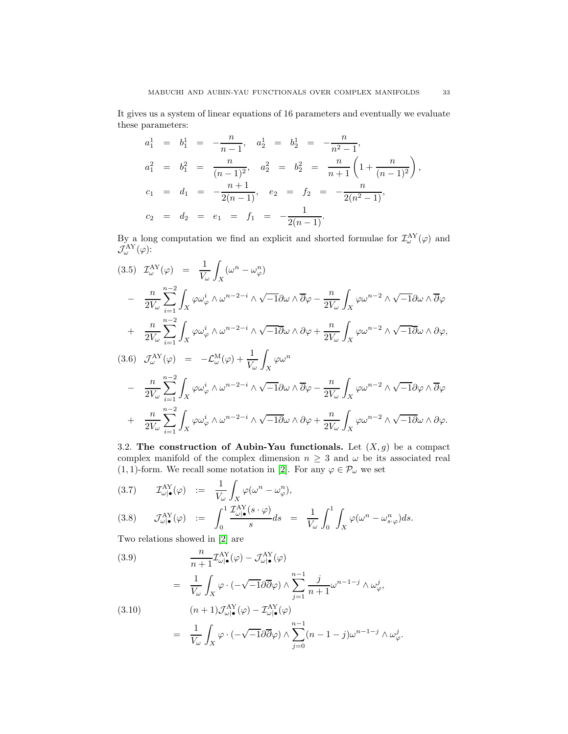It gives us a system of linear equations of 16 parameters and eventually we evaluate these parameters:

$$
\begin{aligned}
a_1^1 &= b_1^1 = -\frac{n}{n-1}, \quad a_2^1 = b_2^1 = -\frac{n}{n^2-1},\\
a_1^2 &= b_1^2 = \frac{n}{(n-1)^2}, \quad a_2^2 = b_2^2 = \frac{n}{n+1}\left(1+\frac{n}{(n-1)^2}\right),\\
c_1 &= d_1 = -\frac{n+1}{2(n-1)}, \quad e_2 = f_2 = -\frac{n}{2(n^2-1)},\\
c_2 &= d_2 = e_1 = f_1 = -\frac{1}{2(n-1)}.
\end{aligned}
$$

By a long computation we find an explicit and shorted formulae for $\mathcal{I}_\omega^{\mathrm{AY}}(\varphi)$ and $\mathcal{J}_\omega^{\mathrm{AY}}(\varphi)$:

$$
\begin{aligned}
(3.5)\quad \mathcal{I}_\omega^{\mathrm{AY}}(\varphi) &= \frac{1}{V_\omega}\int_X (\omega^n - \omega_\varphi^n)\\
&- \frac{n}{2V_\omega}\sum_{i=1}^{n-2}\int_X \varphi\omega_\varphi^i \wedge \omega^{n-2-i}\wedge\sqrt{-1}\partial\omega\wedge\overline{\partial}\varphi - \frac{n}{2V_\omega}\int_X \varphi\omega^{n-2}\wedge\sqrt{-1}\partial\omega\wedge\overline{\partial}\varphi\\
&+ \frac{n}{2V_\omega}\sum_{i=1}^{n-2}\int_X \varphi\omega_\varphi^i \wedge \omega^{n-2-i}\wedge\sqrt{-1}\overline{\partial}\omega\wedge\partial\varphi + \frac{n}{2V_\omega}\int_X \varphi\omega^{n-2}\wedge\sqrt{-1}\overline{\partial}\omega\wedge\partial\varphi,
\end{aligned}
$$

$$
\begin{aligned}
(3.6)\quad \mathcal{J}_\omega^{\mathrm{AY}}(\varphi) &= -\mathcal{L}_\omega^{\mathrm{M}}(\varphi) + \frac{1}{V_\omega}\int_X \varphi\omega^n\\
&- \frac{n}{2V_\omega}\sum_{i=1}^{n-2}\int_X \varphi\omega_\varphi^i \wedge \omega^{n-2-i}\wedge\sqrt{-1}\partial\omega\wedge\overline{\partial}\varphi - \frac{n}{2V_\omega}\int_X \varphi\omega^{n-2}\wedge\sqrt{-1}\partial\varphi\wedge\overline{\partial}\varphi\\
&+ \frac{n}{2V_\omega}\sum_{i=1}^{n-2}\int_X \varphi\omega_\varphi^i \wedge \omega^{n-2-i}\wedge\sqrt{-1}\overline{\partial}\omega\wedge\partial\varphi + \frac{n}{2V_\omega}\int_X \varphi\omega^{n-2}\wedge\sqrt{-1}\overline{\partial}\omega\wedge\partial\varphi.
\end{aligned}
$$

3.2. **The construction of Aubin-Yau functionals.** Let $(X, g)$ be a compact complex manifold of the complex dimension $n \geq 3$ and $\omega$ be its associated real $(1,1)$-form. We recall some notation in [2]. For any $\varphi \in \mathcal{P}_\omega$ we set

$$
(3.7)\qquad \mathcal{I}_{\omega|\bullet}^{\mathrm{AY}}(\varphi) := \frac{1}{V_\omega}\int_X \varphi(\omega^n - \omega_\varphi^n),
$$

$$
(3.8)\qquad \mathcal{J}_{\omega|\bullet}^{\mathrm{AY}}(\varphi) := \int_0^1 \frac{\mathcal{I}_{\omega|\bullet}^{\mathrm{AY}}(s\cdot\varphi)}{s}ds = \frac{1}{V_\omega}\int_0^1\int_X \varphi(\omega^n - \omega_{s\cdot\varphi}^n)ds.
$$

Two relations showed in [2] are

$$
\begin{aligned}
(3.9)\qquad & \frac{n}{n+1}\mathcal{I}_{\omega|\bullet}^{\mathrm{AY}}(\varphi) - \mathcal{J}_{\omega|\bullet}^{\mathrm{AY}}(\varphi)\\
&= \frac{1}{V_\omega}\int_X \varphi\cdot(-\sqrt{-1}\partial\overline{\partial}\varphi)\wedge\sum_{j=1}^{n-1}\frac{j}{n+1}\omega^{n-1-j}\wedge\omega_\varphi^j,
\end{aligned}
$$

$$
\begin{aligned}
(3.10)\qquad & (n+1)\mathcal{J}_{\omega|\bullet}^{\mathrm{AY}}(\varphi) - \mathcal{I}_{\omega|\bullet}^{\mathrm{AY}}(\varphi)\\
&= \frac{1}{V_\omega}\int_X \varphi\cdot(-\sqrt{-1}\partial\overline{\partial}\varphi)\wedge\sum_{j=0}^{n-1}(n-1-j)\omega^{n-1-j}\wedge\omega_\varphi^j.
\end{aligned}
$$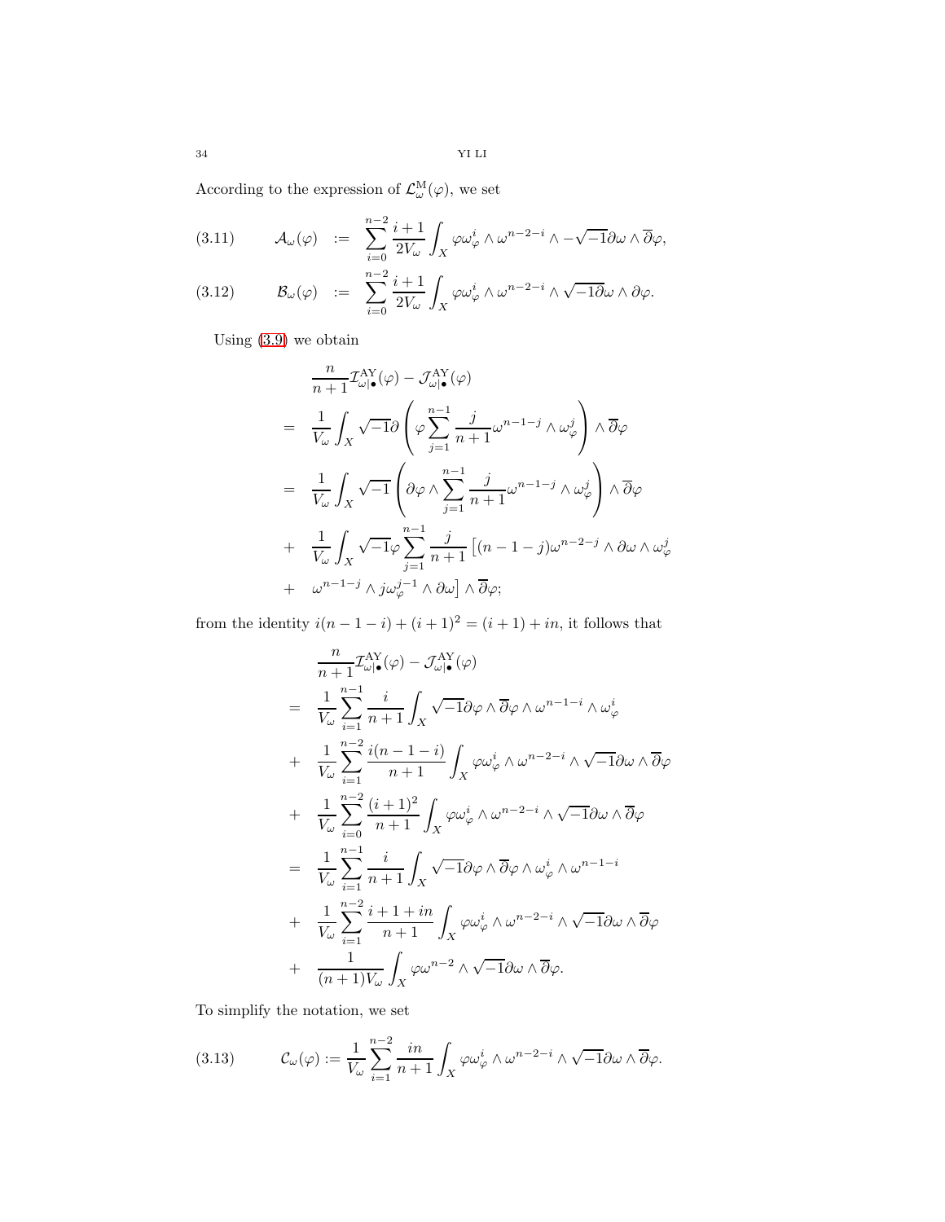According to the expression of $\mathcal{L}^{\rm M}_\omega(\varphi)$, we set

$$
\mathcal{A}_\omega(\varphi) \;:=\; \sum_{i=0}^{n-2}\frac{i+1}{2V_\omega}\int_X \varphi\omega_\varphi^i\wedge\omega^{n-2-i}\wedge -\sqrt{-1}\partial\omega\wedge\overline{\partial}\varphi, \tag{3.11}
$$

$$
\mathcal{B}_\omega(\varphi) \;:=\; \sum_{i=0}^{n-2}\frac{i+1}{2V_\omega}\int_X \varphi\omega_\varphi^i\wedge\omega^{n-2-i}\wedge \sqrt{-1}\overline{\partial}\omega\wedge\partial\varphi. \tag{3.12}
$$

Using (3.9) we obtain

$$
\begin{aligned}
&\frac{n}{n+1}\mathcal{I}^{\rm AY}_{\omega|\bullet}(\varphi)-\mathcal{J}^{\rm AY}_{\omega|\bullet}(\varphi)\\
=\;&\frac{1}{V_\omega}\int_X\sqrt{-1}\partial\left(\varphi\sum_{j=1}^{n-1}\frac{j}{n+1}\omega^{n-1-j}\wedge\omega_\varphi^j\right)\wedge\overline{\partial}\varphi\\
=\;&\frac{1}{V_\omega}\int_X\sqrt{-1}\left(\partial\varphi\wedge\sum_{j=1}^{n-1}\frac{j}{n+1}\omega^{n-1-j}\wedge\omega_\varphi^j\right)\wedge\overline{\partial}\varphi\\
+\;&\frac{1}{V_\omega}\int_X\sqrt{-1}\varphi\sum_{j=1}^{n-1}\frac{j}{n+1}\left[(n-1-j)\omega^{n-2-j}\wedge\partial\omega\wedge\omega_\varphi^j\right.\\
+\;&\left.\omega^{n-1-j}\wedge j\omega_\varphi^{j-1}\wedge\partial\omega\right]\wedge\overline{\partial}\varphi;
\end{aligned}
$$

from the identity $i(n-1-i)+(i+1)^2=(i+1)+in$, it follows that

$$
\begin{aligned}
&\frac{n}{n+1}\mathcal{I}^{\rm AY}_{\omega|\bullet}(\varphi)-\mathcal{J}^{\rm AY}_{\omega|\bullet}(\varphi)\\
=\;&\frac{1}{V_\omega}\sum_{i=1}^{n-1}\frac{i}{n+1}\int_X\sqrt{-1}\partial\varphi\wedge\overline{\partial}\varphi\wedge\omega^{n-1-i}\wedge\omega_\varphi^i\\
+\;&\frac{1}{V_\omega}\sum_{i=1}^{n-2}\frac{i(n-1-i)}{n+1}\int_X\varphi\omega_\varphi^i\wedge\omega^{n-2-i}\wedge\sqrt{-1}\partial\omega\wedge\overline{\partial}\varphi\\
+\;&\frac{1}{V_\omega}\sum_{i=0}^{n-2}\frac{(i+1)^2}{n+1}\int_X\varphi\omega_\varphi^i\wedge\omega^{n-2-i}\wedge\sqrt{-1}\partial\omega\wedge\overline{\partial}\varphi\\
=\;&\frac{1}{V_\omega}\sum_{i=1}^{n-1}\frac{i}{n+1}\int_X\sqrt{-1}\partial\varphi\wedge\overline{\partial}\varphi\wedge\omega_\varphi^i\wedge\omega^{n-1-i}\\
+\;&\frac{1}{V_\omega}\sum_{i=1}^{n-2}\frac{i+1+in}{n+1}\int_X\varphi\omega_\varphi^i\wedge\omega^{n-2-i}\wedge\sqrt{-1}\partial\omega\wedge\overline{\partial}\varphi\\
+\;&\frac{1}{(n+1)V_\omega}\int_X\varphi\omega^{n-2}\wedge\sqrt{-1}\partial\omega\wedge\overline{\partial}\varphi.
\end{aligned}
$$

To simplify the notation, we set

$$
\mathcal{C}_\omega(\varphi):=\frac{1}{V_\omega}\sum_{i=1}^{n-2}\frac{in}{n+1}\int_X\varphi\omega_\varphi^i\wedge\omega^{n-2-i}\wedge\sqrt{-1}\partial\omega\wedge\overline{\partial}\varphi. \tag{3.13}
$$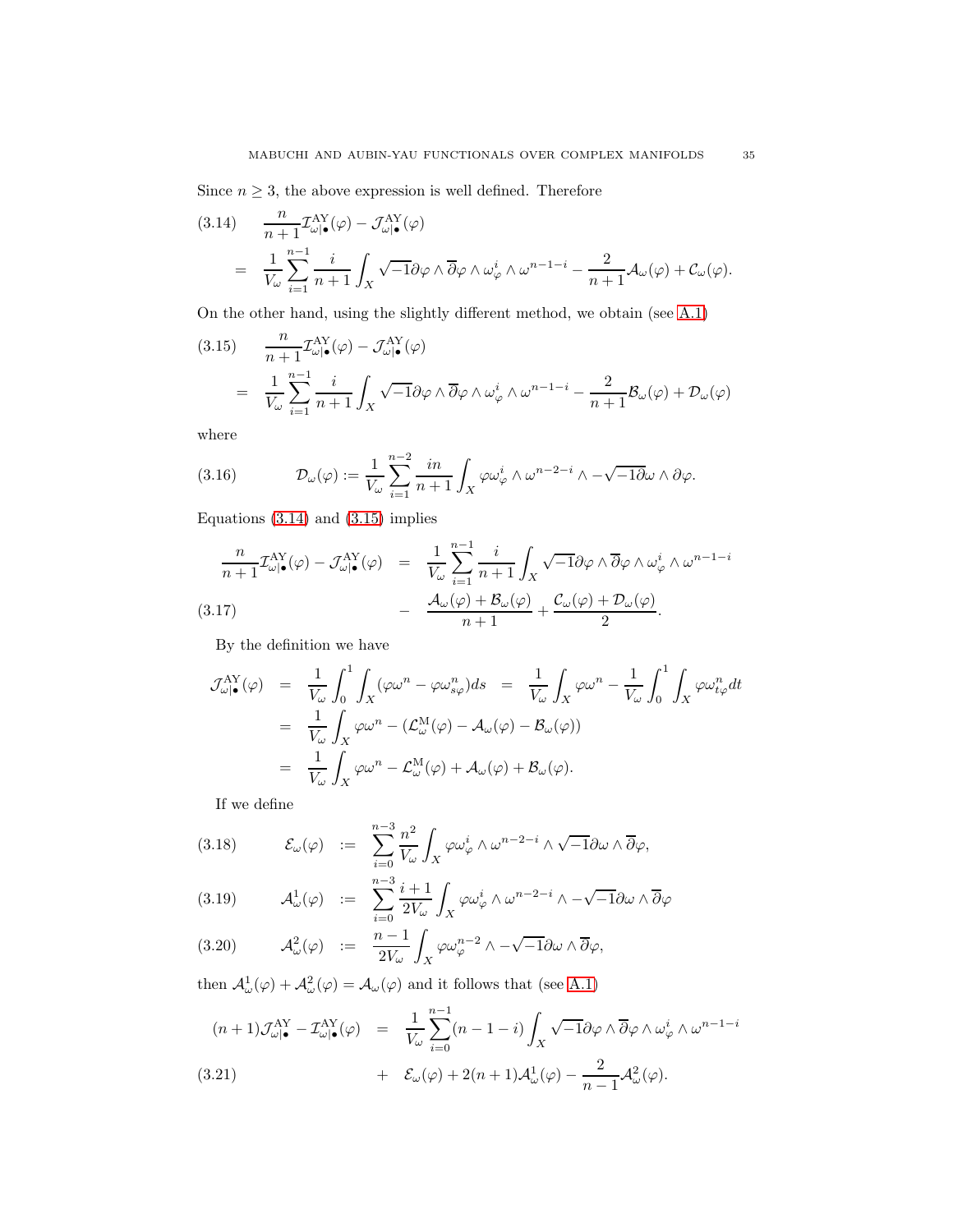Since $n \geq 3$, the above expression is well defined. Therefore

$$
\begin{aligned}
(3.14)\qquad & \frac{n}{n+1}\mathcal{I}^{\rm AY}_{\omega|\bullet}(\varphi) - \mathcal{J}^{\rm AY}_{\omega|\bullet}(\varphi) \\
&= \frac{1}{V_\omega}\sum_{i=1}^{n-1}\frac{i}{n+1}\int_X \sqrt{-1}\partial\varphi\wedge\overline{\partial}\varphi\wedge\omega^i_\varphi\wedge\omega^{n-1-i} - \frac{2}{n+1}\mathcal{A}_\omega(\varphi) + \mathcal{C}_\omega(\varphi).
\end{aligned}
$$

On the other hand, using the slightly different method, we obtain (see A.1)

$$
\begin{aligned}
(3.15)\qquad & \frac{n}{n+1}\mathcal{I}^{\rm AY}_{\omega|\bullet}(\varphi) - \mathcal{J}^{\rm AY}_{\omega|\bullet}(\varphi) \\
&= \frac{1}{V_\omega}\sum_{i=1}^{n-1}\frac{i}{n+1}\int_X \sqrt{-1}\partial\varphi\wedge\overline{\partial}\varphi\wedge\omega^i_\varphi\wedge\omega^{n-1-i} - \frac{2}{n+1}\mathcal{B}_\omega(\varphi) + \mathcal{D}_\omega(\varphi)
\end{aligned}
$$

where

$$
(3.16)\qquad \mathcal{D}_\omega(\varphi) := \frac{1}{V_\omega}\sum_{i=1}^{n-2}\frac{in}{n+1}\int_X \varphi\omega^i_\varphi\wedge\omega^{n-2-i}\wedge -\sqrt{-1}\partial\omega\wedge\partial\varphi.
$$

Equations (3.14) and (3.15) implies

$$
\begin{aligned}
\frac{n}{n+1}\mathcal{I}^{\rm AY}_{\omega|\bullet}(\varphi) - \mathcal{J}^{\rm AY}_{\omega|\bullet}(\varphi) &= \frac{1}{V_\omega}\sum_{i=1}^{n-1}\frac{i}{n+1}\int_X \sqrt{-1}\partial\varphi\wedge\overline{\partial}\varphi\wedge\omega^i_\varphi\wedge\omega^{n-1-i} \\
(3.17)\qquad &- \frac{\mathcal{A}_\omega(\varphi)+\mathcal{B}_\omega(\varphi)}{n+1} + \frac{\mathcal{C}_\omega(\varphi)+\mathcal{D}_\omega(\varphi)}{2}.
\end{aligned}
$$

By the definition we have

$$
\begin{aligned}
\mathcal{J}^{\rm AY}_{\omega|\bullet}(\varphi) &= \frac{1}{V_\omega}\int_0^1\int_X(\varphi\omega^n - \varphi\omega^n_{s\varphi})ds = \frac{1}{V_\omega}\int_X\varphi\omega^n - \frac{1}{V_\omega}\int_0^1\int_X\varphi\omega^n_{t\varphi}dt \\
&= \frac{1}{V_\omega}\int_X\varphi\omega^n - (\mathcal{L}^{\rm M}_\omega(\varphi) - \mathcal{A}_\omega(\varphi) - \mathcal{B}_\omega(\varphi)) \\
&= \frac{1}{V_\omega}\int_X\varphi\omega^n - \mathcal{L}^{\rm M}_\omega(\varphi) + \mathcal{A}_\omega(\varphi) + \mathcal{B}_\omega(\varphi).
\end{aligned}
$$

If we define

$$
\begin{aligned}
(3.18)\qquad \mathcal{E}_\omega(\varphi) &:= \sum_{i=0}^{n-3}\frac{n^2}{V_\omega}\int_X\varphi\omega^i_\varphi\wedge\omega^{n-2-i}\wedge\sqrt{-1}\partial\omega\wedge\overline{\partial}\varphi, \\
(3.19)\qquad \mathcal{A}^1_\omega(\varphi) &:= \sum_{i=0}^{n-3}\frac{i+1}{2V_\omega}\int_X\varphi\omega^i_\varphi\wedge\omega^{n-2-i}\wedge -\sqrt{-1}\partial\omega\wedge\overline{\partial}\varphi \\
(3.20)\qquad \mathcal{A}^2_\omega(\varphi) &:= \frac{n-1}{2V_\omega}\int_X\varphi\omega^{n-2}_\varphi\wedge -\sqrt{-1}\partial\omega\wedge\overline{\partial}\varphi,
\end{aligned}
$$

then $\mathcal{A}^1_\omega(\varphi) + \mathcal{A}^2_\omega(\varphi) = \mathcal{A}_\omega(\varphi)$ and it follows that (see A.1)

$$
\begin{aligned}
(n+1)\mathcal{J}^{\rm AY}_{\omega|\bullet} - \mathcal{I}^{\rm AY}_{\omega|\bullet}(\varphi) &= \frac{1}{V_\omega}\sum_{i=0}^{n-1}(n-1-i)\int_X\sqrt{-1}\partial\varphi\wedge\overline{\partial}\varphi\wedge\omega^i_\varphi\wedge\omega^{n-1-i} \\
(3.21)\qquad &+ \mathcal{E}_\omega(\varphi) + 2(n+1)\mathcal{A}^1_\omega(\varphi) - \frac{2}{n-1}\mathcal{A}^2_\omega(\varphi).
\end{aligned}
$$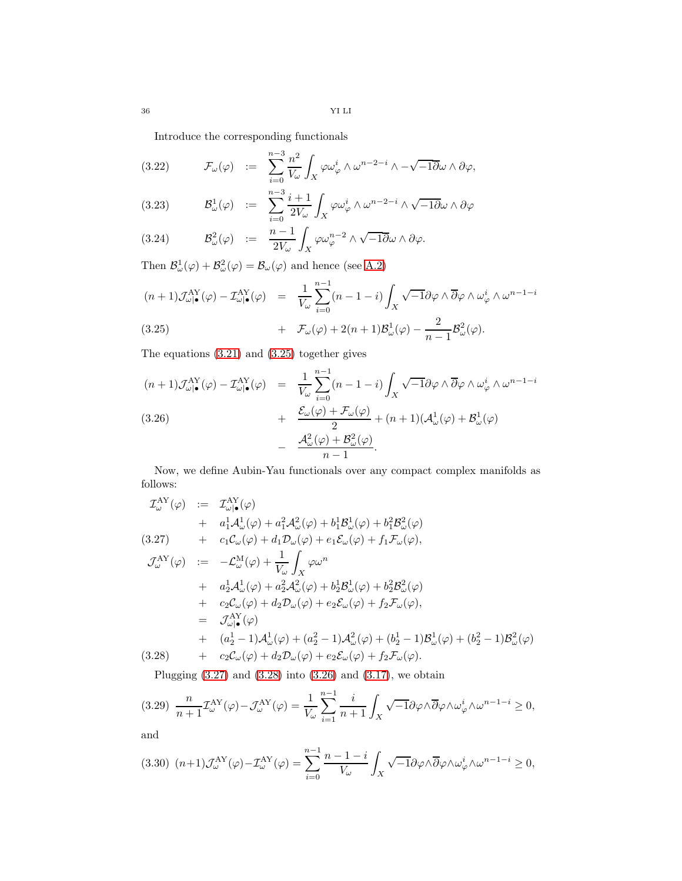Introduce the corresponding functionals

$$
\mathcal{F}_\omega(\varphi) := \sum_{i=0}^{n-3}\frac{n^2}{V_\omega}\int_X \varphi\omega_\varphi^i\wedge\omega^{n-2-i}\wedge-\sqrt{-1}\overline{\partial}\omega\wedge\partial\varphi, \tag{3.22}
$$

$$
\mathcal{B}^1_\omega(\varphi) := \sum_{i=0}^{n-3}\frac{i+1}{2V_\omega}\int_X \varphi\omega_\varphi^i\wedge\omega^{n-2-i}\wedge\sqrt{-1}\overline{\partial}\omega\wedge\partial\varphi \tag{3.23}
$$

$$
\mathcal{B}^2_\omega(\varphi) := \frac{n-1}{2V_\omega}\int_X \varphi\omega_\varphi^{n-2}\wedge\sqrt{-1}\overline{\partial}\omega\wedge\partial\varphi. \tag{3.24}
$$

Then $\mathcal{B}^1_\omega(\varphi)+\mathcal{B}^2_\omega(\varphi)=\mathcal{B}_\omega(\varphi)$ and hence (see A.2)

$$
\begin{aligned}
(n+1)\mathcal{J}^{\mathrm{AY}}_{\omega|\bullet}(\varphi)-\mathcal{I}^{\mathrm{AY}}_{\omega|\bullet}(\varphi) &= \frac{1}{V_\omega}\sum_{i=0}^{n-1}(n-1-i)\int_X\sqrt{-1}\partial\varphi\wedge\overline{\partial}\varphi\wedge\omega_\varphi^i\wedge\omega^{n-1-i}\\
&+\ \mathcal{F}_\omega(\varphi)+2(n+1)\mathcal{B}^1_\omega(\varphi)-\frac{2}{n-1}\mathcal{B}^2_\omega(\varphi).
\end{aligned} \tag{3.25}
$$

The equations (3.21) and (3.25) together gives

$$
\begin{aligned}
(n+1)\mathcal{J}^{\mathrm{AY}}_{\omega|\bullet}(\varphi)-\mathcal{I}^{\mathrm{AY}}_{\omega|\bullet}(\varphi) &= \frac{1}{V_\omega}\sum_{i=0}^{n-1}(n-1-i)\int_X\sqrt{-1}\partial\varphi\wedge\overline{\partial}\varphi\wedge\omega_\varphi^i\wedge\omega^{n-1-i}\\
&+\ \frac{\mathcal{E}_\omega(\varphi)+\mathcal{F}_\omega(\varphi)}{2}+(n+1)(\mathcal{A}^1_\omega(\varphi)+\mathcal{B}^1_\omega(\varphi)\\
&-\ \frac{\mathcal{A}^2_\omega(\varphi)+\mathcal{B}^2_\omega(\varphi)}{n-1}.
\end{aligned} \tag{3.26}
$$

Now, we define Aubin-Yau functionals over any compact complex manifolds as follows:

$$
\begin{aligned}
\mathcal{I}^{\mathrm{AY}}_\omega(\varphi) &:= \mathcal{I}^{\mathrm{AY}}_{\omega|\bullet}(\varphi)\\
&+\ a^1_1\mathcal{A}^1_\omega(\varphi)+a^2_1\mathcal{A}^2_\omega(\varphi)+b^1_1\mathcal{B}^1_\omega(\varphi)+b^2_1\mathcal{B}^2_\omega(\varphi)\\
&+\ c_1\mathcal{C}_\omega(\varphi)+d_1\mathcal{D}_\omega(\varphi)+e_1\mathcal{E}_\omega(\varphi)+f_1\mathcal{F}_\omega(\varphi),
\end{aligned} \tag{3.27}
$$

$$
\begin{aligned}
\mathcal{J}^{\mathrm{AY}}_\omega(\varphi) &:= -\mathcal{L}^{\mathrm{M}}_\omega(\varphi)+\frac{1}{V_\omega}\int_X\varphi\omega^n\\
&+\ a^1_2\mathcal{A}^1_\omega(\varphi)+a^2_2\mathcal{A}^2_\omega(\varphi)+b^1_2\mathcal{B}^1_\omega(\varphi)+b^2_2\mathcal{B}^2_\omega(\varphi)\\
&+\ c_2\mathcal{C}_\omega(\varphi)+d_2\mathcal{D}_\omega(\varphi)+e_2\mathcal{E}_\omega(\varphi)+f_2\mathcal{F}_\omega(\varphi),\\
&=\ \mathcal{J}^{\mathrm{AY}}_{\omega|\bullet}(\varphi)\\
&+\ (a^1_2-1)\mathcal{A}^1_\omega(\varphi)+(a^2_2-1)\mathcal{A}^2_\omega(\varphi)+(b^1_2-1)\mathcal{B}^1_\omega(\varphi)+(b^2_2-1)\mathcal{B}^2_\omega(\varphi)\\
&+\ c_2\mathcal{C}_\omega(\varphi)+d_2\mathcal{D}_\omega(\varphi)+e_2\mathcal{E}_\omega(\varphi)+f_2\mathcal{F}_\omega(\varphi).
\end{aligned} \tag{3.28}
$$

Plugging (3.27) and (3.28) into (3.26) and (3.17), we obtain

$$
\frac{n}{n+1}\mathcal{I}^{\mathrm{AY}}_\omega(\varphi)-\mathcal{J}^{\mathrm{AY}}_\omega(\varphi)=\frac{1}{V_\omega}\sum_{i=1}^{n-1}\frac{i}{n+1}\int_X\sqrt{-1}\partial\varphi\wedge\overline{\partial}\varphi\wedge\omega_\varphi^i\wedge\omega^{n-1-i}\geq 0, \tag{3.29}
$$

and

$$
(n+1)\mathcal{J}^{\mathrm{AY}}_\omega(\varphi)-\mathcal{I}^{\mathrm{AY}}_\omega(\varphi)=\sum_{i=0}^{n-1}\frac{n-1-i}{V_\omega}\int_X\sqrt{-1}\partial\varphi\wedge\overline{\partial}\varphi\wedge\omega_\varphi^i\wedge\omega^{n-1-i}\geq 0, \tag{3.30}
$$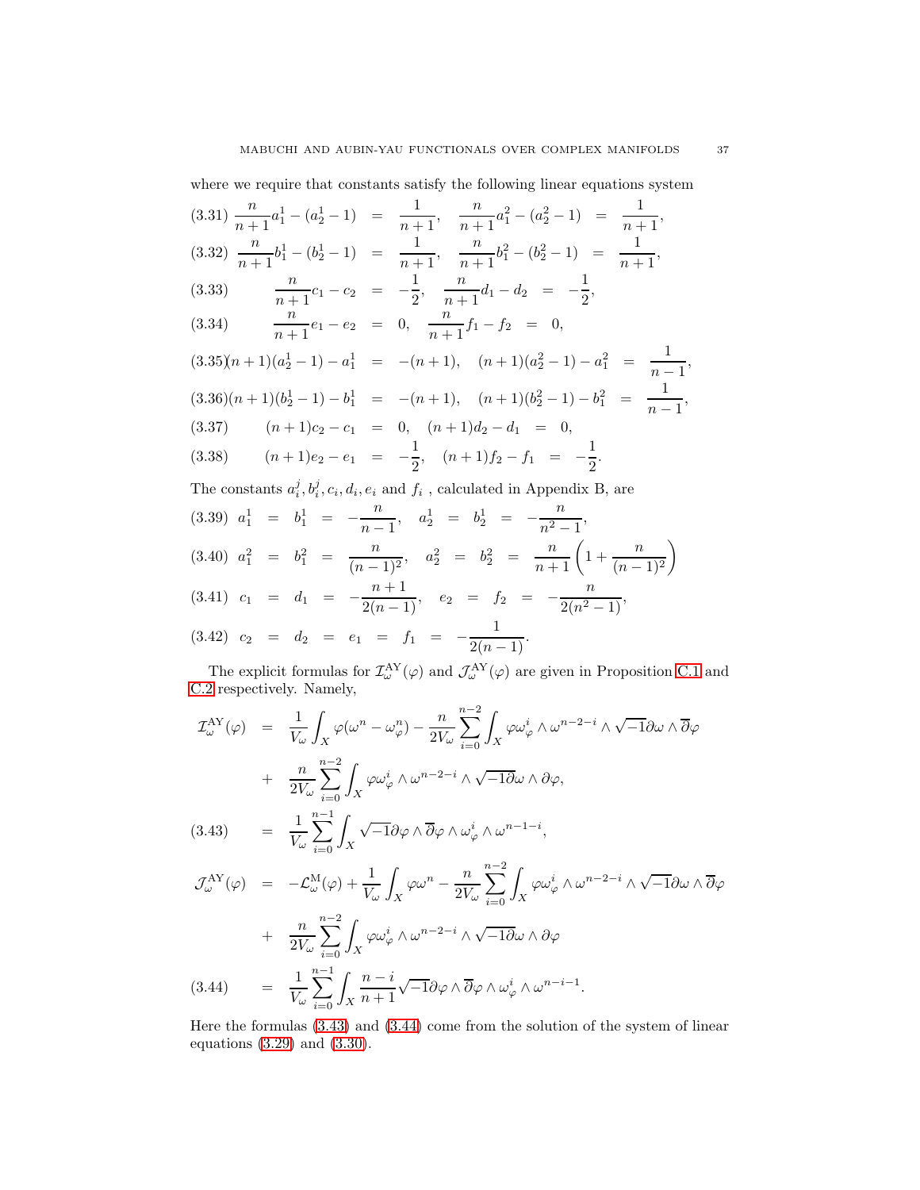where we require that constants satisfy the following linear equations system

$$
\begin{aligned}
&(3.31)\quad \frac{n}{n+1}a_1^1 - (a_2^1 - 1) &=& \frac{1}{n+1}, \quad \frac{n}{n+1}a_1^2 - (a_2^2 - 1) &=& \frac{1}{n+1},\\
&(3.32)\quad \frac{n}{n+1}b_1^1 - (b_2^1 - 1) &=& \frac{1}{n+1}, \quad \frac{n}{n+1}b_1^2 - (b_2^2 - 1) &=& \frac{1}{n+1},\\
&(3.33)\quad \frac{n}{n+1}c_1 - c_2 &=& -\frac{1}{2}, \quad \frac{n}{n+1}d_1 - d_2 &=& -\frac{1}{2},\\
&(3.34)\quad \frac{n}{n+1}e_1 - e_2 &=& 0, \quad \frac{n}{n+1}f_1 - f_2 &=& 0,\\
&(3.35)\quad (n+1)(a_2^1 - 1) - a_1^1 &=& -(n+1), \quad (n+1)(a_2^2 - 1) - a_1^2 &=& \frac{1}{n-1},\\
&(3.36)\quad (n+1)(b_2^1 - 1) - b_1^1 &=& -(n+1), \quad (n+1)(b_2^2 - 1) - b_1^2 &=& \frac{1}{n-1},\\
&(3.37)\quad (n+1)c_2 - c_1 &=& 0, \quad (n+1)d_2 - d_1 &=& 0,\\
&(3.38)\quad (n+1)e_2 - e_1 &=& -\frac{1}{2}, \quad (n+1)f_2 - f_1 &=& -\frac{1}{2}.
\end{aligned}
$$

The constants $a_i^j, b_i^j, c_i, d_i, e_i$ and $f_i$ , calculated in Appendix B, are

$$
\begin{aligned}
&(3.39)\quad a_1^1 = b_1^1 = -\frac{n}{n-1}, \quad a_2^1 = b_2^1 = -\frac{n}{n^2-1},\\
&(3.40)\quad a_1^2 = b_1^2 = \frac{n}{(n-1)^2}, \quad a_2^2 = b_2^2 = \frac{n}{n+1}\left(1 + \frac{n}{(n-1)^2}\right)\\
&(3.41)\quad c_1 = d_1 = -\frac{n+1}{2(n-1)}, \quad e_2 = f_2 = -\frac{n}{2(n^2-1)},\\
&(3.42)\quad c_2 = d_2 = e_1 = f_1 = -\frac{1}{2(n-1)}.
\end{aligned}
$$

The explicit formulas for $\mathcal{I}_\omega^{\mathrm{AY}}(\varphi)$ and $\mathcal{J}_\omega^{\mathrm{AY}}(\varphi)$ are given in Proposition C.1 and C.2 respectively. Namely,

$$
\begin{aligned}
\mathcal{I}_\omega^{\mathrm{AY}}(\varphi) &= \frac{1}{V_\omega}\int_X \varphi(\omega^n - \omega_\varphi^n) - \frac{n}{2V_\omega}\sum_{i=0}^{n-2}\int_X \varphi\omega_\varphi^i \wedge \omega^{n-2-i} \wedge \sqrt{-1}\partial\omega \wedge \overline{\partial}\varphi\\
&+ \frac{n}{2V_\omega}\sum_{i=0}^{n-2}\int_X \varphi\omega_\varphi^i \wedge \omega^{n-2-i} \wedge \sqrt{-1}\overline{\partial}\omega \wedge \partial\varphi,\\
&= \frac{1}{V_\omega}\sum_{i=0}^{n-1}\int_X \sqrt{-1}\partial\varphi \wedge \overline{\partial}\varphi \wedge \omega_\varphi^i \wedge \omega^{n-1-i}, \qquad (3.43)
\end{aligned}
$$

$$
\begin{aligned}
\mathcal{J}_\omega^{\mathrm{AY}}(\varphi) &= -\mathcal{L}_\omega^{\mathrm{M}}(\varphi) + \frac{1}{V_\omega}\int_X \varphi\omega^n - \frac{n}{2V_\omega}\sum_{i=0}^{n-2}\int_X \varphi\omega_\varphi^i \wedge \omega^{n-2-i} \wedge \sqrt{-1}\partial\omega \wedge \overline{\partial}\varphi\\
&+ \frac{n}{2V_\omega}\sum_{i=0}^{n-2}\int_X \varphi\omega_\varphi^i \wedge \omega^{n-2-i} \wedge \sqrt{-1}\overline{\partial}\omega \wedge \partial\varphi\\
&= \frac{1}{V_\omega}\sum_{i=0}^{n-1}\int_X \frac{n-i}{n+1}\sqrt{-1}\partial\varphi \wedge \overline{\partial}\varphi \wedge \omega_\varphi^i \wedge \omega^{n-i-1}. \qquad (3.44)
\end{aligned}
$$

Here the formulas (3.43) and (3.44) come from the solution of the system of linear equations (3.29) and (3.30).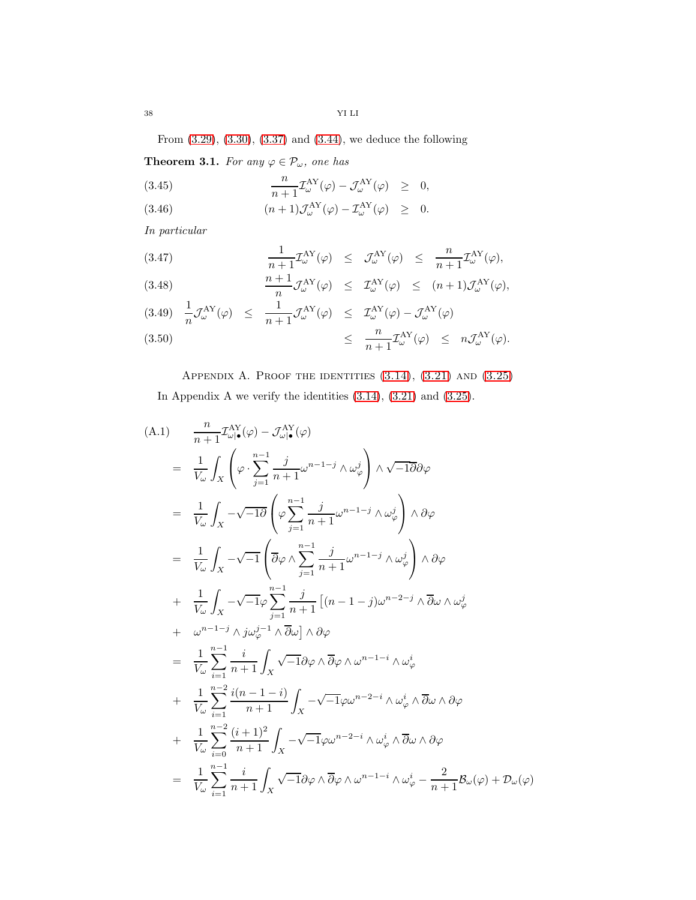From (3.29), (3.30), (3.37) and (3.44), we deduce the following

**Theorem 3.1.** *For any $\varphi \in \mathcal{P}_\omega$, one has*

$$\frac{n}{n+1}\mathcal{I}^{\rm AY}_\omega(\varphi) - \mathcal{J}^{\rm AY}_\omega(\varphi) \quad \geq \quad 0, \tag{3.45}$$

$$(n+1)\mathcal{J}^{\rm AY}_\omega(\varphi) - \mathcal{I}^{\rm AY}_\omega(\varphi) \quad \geq \quad 0. \tag{3.46}$$

*In particular*

$$\frac{1}{n+1}\mathcal{I}^{\rm AY}_\omega(\varphi) \quad \leq \quad \mathcal{J}^{\rm AY}_\omega(\varphi) \quad \leq \quad \frac{n}{n+1}\mathcal{I}^{\rm AY}_\omega(\varphi), \tag{3.47}$$

$$\frac{n+1}{n}\mathcal{J}^{\rm AY}_\omega(\varphi) \quad \leq \quad \mathcal{I}^{\rm AY}_\omega(\varphi) \quad \leq \quad (n+1)\mathcal{J}^{\rm AY}_\omega(\varphi), \tag{3.48}$$

$$\frac{1}{n}\mathcal{J}^{\rm AY}_\omega(\varphi) \quad \leq \quad \frac{1}{n+1}\mathcal{J}^{\rm AY}_\omega(\varphi) \quad \leq \quad \mathcal{I}^{\rm AY}_\omega(\varphi) - \mathcal{J}^{\rm AY}_\omega(\varphi) \tag{3.49}$$

$$\leq \quad \frac{n}{n+1}\mathcal{I}^{\rm AY}_\omega(\varphi) \quad \leq \quad n\mathcal{J}^{\rm AY}_\omega(\varphi). \tag{3.50}$$

## Appendix A. Proof the identities (3.14), (3.21) and (3.25)

In Appendix A we verify the identities (3.14), (3.21) and (3.25).

$$
\begin{aligned}
&\frac{n}{n+1}\mathcal{I}^{\rm AY}_{\omega|_\bullet}(\varphi) - \mathcal{J}^{\rm AY}_{\omega|_\bullet}(\varphi) \\
&= \frac{1}{V_\omega}\int_X \left(\varphi \cdot \sum_{j=1}^{n-1}\frac{j}{n+1}\omega^{n-1-j}\wedge\omega^j_\varphi\right)\wedge\sqrt{-1}\overline{\partial}\partial\varphi \\
&= \frac{1}{V_\omega}\int_X -\sqrt{-1}\overline{\partial}\left(\varphi\sum_{j=1}^{n-1}\frac{j}{n+1}\omega^{n-1-j}\wedge\omega^j_\varphi\right)\wedge\partial\varphi \\
&= \frac{1}{V_\omega}\int_X -\sqrt{-1}\left(\overline{\partial}\varphi\wedge\sum_{j=1}^{n-1}\frac{j}{n+1}\omega^{n-1-j}\wedge\omega^j_\varphi\right)\wedge\partial\varphi \\
&+ \frac{1}{V_\omega}\int_X -\sqrt{-1}\varphi\sum_{j=1}^{n-1}\frac{j}{n+1}\left[(n-1-j)\omega^{n-2-j}\wedge\overline{\partial}\omega\wedge\omega^j_\varphi\right. \\
&+ \left.\omega^{n-1-j}\wedge j\omega^{j-1}_\varphi\wedge\overline{\partial}\omega\right]\wedge\partial\varphi \\
&= \frac{1}{V_\omega}\sum_{i=1}^{n-1}\frac{i}{n+1}\int_X\sqrt{-1}\partial\varphi\wedge\overline{\partial}\varphi\wedge\omega^{n-1-i}\wedge\omega^i_\varphi \\
&+ \frac{1}{V_\omega}\sum_{i=1}^{n-2}\frac{i(n-1-i)}{n+1}\int_X -\sqrt{-1}\varphi\omega^{n-2-i}\wedge\omega^i_\varphi\wedge\overline{\partial}\omega\wedge\partial\varphi \\
&+ \frac{1}{V_\omega}\sum_{i=0}^{n-2}\frac{(i+1)^2}{n+1}\int_X -\sqrt{-1}\varphi\omega^{n-2-i}\wedge\omega^i_\varphi\wedge\overline{\partial}\omega\wedge\partial\varphi \\
&= \frac{1}{V_\omega}\sum_{i=1}^{n-1}\frac{i}{n+1}\int_X\sqrt{-1}\partial\varphi\wedge\overline{\partial}\varphi\wedge\omega^{n-1-i}\wedge\omega^i_\varphi - \frac{2}{n+1}\mathcal{B}_\omega(\varphi) + \mathcal{D}_\omega(\varphi)
\end{aligned} \tag{A.1}
$$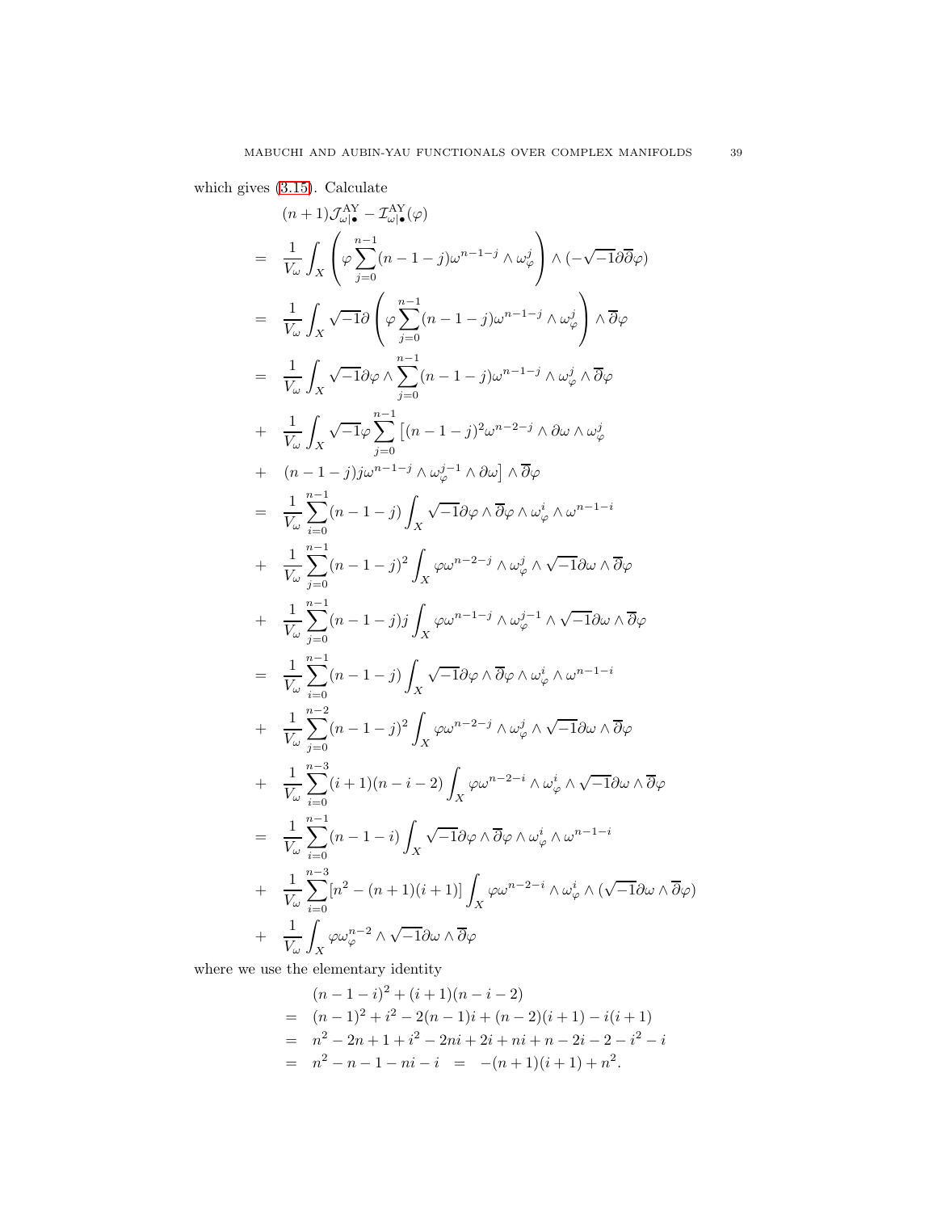which gives (3.15). Calculate

$$
\begin{aligned}
& (n+1)\mathcal{J}^{\mathrm{AY}}_{\omega|\bullet} - \mathcal{I}^{\mathrm{AY}}_{\omega|\bullet}(\varphi) \\
= \ & \frac{1}{V_\omega}\int_X \left(\varphi\sum_{j=0}^{n-1}(n-1-j)\omega^{n-1-j}\wedge\omega^j_\varphi\right)\wedge(-\sqrt{-1}\partial\overline{\partial}\varphi) \\
= \ & \frac{1}{V_\omega}\int_X \sqrt{-1}\partial\left(\varphi\sum_{j=0}^{n-1}(n-1-j)\omega^{n-1-j}\wedge\omega^j_\varphi\right)\wedge\overline{\partial}\varphi \\
= \ & \frac{1}{V_\omega}\int_X \sqrt{-1}\partial\varphi\wedge\sum_{j=0}^{n-1}(n-1-j)\omega^{n-1-j}\wedge\omega^j_\varphi\wedge\overline{\partial}\varphi \\
+ \ & \frac{1}{V_\omega}\int_X \sqrt{-1}\varphi\sum_{j=0}^{n-1}\big[(n-1-j)^2\omega^{n-2-j}\wedge\partial\omega\wedge\omega^j_\varphi \\
+ \ & (n-1-j)j\omega^{n-1-j}\wedge\omega^{j-1}_\varphi\wedge\partial\omega\big]\wedge\overline{\partial}\varphi \\
= \ & \frac{1}{V_\omega}\sum_{i=0}^{n-1}(n-1-j)\int_X\sqrt{-1}\partial\varphi\wedge\overline{\partial}\varphi\wedge\omega^i_\varphi\wedge\omega^{n-1-i} \\
+ \ & \frac{1}{V_\omega}\sum_{j=0}^{n-1}(n-1-j)^2\int_X\varphi\omega^{n-2-j}\wedge\omega^j_\varphi\wedge\sqrt{-1}\partial\omega\wedge\overline{\partial}\varphi \\
+ \ & \frac{1}{V_\omega}\sum_{j=0}^{n-1}(n-1-j)j\int_X\varphi\omega^{n-1-j}\wedge\omega^{j-1}_\varphi\wedge\sqrt{-1}\partial\omega\wedge\overline{\partial}\varphi \\
= \ & \frac{1}{V_\omega}\sum_{i=0}^{n-1}(n-1-j)\int_X\sqrt{-1}\partial\varphi\wedge\overline{\partial}\varphi\wedge\omega^i_\varphi\wedge\omega^{n-1-i} \\
+ \ & \frac{1}{V_\omega}\sum_{j=0}^{n-2}(n-1-j)^2\int_X\varphi\omega^{n-2-j}\wedge\omega^j_\varphi\wedge\sqrt{-1}\partial\omega\wedge\overline{\partial}\varphi \\
+ \ & \frac{1}{V_\omega}\sum_{i=0}^{n-3}(i+1)(n-i-2)\int_X\varphi\omega^{n-2-i}\wedge\omega^i_\varphi\wedge\sqrt{-1}\partial\omega\wedge\overline{\partial}\varphi \\
= \ & \frac{1}{V_\omega}\sum_{i=0}^{n-1}(n-1-i)\int_X\sqrt{-1}\partial\varphi\wedge\overline{\partial}\varphi\wedge\omega^i_\varphi\wedge\omega^{n-1-i} \\
+ \ & \frac{1}{V_\omega}\sum_{i=0}^{n-3}[n^2-(n+1)(i+1)]\int_X\varphi\omega^{n-2-i}\wedge\omega^i_\varphi\wedge(\sqrt{-1}\partial\omega\wedge\overline{\partial}\varphi) \\
+ \ & \frac{1}{V_\omega}\int_X\varphi\omega^{n-2}_\varphi\wedge\sqrt{-1}\partial\omega\wedge\overline{\partial}\varphi
\end{aligned}
$$

where we use the elementary identity

$$
\begin{aligned}
& (n-1-i)^2+(i+1)(n-i-2) \\
= \ & (n-1)^2+i^2-2(n-1)i+(n-2)(i+1)-i(i+1) \\
= \ & n^2-2n+1+i^2-2ni+2i+ni+n-2i-2-i^2-i \\
= \ & n^2-n-1-ni-i \ = \ -(n+1)(i+1)+n^2.
\end{aligned}
$$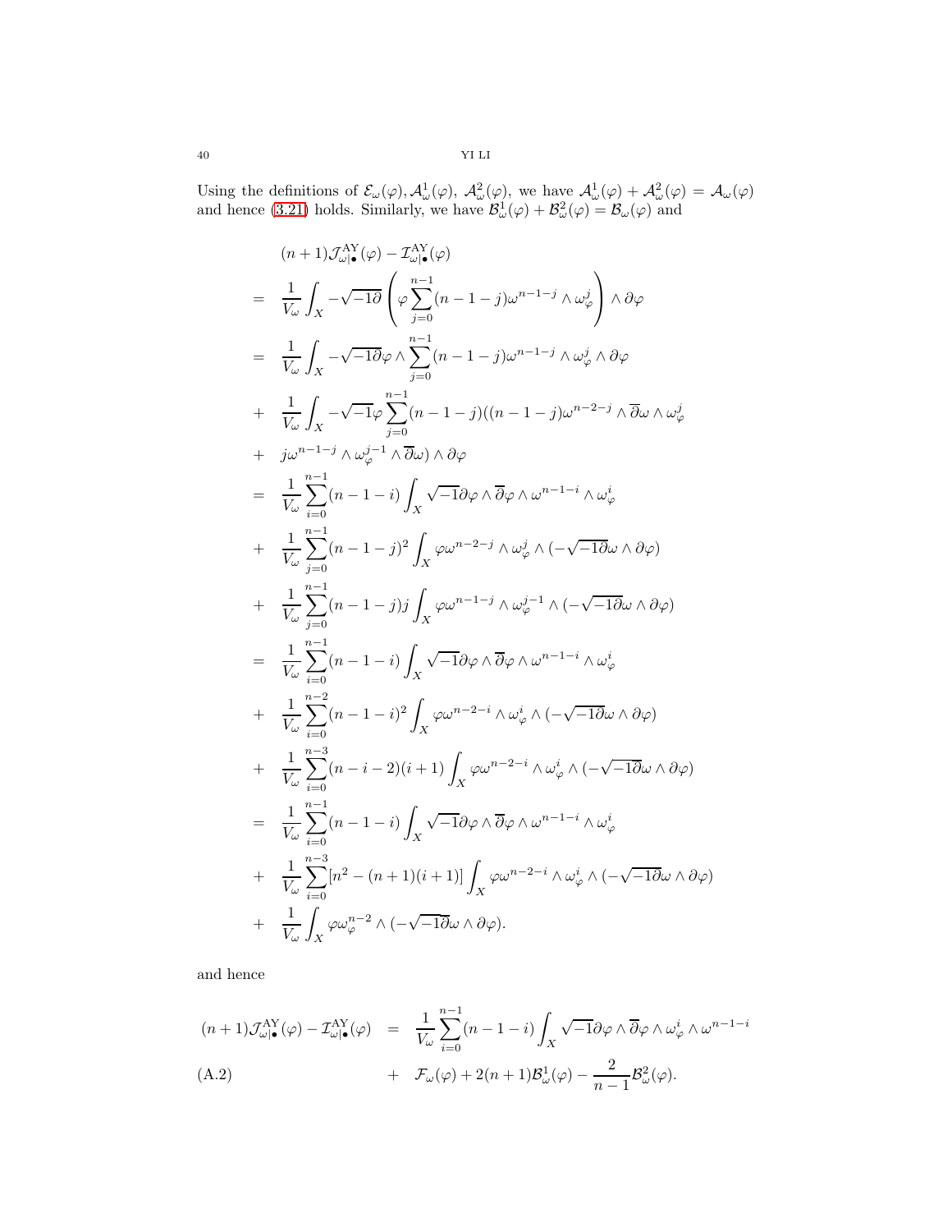Using the definitions of $\mathcal{E}_\omega(\varphi), \mathcal{A}^1_\omega(\varphi)$, $\mathcal{A}^2_\omega(\varphi)$, we have $\mathcal{A}^1_\omega(\varphi) + \mathcal{A}^2_\omega(\varphi) = \mathcal{A}_\omega(\varphi)$ and hence (3.21) holds. Similarly, we have $\mathcal{B}^1_\omega(\varphi) + \mathcal{B}^2_\omega(\varphi) = \mathcal{B}_\omega(\varphi)$ and

$$
\begin{aligned}
& (n+1)\mathcal{J}^{\rm AY}_{\omega|\bullet}(\varphi) - \mathcal{I}^{\rm AY}_{\omega|\bullet}(\varphi) \\
= \ & \frac{1}{V_\omega}\int_X -\sqrt{-1}\partial\left(\varphi\sum_{j=0}^{n-1}(n-1-j)\omega^{n-1-j}\wedge\omega^j_\varphi\right)\wedge\partial\varphi \\
= \ & \frac{1}{V_\omega}\int_X -\sqrt{-1}\partial\varphi\wedge\sum_{j=0}^{n-1}(n-1-j)\omega^{n-1-j}\wedge\omega^j_\varphi\wedge\partial\varphi \\
+ \ & \frac{1}{V_\omega}\int_X -\sqrt{-1}\varphi\sum_{j=0}^{n-1}(n-1-j)((n-1-j)\omega^{n-2-j}\wedge\overline{\partial}\omega\wedge\omega^j_\varphi \\
+ \ & j\omega^{n-1-j}\wedge\omega^{j-1}_\varphi\wedge\overline{\partial}\omega)\wedge\partial\varphi \\
= \ & \frac{1}{V_\omega}\sum_{i=0}^{n-1}(n-1-i)\int_X\sqrt{-1}\partial\varphi\wedge\overline{\partial}\varphi\wedge\omega^{n-1-i}\wedge\omega^i_\varphi \\
+ \ & \frac{1}{V_\omega}\sum_{j=0}^{n-1}(n-1-j)^2\int_X\varphi\omega^{n-2-j}\wedge\omega^j_\varphi\wedge(-\sqrt{-1}\overline{\partial}\omega\wedge\partial\varphi) \\
+ \ & \frac{1}{V_\omega}\sum_{j=0}^{n-1}(n-1-j)j\int_X\varphi\omega^{n-1-j}\wedge\omega^{j-1}_\varphi\wedge(-\sqrt{-1}\overline{\partial}\omega\wedge\partial\varphi) \\
= \ & \frac{1}{V_\omega}\sum_{i=0}^{n-1}(n-1-i)\int_X\sqrt{-1}\partial\varphi\wedge\overline{\partial}\varphi\wedge\omega^{n-1-i}\wedge\omega^i_\varphi \\
+ \ & \frac{1}{V_\omega}\sum_{i=0}^{n-2}(n-1-i)^2\int_X\varphi\omega^{n-2-i}\wedge\omega^i_\varphi\wedge(-\sqrt{-1}\overline{\partial}\omega\wedge\partial\varphi) \\
+ \ & \frac{1}{V_\omega}\sum_{i=0}^{n-3}(n-i-2)(i+1)\int_X\varphi\omega^{n-2-i}\wedge\omega^i_\varphi\wedge(-\sqrt{-1}\overline{\partial}\omega\wedge\partial\varphi) \\
= \ & \frac{1}{V_\omega}\sum_{i=0}^{n-1}(n-1-i)\int_X\sqrt{-1}\partial\varphi\wedge\overline{\partial}\varphi\wedge\omega^{n-1-i}\wedge\omega^i_\varphi \\
+ \ & \frac{1}{V_\omega}\sum_{i=0}^{n-3}[n^2-(n+1)(i+1)]\int_X\varphi\omega^{n-2-i}\wedge\omega^i_\varphi\wedge(-\sqrt{-1}\overline{\partial}\omega\wedge\partial\varphi) \\
+ \ & \frac{1}{V_\omega}\int_X\varphi\omega^{n-2}_\varphi\wedge(-\sqrt{-1}\overline{\partial}\omega\wedge\partial\varphi).
\end{aligned}
$$

and hence

$$
\begin{aligned}
(n+1)\mathcal{J}^{\rm AY}_{\omega|\bullet}(\varphi) - \mathcal{I}^{\rm AY}_{\omega|\bullet}(\varphi) \ = \ & \frac{1}{V_\omega}\sum_{i=0}^{n-1}(n-1-i)\int_X\sqrt{-1}\partial\varphi\wedge\overline{\partial}\varphi\wedge\omega^i_\varphi\wedge\omega^{n-1-i} \\
+ \ & \mathcal{F}_\omega(\varphi) + 2(n+1)\mathcal{B}^1_\omega(\varphi) - \frac{2}{n-1}\mathcal{B}^2_\omega(\varphi). \qquad \text{(A.2)}
\end{aligned}
$$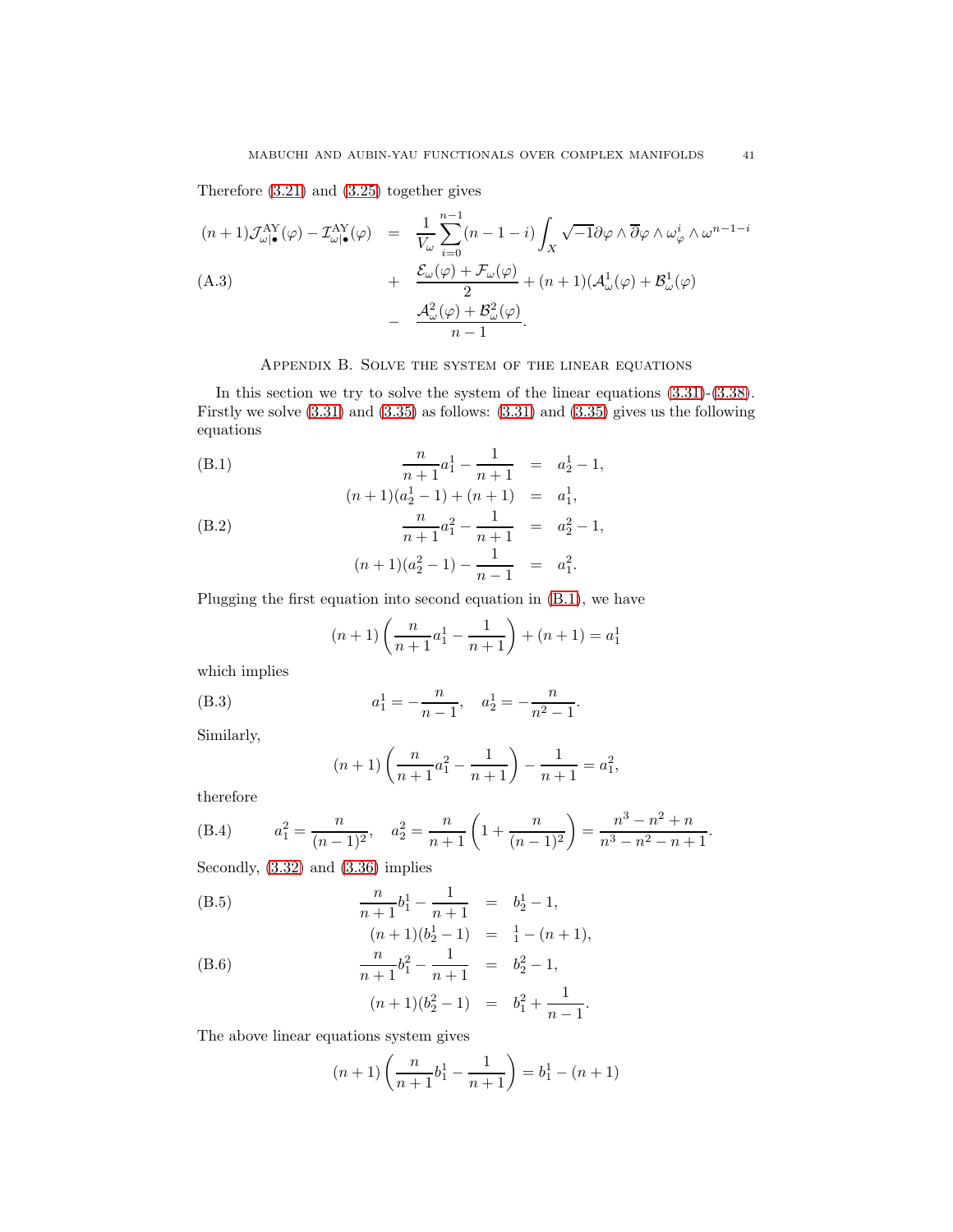Therefore (3.21) and (3.25) together gives

$$
\begin{aligned}
(n+1)\mathcal{J}^{\mathrm{AY}}_{\omega|\bullet}(\varphi) - \mathcal{I}^{\mathrm{AY}}_{\omega|\bullet}(\varphi) &= \frac{1}{V_\omega}\sum_{i=0}^{n-1}(n-1-i)\int_X \sqrt{-1}\partial\varphi\wedge\overline{\partial}\varphi\wedge\omega^i_\varphi\wedge\omega^{n-1-i} \\
&+ \frac{\mathcal{E}_\omega(\varphi)+\mathcal{F}_\omega(\varphi)}{2} + (n+1)(\mathcal{A}^1_\omega(\varphi)+\mathcal{B}^1_\omega(\varphi)) \\
&- \frac{\mathcal{A}^2_\omega(\varphi)+\mathcal{B}^2_\omega(\varphi)}{n-1}.
\end{aligned}
\tag{A.3}
$$

## Appendix B. Solve the system of the linear equations

In this section we try to solve the system of the linear equations (3.31)-(3.38). Firstly we solve (3.31) and (3.35) as follows: (3.31) and (3.35) gives us the following equations

$$
\begin{aligned}
\frac{n}{n+1}a^1_1 - \frac{1}{n+1} &= a^1_2 - 1, \\
(n+1)(a^1_2-1) + (n+1) &= a^1_1,
\end{aligned}
\tag{B.1}
$$

$$
\begin{aligned}
\frac{n}{n+1}a^2_1 - \frac{1}{n+1} &= a^2_2 - 1, \\
(n+1)(a^2_2-1) - \frac{1}{n-1} &= a^2_1.
\end{aligned}
\tag{B.2}
$$

Plugging the first equation into second equation in (B.1), we have

$$
(n+1)\left(\frac{n}{n+1}a^1_1 - \frac{1}{n+1}\right) + (n+1) = a^1_1
$$

which implies

$$
a^1_1 = -\frac{n}{n-1}, \quad a^1_2 = -\frac{n}{n^2-1}. \tag{B.3}
$$

Similarly,

$$
(n+1)\left(\frac{n}{n+1}a^2_1 - \frac{1}{n+1}\right) - \frac{1}{n+1} = a^2_1,
$$

therefore

$$
a^2_1 = \frac{n}{(n-1)^2}, \quad a^2_2 = \frac{n}{n+1}\left(1+\frac{n}{(n-1)^2}\right) = \frac{n^3-n^2+n}{n^3-n^2-n+1}. \tag{B.4}
$$

Secondly, (3.32) and (3.36) implies

$$
\begin{aligned}
\frac{n}{n+1}b^1_1 - \frac{1}{n+1} &= b^1_2 - 1, \\
(n+1)(b^1_2-1) &= {}_1^1 - (n+1),
\end{aligned}
\tag{B.5}
$$

$$
\begin{aligned}
\frac{n}{n+1}b^2_1 - \frac{1}{n+1} &= b^2_2 - 1, \\
(n+1)(b^2_2-1) &= b^2_1 + \frac{1}{n-1}.
\end{aligned}
\tag{B.6}
$$

The above linear equations system gives

$$
(n+1)\left(\frac{n}{n+1}b^1_1 - \frac{1}{n+1}\right) = b^1_1 - (n+1)
$$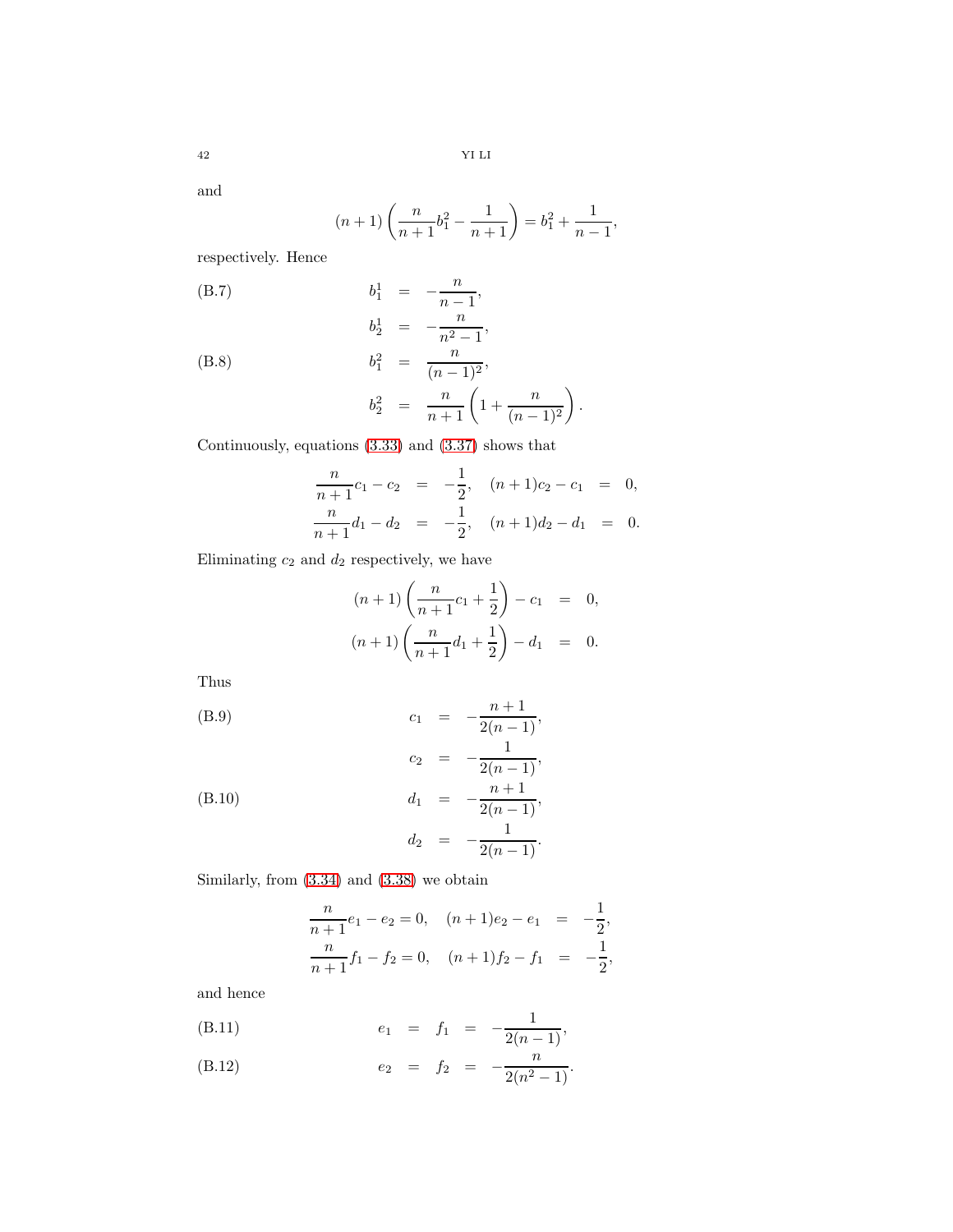and

$$(n+1)\left(\frac{n}{n+1}b_1^2 - \frac{1}{n+1}\right) = b_1^2 + \frac{1}{n-1},$$

respectively. Hence

$$\begin{aligned}
b_1^1 &= -\frac{n}{n-1}, \quad &\text{(B.7)}\\
b_2^1 &= -\frac{n}{n^2-1},\\
b_1^2 &= \frac{n}{(n-1)^2}, \quad &\text{(B.8)}\\
b_2^2 &= \frac{n}{n+1}\left(1+\frac{n}{(n-1)^2}\right).
\end{aligned}$$

Continuously, equations (3.33) and (3.37) shows that

$$\begin{aligned}
\frac{n}{n+1}c_1 - c_2 &= -\frac{1}{2}, \quad (n+1)c_2 - c_1 = 0,\\
\frac{n}{n+1}d_1 - d_2 &= -\frac{1}{2}, \quad (n+1)d_2 - d_1 = 0.
\end{aligned}$$

Eliminating $c_2$ and $d_2$ respectively, we have

$$\begin{aligned}
(n+1)\left(\frac{n}{n+1}c_1 + \frac{1}{2}\right) - c_1 &= 0,\\
(n+1)\left(\frac{n}{n+1}d_1 + \frac{1}{2}\right) - d_1 &= 0.
\end{aligned}$$

Thus

$$\begin{aligned}
c_1 &= -\frac{n+1}{2(n-1)}, \quad &\text{(B.9)}\\
c_2 &= -\frac{1}{2(n-1)},\\
d_1 &= -\frac{n+1}{2(n-1)}, \quad &\text{(B.10)}\\
d_2 &= -\frac{1}{2(n-1)}.
\end{aligned}$$

Similarly, from (3.34) and (3.38) we obtain

$$\begin{aligned}
\frac{n}{n+1}e_1 - e_2 = 0, \quad (n+1)e_2 - e_1 &= -\frac{1}{2},\\
\frac{n}{n+1}f_1 - f_2 = 0, \quad (n+1)f_2 - f_1 &= -\frac{1}{2},
\end{aligned}$$

and hence

$$e_1 = f_1 = -\frac{1}{2(n-1)}, \tag{B.11}$$

$$e_2 = f_2 = -\frac{n}{2(n^2-1)}. \tag{B.12}$$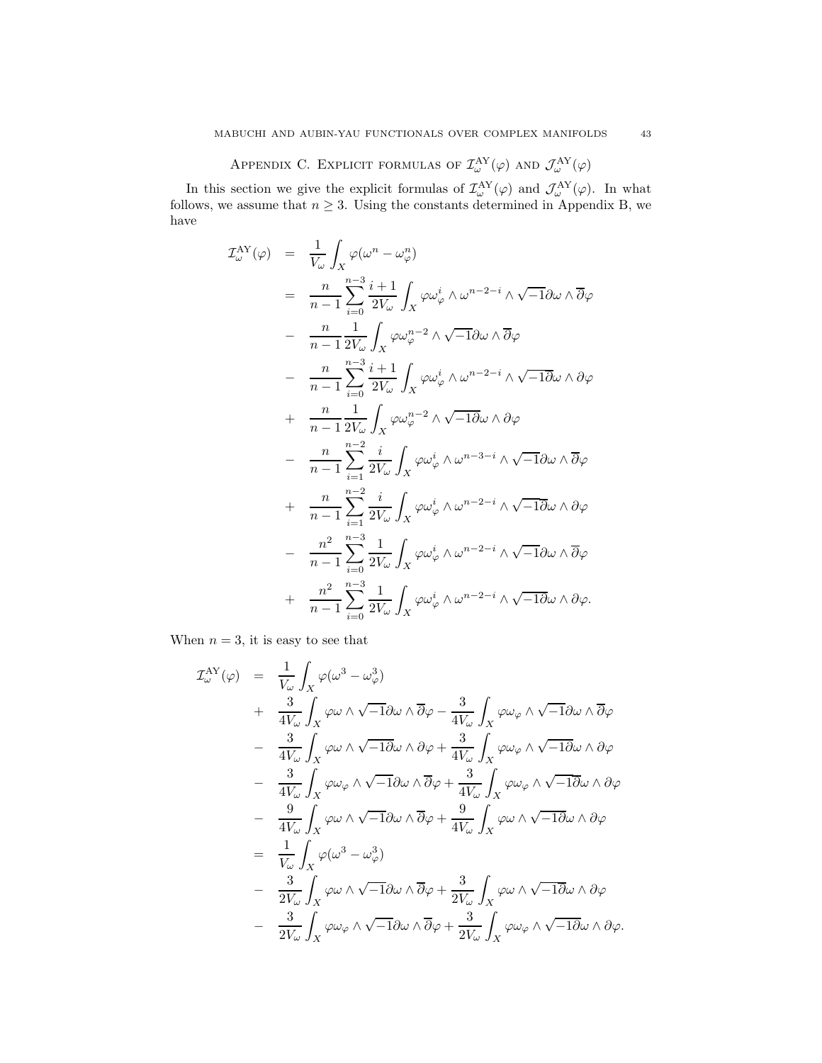## Appendix C. Explicit formulas of $\mathcal{I}^{\rm AY}_\omega(\varphi)$ and $\mathcal{J}^{\rm AY}_\omega(\varphi)$

In this section we give the explicit formulas of $\mathcal{I}^{\rm AY}_\omega(\varphi)$ and $\mathcal{J}^{\rm AY}_\omega(\varphi)$. In what follows, we assume that $n\geq 3$. Using the constants determined in Appendix B, we have

$$
\begin{aligned}
\mathcal{I}^{\rm AY}_\omega(\varphi) &= \frac{1}{V_\omega}\int_X \varphi(\omega^n-\omega^n_\varphi)\\
&= \frac{n}{n-1}\sum_{i=0}^{n-3}\frac{i+1}{2V_\omega}\int_X \varphi\omega^i_\varphi\wedge\omega^{n-2-i}\wedge\sqrt{-1}\partial\omega\wedge\overline{\partial}\varphi\\
&- \frac{n}{n-1}\frac{1}{2V_\omega}\int_X \varphi\omega^{n-2}_\varphi\wedge\sqrt{-1}\partial\omega\wedge\overline{\partial}\varphi\\
&- \frac{n}{n-1}\sum_{i=0}^{n-3}\frac{i+1}{2V_\omega}\int_X \varphi\omega^i_\varphi\wedge\omega^{n-2-i}\wedge\sqrt{-1}\overline{\partial}\omega\wedge\partial\varphi\\
&+ \frac{n}{n-1}\frac{1}{2V_\omega}\int_X \varphi\omega^{n-2}_\varphi\wedge\sqrt{-1}\overline{\partial}\omega\wedge\partial\varphi\\
&- \frac{n}{n-1}\sum_{i=1}^{n-2}\frac{i}{2V_\omega}\int_X \varphi\omega^i_\varphi\wedge\omega^{n-3-i}\wedge\sqrt{-1}\partial\omega\wedge\overline{\partial}\varphi\\
&+ \frac{n}{n-1}\sum_{i=1}^{n-2}\frac{i}{2V_\omega}\int_X \varphi\omega^i_\varphi\wedge\omega^{n-2-i}\wedge\sqrt{-1}\overline{\partial}\omega\wedge\partial\varphi\\
&- \frac{n^2}{n-1}\sum_{i=0}^{n-3}\frac{1}{2V_\omega}\int_X \varphi\omega^i_\varphi\wedge\omega^{n-2-i}\wedge\sqrt{-1}\partial\omega\wedge\overline{\partial}\varphi\\
&+ \frac{n^2}{n-1}\sum_{i=0}^{n-3}\frac{1}{2V_\omega}\int_X \varphi\omega^i_\varphi\wedge\omega^{n-2-i}\wedge\sqrt{-1}\overline{\partial}\omega\wedge\partial\varphi.
\end{aligned}
$$

When $n=3$, it is easy to see that

$$
\begin{aligned}
\mathcal{I}^{\rm AY}_\omega(\varphi) &= \frac{1}{V_\omega}\int_X \varphi(\omega^3-\omega^3_\varphi)\\
&+ \frac{3}{4V_\omega}\int_X \varphi\omega\wedge\sqrt{-1}\partial\omega\wedge\overline{\partial}\varphi - \frac{3}{4V_\omega}\int_X \varphi\omega_\varphi\wedge\sqrt{-1}\partial\omega\wedge\overline{\partial}\varphi\\
&- \frac{3}{4V_\omega}\int_X \varphi\omega\wedge\sqrt{-1}\overline{\partial}\omega\wedge\partial\varphi + \frac{3}{4V_\omega}\int_X \varphi\omega_\varphi\wedge\sqrt{-1}\overline{\partial}\omega\wedge\partial\varphi\\
&- \frac{3}{4V_\omega}\int_X \varphi\omega_\varphi\wedge\sqrt{-1}\partial\omega\wedge\overline{\partial}\varphi + \frac{3}{4V_\omega}\int_X \varphi\omega_\varphi\wedge\sqrt{-1}\overline{\partial}\omega\wedge\partial\varphi\\
&- \frac{9}{4V_\omega}\int_X \varphi\omega\wedge\sqrt{-1}\partial\omega\wedge\overline{\partial}\varphi + \frac{9}{4V_\omega}\int_X \varphi\omega\wedge\sqrt{-1}\overline{\partial}\omega\wedge\partial\varphi\\
&= \frac{1}{V_\omega}\int_X \varphi(\omega^3-\omega^3_\varphi)\\
&- \frac{3}{2V_\omega}\int_X \varphi\omega\wedge\sqrt{-1}\partial\omega\wedge\overline{\partial}\varphi + \frac{3}{2V_\omega}\int_X \varphi\omega\wedge\sqrt{-1}\overline{\partial}\omega\wedge\partial\varphi\\
&- \frac{3}{2V_\omega}\int_X \varphi\omega_\varphi\wedge\sqrt{-1}\partial\omega\wedge\overline{\partial}\varphi + \frac{3}{2V_\omega}\int_X \varphi\omega_\varphi\wedge\sqrt{-1}\overline{\partial}\omega\wedge\partial\varphi.
\end{aligned}
$$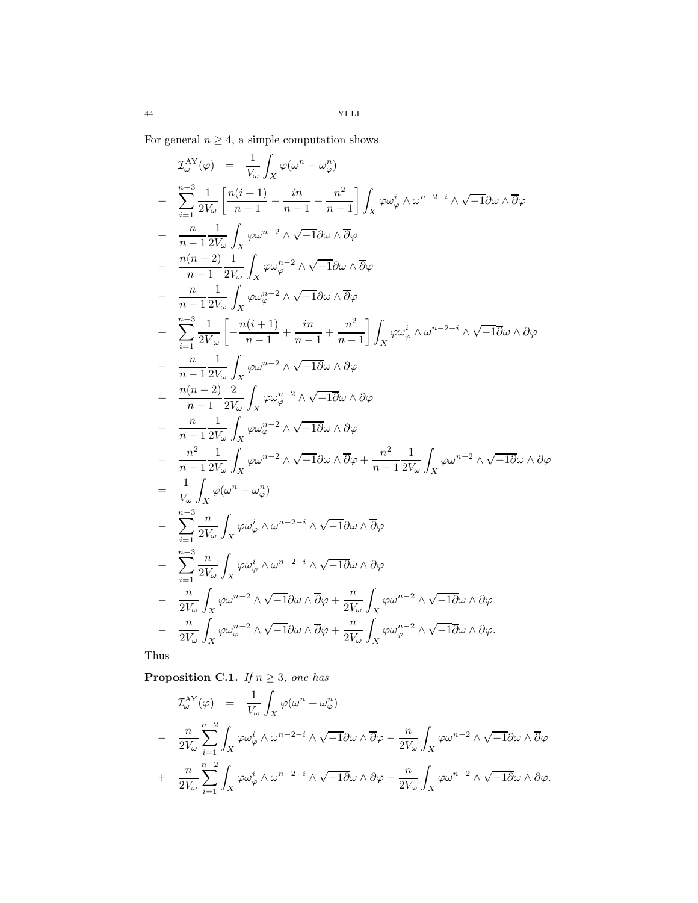For general $n \geq 4$, a simple computation shows

$$
\begin{aligned}
\mathcal{I}^{\mathrm{AY}}_{\omega}(\varphi) &= \frac{1}{V_\omega}\int_X \varphi(\omega^n - \omega^n_\varphi) \\
&+ \sum_{i=1}^{n-3}\frac{1}{2V_\omega}\left[\frac{n(i+1)}{n-1} - \frac{in}{n-1} - \frac{n^2}{n-1}\right]\int_X \varphi\omega^i_\varphi\wedge\omega^{n-2-i}\wedge\sqrt{-1}\partial\omega\wedge\overline{\partial}\varphi \\
&+ \frac{n}{n-1}\frac{1}{2V_\omega}\int_X \varphi\omega^{n-2}\wedge\sqrt{-1}\partial\omega\wedge\overline{\partial}\varphi \\
&- \frac{n(n-2)}{n-1}\frac{1}{2V_\omega}\int_X \varphi\omega^{n-2}_\varphi\wedge\sqrt{-1}\partial\omega\wedge\overline{\partial}\varphi \\
&- \frac{n}{n-1}\frac{1}{2V_\omega}\int_X \varphi\omega^{n-2}_\varphi\wedge\sqrt{-1}\partial\omega\wedge\overline{\partial}\varphi \\
&+ \sum_{i=1}^{n-3}\frac{1}{2V_\omega}\left[-\frac{n(i+1)}{n-1} + \frac{in}{n-1} + \frac{n^2}{n-1}\right]\int_X \varphi\omega^i_\varphi\wedge\omega^{n-2-i}\wedge\sqrt{-1}\overline{\partial}\omega\wedge\partial\varphi \\
&- \frac{n}{n-1}\frac{1}{2V_\omega}\int_X \varphi\omega^{n-2}\wedge\sqrt{-1}\overline{\partial}\omega\wedge\partial\varphi \\
&+ \frac{n(n-2)}{n-1}\frac{2}{2V_\omega}\int_X \varphi\omega^{n-2}_\varphi\wedge\sqrt{-1}\overline{\partial}\omega\wedge\partial\varphi \\
&+ \frac{n}{n-1}\frac{1}{2V_\omega}\int_X \varphi\omega^{n-2}_\varphi\wedge\sqrt{-1}\overline{\partial}\omega\wedge\partial\varphi \\
&- \frac{n^2}{n-1}\frac{1}{2V_\omega}\int_X \varphi\omega^{n-2}\wedge\sqrt{-1}\partial\omega\wedge\overline{\partial}\varphi + \frac{n^2}{n-1}\frac{1}{2V_\omega}\int_X \varphi\omega^{n-2}\wedge\sqrt{-1}\overline{\partial}\omega\wedge\partial\varphi \\
&= \frac{1}{V_\omega}\int_X \varphi(\omega^n - \omega^n_\varphi) \\
&- \sum_{i=1}^{n-3}\frac{n}{2V_\omega}\int_X \varphi\omega^i_\varphi\wedge\omega^{n-2-i}\wedge\sqrt{-1}\partial\omega\wedge\overline{\partial}\varphi \\
&+ \sum_{i=1}^{n-3}\frac{n}{2V_\omega}\int_X \varphi\omega^i_\varphi\wedge\omega^{n-2-i}\wedge\sqrt{-1}\overline{\partial}\omega\wedge\partial\varphi \\
&- \frac{n}{2V_\omega}\int_X \varphi\omega^{n-2}\wedge\sqrt{-1}\partial\omega\wedge\overline{\partial}\varphi + \frac{n}{2V_\omega}\int_X \varphi\omega^{n-2}\wedge\sqrt{-1}\overline{\partial}\omega\wedge\partial\varphi \\
&- \frac{n}{2V_\omega}\int_X \varphi\omega^{n-2}_\varphi\wedge\sqrt{-1}\partial\omega\wedge\overline{\partial}\varphi + \frac{n}{2V_\omega}\int_X \varphi\omega^{n-2}_\varphi\wedge\sqrt{-1}\overline{\partial}\omega\wedge\partial\varphi.
\end{aligned}
$$

Thus

**Proposition C.1.** *If $n \geq 3$, one has*

$$
\begin{aligned}
\mathcal{I}^{\mathrm{AY}}_{\omega}(\varphi) &= \frac{1}{V_\omega}\int_X \varphi(\omega^n - \omega^n_\varphi) \\
&- \frac{n}{2V_\omega}\sum_{i=1}^{n-2}\int_X \varphi\omega^i_\varphi\wedge\omega^{n-2-i}\wedge\sqrt{-1}\partial\omega\wedge\overline{\partial}\varphi - \frac{n}{2V_\omega}\int_X \varphi\omega^{n-2}\wedge\sqrt{-1}\partial\omega\wedge\overline{\partial}\varphi \\
&+ \frac{n}{2V_\omega}\sum_{i=1}^{n-2}\int_X \varphi\omega^i_\varphi\wedge\omega^{n-2-i}\wedge\sqrt{-1}\overline{\partial}\omega\wedge\partial\varphi + \frac{n}{2V_\omega}\int_X \varphi\omega^{n-2}\wedge\sqrt{-1}\overline{\partial}\omega\wedge\partial\varphi.
\end{aligned}
$$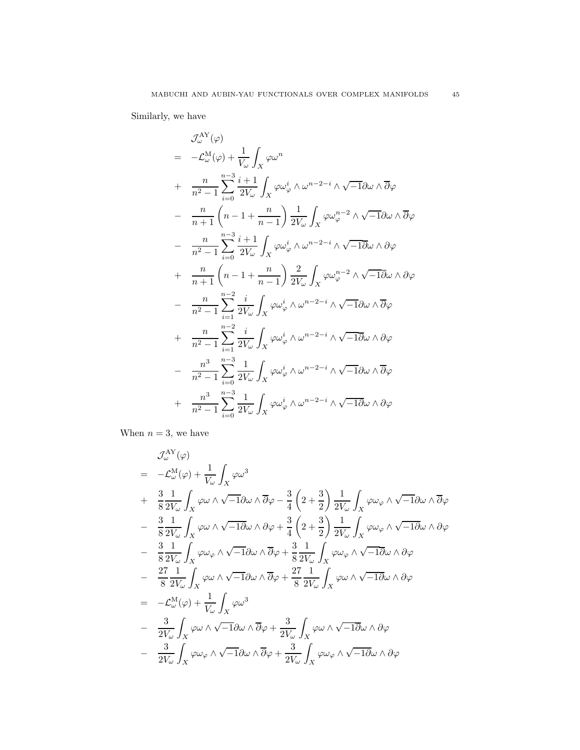Similarly, we have

$$
\begin{aligned}
& \mathcal{J}^{\mathrm{AY}}_{\omega}(\varphi) \\
= \quad & -\mathcal{L}^{\mathrm{M}}_{\omega}(\varphi) + \frac{1}{V_\omega}\int_X \varphi\omega^n \\
+ \quad & \frac{n}{n^2-1}\sum_{i=0}^{n-3}\frac{i+1}{2V_\omega}\int_X \varphi\omega^i_\varphi\wedge\omega^{n-2-i}\wedge\sqrt{-1}\partial\omega\wedge\overline{\partial}\varphi \\
- \quad & \frac{n}{n+1}\left(n-1+\frac{n}{n-1}\right)\frac{1}{2V_\omega}\int_X \varphi\omega^{n-2}_\varphi\wedge\sqrt{-1}\partial\omega\wedge\overline{\partial}\varphi \\
- \quad & \frac{n}{n^2-1}\sum_{i=0}^{n-3}\frac{i+1}{2V_\omega}\int_X \varphi\omega^i_\varphi\wedge\omega^{n-2-i}\wedge\sqrt{-1}\overline{\partial}\omega\wedge\partial\varphi \\
+ \quad & \frac{n}{n+1}\left(n-1+\frac{n}{n-1}\right)\frac{2}{2V_\omega}\int_X \varphi\omega^{n-2}_\varphi\wedge\sqrt{-1}\overline{\partial}\omega\wedge\partial\varphi \\
- \quad & \frac{n}{n^2-1}\sum_{i=1}^{n-2}\frac{i}{2V_\omega}\int_X \varphi\omega^i_\varphi\wedge\omega^{n-2-i}\wedge\sqrt{-1}\partial\omega\wedge\overline{\partial}\varphi \\
+ \quad & \frac{n}{n^2-1}\sum_{i=1}^{n-2}\frac{i}{2V_\omega}\int_X \varphi\omega^i_\varphi\wedge\omega^{n-2-i}\wedge\sqrt{-1}\overline{\partial}\omega\wedge\partial\varphi \\
- \quad & \frac{n^3}{n^2-1}\sum_{i=0}^{n-3}\frac{1}{2V_\omega}\int_X \varphi\omega^i_\varphi\wedge\omega^{n-2-i}\wedge\sqrt{-1}\partial\omega\wedge\overline{\partial}\varphi \\
+ \quad & \frac{n^3}{n^2-1}\sum_{i=0}^{n-3}\frac{1}{2V_\omega}\int_X \varphi\omega^i_\varphi\wedge\omega^{n-2-i}\wedge\sqrt{-1}\overline{\partial}\omega\wedge\partial\varphi
\end{aligned}
$$

When $n=3$, we have

$$
\begin{aligned}
& \mathcal{J}^{\mathrm{AY}}_{\omega}(\varphi) \\
= \quad & -\mathcal{L}^{\mathrm{M}}_{\omega}(\varphi) + \frac{1}{V_\omega}\int_X \varphi\omega^3 \\
+ \quad & \frac{3}{8}\frac{1}{2V_\omega}\int_X \varphi\omega\wedge\sqrt{-1}\partial\omega\wedge\overline{\partial}\varphi - \frac{3}{4}\left(2+\frac{3}{2}\right)\frac{1}{2V_\omega}\int_X \varphi\omega_\varphi\wedge\sqrt{-1}\partial\omega\wedge\overline{\partial}\varphi \\
- \quad & \frac{3}{8}\frac{1}{2V_\omega}\int_X \varphi\omega\wedge\sqrt{-1}\overline{\partial}\omega\wedge\partial\varphi + \frac{3}{4}\left(2+\frac{3}{2}\right)\frac{1}{2V_\omega}\int_X \varphi\omega_\varphi\wedge\sqrt{-1}\overline{\partial}\omega\wedge\partial\varphi \\
- \quad & \frac{3}{8}\frac{1}{2V_\omega}\int_X \varphi\omega_\varphi\wedge\sqrt{-1}\partial\omega\wedge\overline{\partial}\varphi + \frac{3}{8}\frac{1}{2V_\omega}\int_X \varphi\omega_\varphi\wedge\sqrt{-1}\overline{\partial}\omega\wedge\partial\varphi \\
- \quad & \frac{27}{8}\frac{1}{2V_\omega}\int_X \varphi\omega\wedge\sqrt{-1}\partial\omega\wedge\overline{\partial}\varphi + \frac{27}{8}\frac{1}{2V_\omega}\int_X \varphi\omega\wedge\sqrt{-1}\overline{\partial}\omega\wedge\partial\varphi \\
= \quad & -\mathcal{L}^{\mathrm{M}}_{\omega}(\varphi) + \frac{1}{V_\omega}\int_X \varphi\omega^3 \\
- \quad & \frac{3}{2V_\omega}\int_X \varphi\omega\wedge\sqrt{-1}\partial\omega\wedge\overline{\partial}\varphi + \frac{3}{2V_\omega}\int_X \varphi\omega\wedge\sqrt{-1}\overline{\partial}\omega\wedge\partial\varphi \\
- \quad & \frac{3}{2V_\omega}\int_X \varphi\omega_\varphi\wedge\sqrt{-1}\partial\omega\wedge\overline{\partial}\varphi + \frac{3}{2V_\omega}\int_X \varphi\omega_\varphi\wedge\sqrt{-1}\overline{\partial}\omega\wedge\partial\varphi
\end{aligned}
$$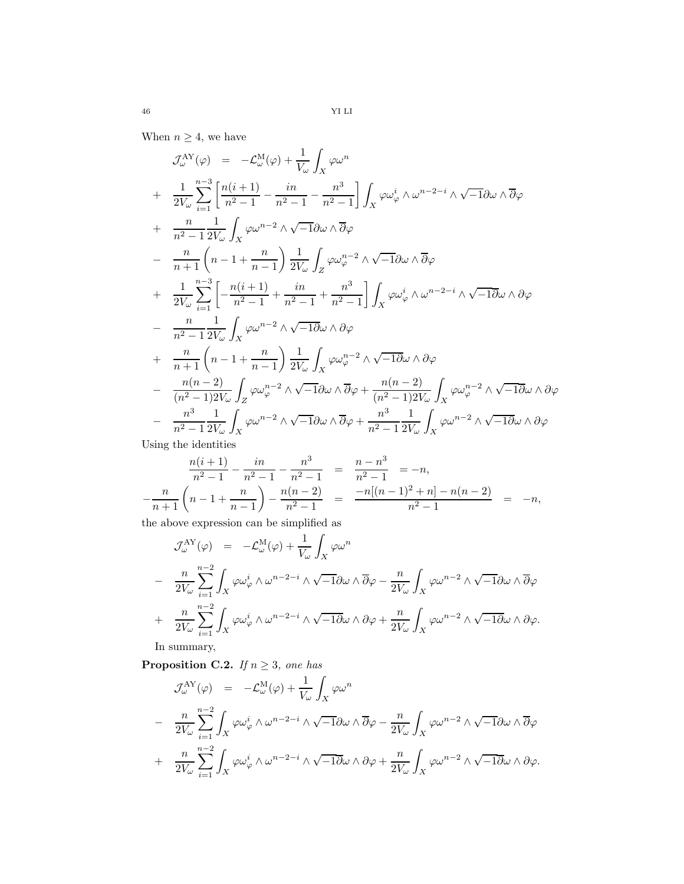When $n \geq 4$, we have

$$
\begin{aligned}
\mathcal{J}^{\mathrm{AY}}_{\omega}(\varphi) &= -\mathcal{L}^{\mathrm{M}}_{\omega}(\varphi) + \frac{1}{V_\omega}\int_X \varphi\omega^n \\
&+ \frac{1}{2V_\omega}\sum_{i=1}^{n-3}\left[\frac{n(i+1)}{n^2-1} - \frac{in}{n^2-1} - \frac{n^3}{n^2-1}\right]\int_X \varphi\omega^i_\varphi \wedge \omega^{n-2-i}\wedge\sqrt{-1}\partial\omega\wedge\overline{\partial}\varphi \\
&+ \frac{n}{n^2-1}\frac{1}{2V_\omega}\int_X \varphi\omega^{n-2}\wedge\sqrt{-1}\partial\omega\wedge\overline{\partial}\varphi \\
&- \frac{n}{n+1}\left(n-1+\frac{n}{n-1}\right)\frac{1}{2V_\omega}\int_Z \varphi\omega^{n-2}_\varphi\wedge\sqrt{-1}\partial\omega\wedge\overline{\partial}\varphi \\
&+ \frac{1}{2V_\omega}\sum_{i=1}^{n-3}\left[-\frac{n(i+1)}{n^2-1} + \frac{in}{n^2-1} + \frac{n^3}{n^2-1}\right]\int_X \varphi\omega^i_\varphi\wedge\omega^{n-2-i}\wedge\sqrt{-1}\overline{\partial}\omega\wedge\partial\varphi \\
&- \frac{n}{n^2-1}\frac{1}{2V_\omega}\int_X \varphi\omega^{n-2}\wedge\sqrt{-1}\overline{\partial}\omega\wedge\partial\varphi \\
&+ \frac{n}{n+1}\left(n-1+\frac{n}{n-1}\right)\frac{1}{2V_\omega}\int_X \varphi\omega^{n-2}_\varphi\wedge\sqrt{-1}\overline{\partial}\omega\wedge\partial\varphi \\
&- \frac{n(n-2)}{(n^2-1)2V_\omega}\int_Z \varphi\omega^{n-2}_\varphi\wedge\sqrt{-1}\partial\omega\wedge\overline{\partial}\varphi + \frac{n(n-2)}{(n^2-1)2V_\omega}\int_X \varphi\omega^{n-2}_\varphi\wedge\sqrt{-1}\overline{\partial}\omega\wedge\partial\varphi \\
&- \frac{n^3}{n^2-1}\frac{1}{2V_\omega}\int_X \varphi\omega^{n-2}\wedge\sqrt{-1}\partial\omega\wedge\overline{\partial}\varphi + \frac{n^3}{n^2-1}\frac{1}{2V_\omega}\int_X \varphi\omega^{n-2}\wedge\sqrt{-1}\overline{\partial}\omega\wedge\partial\varphi
\end{aligned}
$$

Using the identities

$$
\begin{aligned}
\frac{n(i+1)}{n^2-1} - \frac{in}{n^2-1} - \frac{n^3}{n^2-1} &= \frac{n-n^3}{n^2-1} = -n, \\
-\frac{n}{n+1}\left(n-1+\frac{n}{n-1}\right) - \frac{n(n-2)}{n^2-1} &= \frac{-n[(n-1)^2+n]-n(n-2)}{n^2-1} = -n,
\end{aligned}
$$

the above expression can be simplified as

$$
\begin{aligned}
\mathcal{J}^{\mathrm{AY}}_{\omega}(\varphi) &= -\mathcal{L}^{\mathrm{M}}_{\omega}(\varphi) + \frac{1}{V_\omega}\int_X \varphi\omega^n \\
&- \frac{n}{2V_\omega}\sum_{i=1}^{n-2}\int_X \varphi\omega^i_\varphi\wedge\omega^{n-2-i}\wedge\sqrt{-1}\partial\omega\wedge\overline{\partial}\varphi - \frac{n}{2V_\omega}\int_X \varphi\omega^{n-2}\wedge\sqrt{-1}\partial\omega\wedge\overline{\partial}\varphi \\
&+ \frac{n}{2V_\omega}\sum_{i=1}^{n-2}\int_X \varphi\omega^i_\varphi\wedge\omega^{n-2-i}\wedge\sqrt{-1}\overline{\partial}\omega\wedge\partial\varphi + \frac{n}{2V_\omega}\int_X \varphi\omega^{n-2}\wedge\sqrt{-1}\overline{\partial}\omega\wedge\partial\varphi.
\end{aligned}
$$

In summary,

**Proposition C.2.** *If $n \geq 3$, one has*

$$
\begin{aligned}
\mathcal{J}^{\mathrm{AY}}_{\omega}(\varphi) &= -\mathcal{L}^{\mathrm{M}}_{\omega}(\varphi) + \frac{1}{V_\omega}\int_X \varphi\omega^n \\
&- \frac{n}{2V_\omega}\sum_{i=1}^{n-2}\int_X \varphi\omega^i_\varphi\wedge\omega^{n-2-i}\wedge\sqrt{-1}\partial\omega\wedge\overline{\partial}\varphi - \frac{n}{2V_\omega}\int_X \varphi\omega^{n-2}\wedge\sqrt{-1}\partial\omega\wedge\overline{\partial}\varphi \\
&+ \frac{n}{2V_\omega}\sum_{i=1}^{n-2}\int_X \varphi\omega^i_\varphi\wedge\omega^{n-2-i}\wedge\sqrt{-1}\overline{\partial}\omega\wedge\partial\varphi + \frac{n}{2V_\omega}\int_X \varphi\omega^{n-2}\wedge\sqrt{-1}\overline{\partial}\omega\wedge\partial\varphi.
\end{aligned}
$$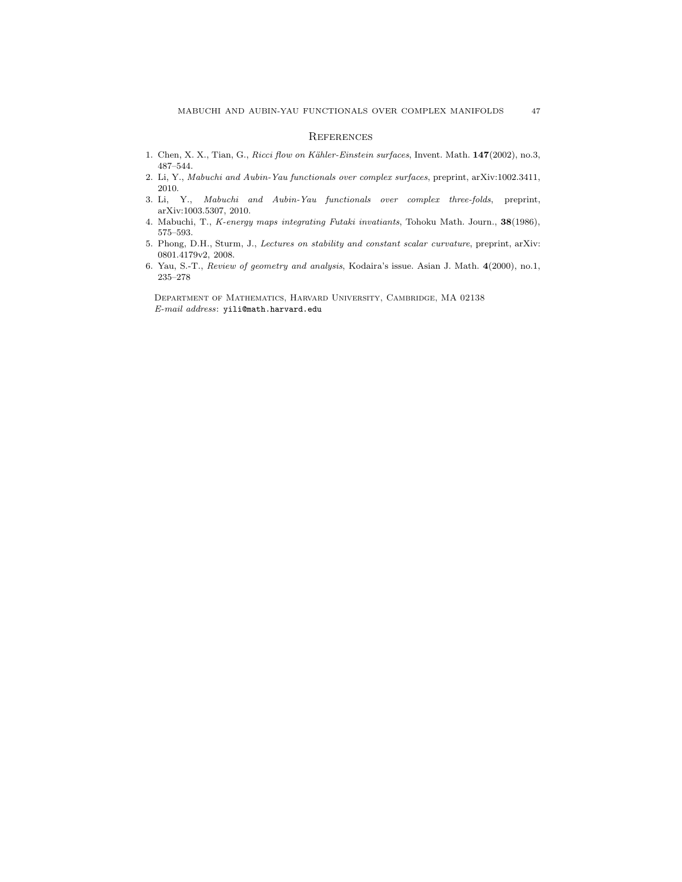## References

1. Chen, X. X., Tian, G., *Ricci flow on Kähler-Einstein surfaces*, Invent. Math. **147**(2002), no.3, 487–544.
2. Li, Y., *Mabuchi and Aubin-Yau functionals over complex surfaces*, preprint, arXiv:1002.3411, 2010.
3. Li, Y., *Mabuchi and Aubin-Yau functionals over complex three-folds*, preprint, arXiv:1003.5307, 2010.
4. Mabuchi, T., *K-energy maps integrating Futaki invatiants*, Tohoku Math. Journ., **38**(1986), 575–593.
5. Phong, D.H., Sturm, J., *Lectures on stability and constant scalar curvature*, preprint, arXiv: 0801.4179v2, 2008.
6. Yau, S.-T., *Review of geometry and analysis*, Kodaira's issue. Asian J. Math. **4**(2000), no.1, 235–278

Department of Mathematics, Harvard University, Cambridge, MA 02138
*E-mail address*: `yili@math.harvard.edu`